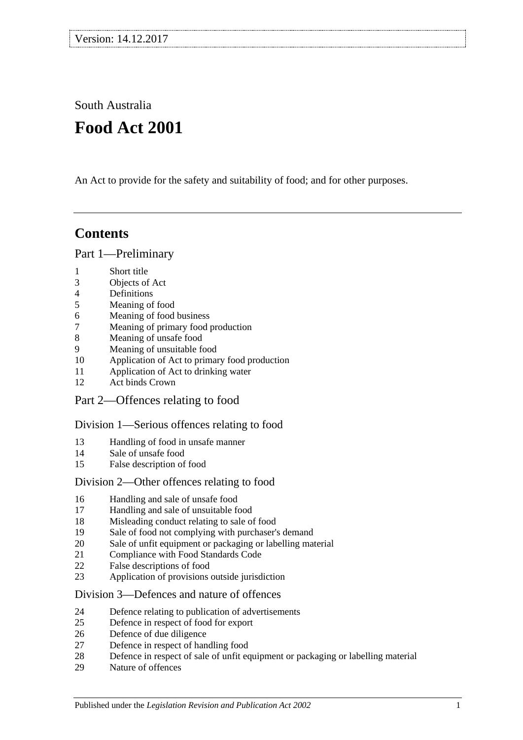Version: 14.12.2017

South Australia

# Food Act 2001

An Act to provide for the safety and suitability of food; and for other purposes.

---

## Contents

### Part 1—Preliminary

1 Short title
3 Objects of Act
4 Definitions
5 Meaning of food
6 Meaning of food business
7 Meaning of primary food production
8 Meaning of unsafe food
9 Meaning of unsuitable food
10 Application of Act to primary food production
11 Application of Act to drinking water
12 Act binds Crown

### Part 2—Offences relating to food

#### Division 1—Serious offences relating to food

13 Handling of food in unsafe manner
14 Sale of unsafe food
15 False description of food

#### Division 2—Other offences relating to food

16 Handling and sale of unsafe food
17 Handling and sale of unsuitable food
18 Misleading conduct relating to sale of food
19 Sale of food not complying with purchaser's demand
20 Sale of unfit equipment or packaging or labelling material
21 Compliance with Food Standards Code
22 False descriptions of food
23 Application of provisions outside jurisdiction

#### Division 3—Defences and nature of offences

24 Defence relating to publication of advertisements
25 Defence in respect of food for export
26 Defence of due diligence
27 Defence in respect of handling food
28 Defence in respect of sale of unfit equipment or packaging or labelling material
29 Nature of offences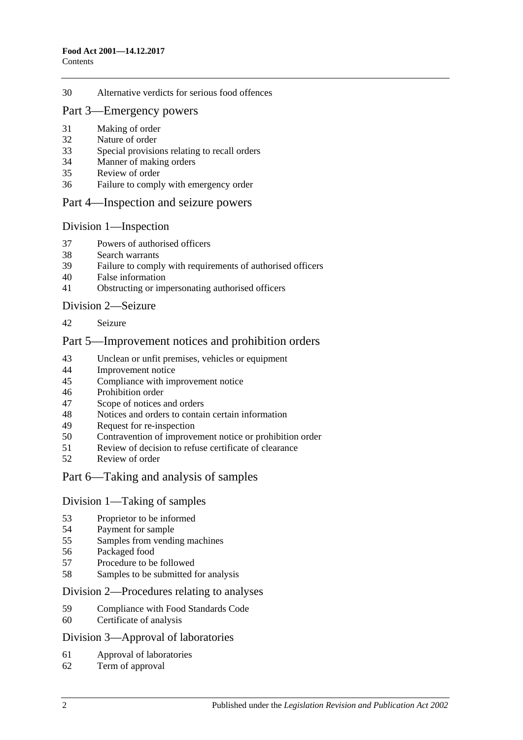30 Alternative verdicts for serious food offences

## Part 3—Emergency powers

31 Making of order
32 Nature of order
33 Special provisions relating to recall orders
34 Manner of making orders
35 Review of order
36 Failure to comply with emergency order

## Part 4—Inspection and seizure powers

### Division 1—Inspection

37 Powers of authorised officers
38 Search warrants
39 Failure to comply with requirements of authorised officers
40 False information
41 Obstructing or impersonating authorised officers

### Division 2—Seizure

42 Seizure

## Part 5—Improvement notices and prohibition orders

43 Unclean or unfit premises, vehicles or equipment
44 Improvement notice
45 Compliance with improvement notice
46 Prohibition order
47 Scope of notices and orders
48 Notices and orders to contain certain information
49 Request for re-inspection
50 Contravention of improvement notice or prohibition order
51 Review of decision to refuse certificate of clearance
52 Review of order

## Part 6—Taking and analysis of samples

### Division 1—Taking of samples

53 Proprietor to be informed
54 Payment for sample
55 Samples from vending machines
56 Packaged food
57 Procedure to be followed
58 Samples to be submitted for analysis

### Division 2—Procedures relating to analyses

59 Compliance with Food Standards Code
60 Certificate of analysis

### Division 3—Approval of laboratories

61 Approval of laboratories
62 Term of approval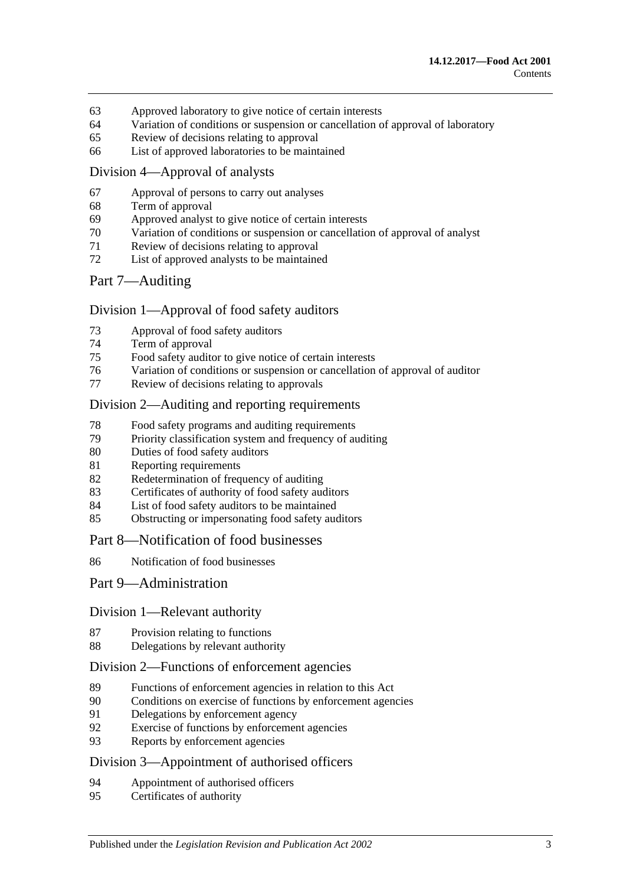63 Approved laboratory to give notice of certain interests
64 Variation of conditions or suspension or cancellation of approval of laboratory
65 Review of decisions relating to approval
66 List of approved laboratories to be maintained

## Division 4—Approval of analysts

67 Approval of persons to carry out analyses
68 Term of approval
69 Approved analyst to give notice of certain interests
70 Variation of conditions or suspension or cancellation of approval of analyst
71 Review of decisions relating to approval
72 List of approved analysts to be maintained

# Part 7—Auditing

## Division 1—Approval of food safety auditors

73 Approval of food safety auditors
74 Term of approval
75 Food safety auditor to give notice of certain interests
76 Variation of conditions or suspension or cancellation of approval of auditor
77 Review of decisions relating to approvals

## Division 2—Auditing and reporting requirements

78 Food safety programs and auditing requirements
79 Priority classification system and frequency of auditing
80 Duties of food safety auditors
81 Reporting requirements
82 Redetermination of frequency of auditing
83 Certificates of authority of food safety auditors
84 List of food safety auditors to be maintained
85 Obstructing or impersonating food safety auditors

# Part 8—Notification of food businesses

86 Notification of food businesses

# Part 9—Administration

## Division 1—Relevant authority

87 Provision relating to functions
88 Delegations by relevant authority

## Division 2—Functions of enforcement agencies

89 Functions of enforcement agencies in relation to this Act
90 Conditions on exercise of functions by enforcement agencies
91 Delegations by enforcement agency
92 Exercise of functions by enforcement agencies
93 Reports by enforcement agencies

## Division 3—Appointment of authorised officers

94 Appointment of authorised officers
95 Certificates of authority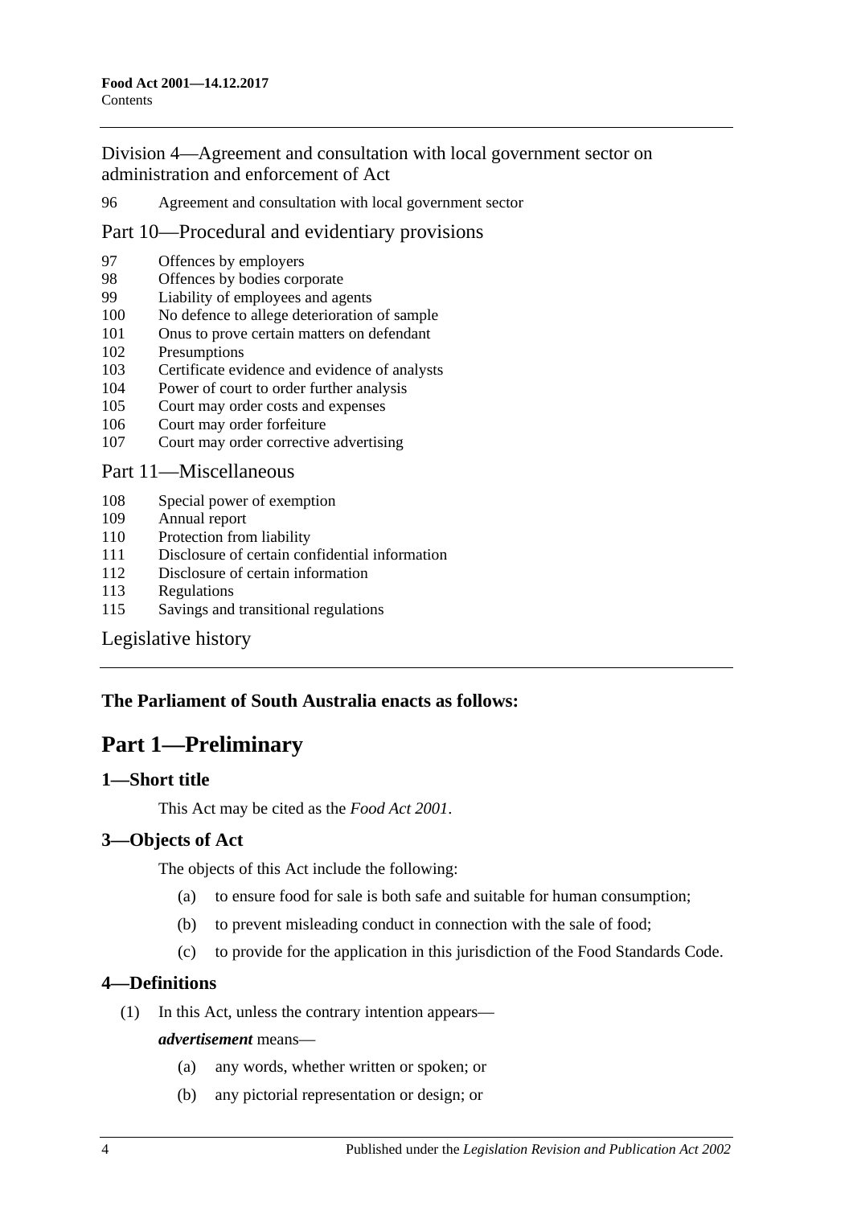Division 4—Agreement and consultation with local government sector on administration and enforcement of Act

96 Agreement and consultation with local government sector

Part 10—Procedural and evidentiary provisions

97 Offences by employers
98 Offences by bodies corporate
99 Liability of employees and agents
100 No defence to allege deterioration of sample
101 Onus to prove certain matters on defendant
102 Presumptions
103 Certificate evidence and evidence of analysts
104 Power of court to order further analysis
105 Court may order costs and expenses
106 Court may order forfeiture
107 Court may order corrective advertising

Part 11—Miscellaneous

108 Special power of exemption
109 Annual report
110 Protection from liability
111 Disclosure of certain confidential information
112 Disclosure of certain information
113 Regulations
115 Savings and transitional regulations

Legislative history

**The Parliament of South Australia enacts as follows:**

# Part 1—Preliminary

### 1—Short title

This Act may be cited as the *Food Act 2001*.

### 3—Objects of Act

The objects of this Act include the following:

(a) to ensure food for sale is both safe and suitable for human consumption;

(b) to prevent misleading conduct in connection with the sale of food;

(c) to provide for the application in this jurisdiction of the Food Standards Code.

### 4—Definitions

(1) In this Act, unless the contrary intention appears—

***advertisement*** means—

(a) any words, whether written or spoken; or

(b) any pictorial representation or design; or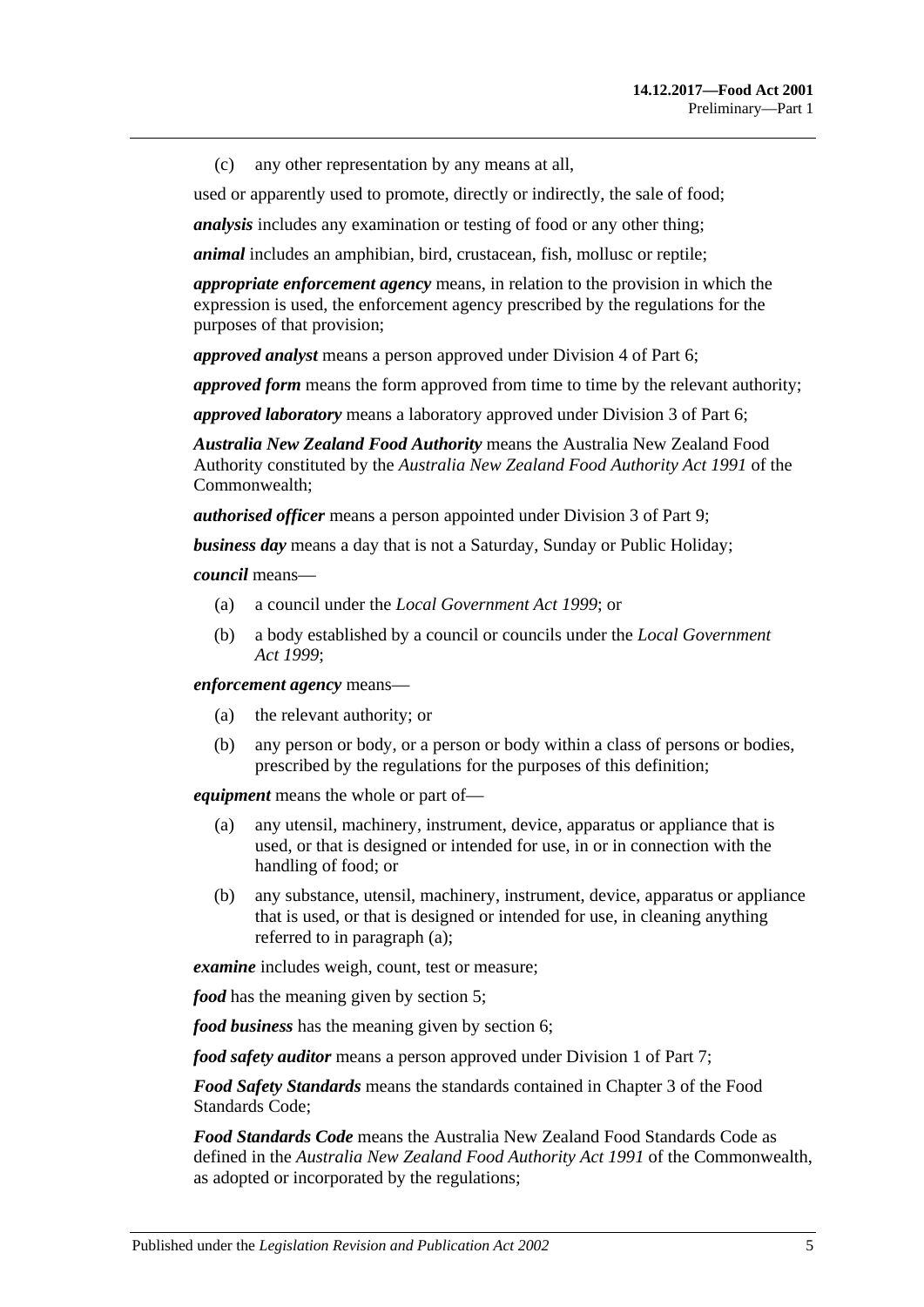(c) any other representation by any means at all,

used or apparently used to promote, directly or indirectly, the sale of food;

***analysis*** includes any examination or testing of food or any other thing;

***animal*** includes an amphibian, bird, crustacean, fish, mollusc or reptile;

***appropriate enforcement agency*** means, in relation to the provision in which the expression is used, the enforcement agency prescribed by the regulations for the purposes of that provision;

***approved analyst*** means a person approved under Division 4 of Part 6;

***approved form*** means the form approved from time to time by the relevant authority;

***approved laboratory*** means a laboratory approved under Division 3 of Part 6;

***Australia New Zealand Food Authority*** means the Australia New Zealand Food Authority constituted by the *Australia New Zealand Food Authority Act 1991* of the Commonwealth;

***authorised officer*** means a person appointed under Division 3 of Part 9;

***business day*** means a day that is not a Saturday, Sunday or Public Holiday;

***council*** means—

(a) a council under the *Local Government Act 1999*; or

(b) a body established by a council or councils under the *Local Government Act 1999*;

***enforcement agency*** means—

(a) the relevant authority; or

(b) any person or body, or a person or body within a class of persons or bodies, prescribed by the regulations for the purposes of this definition;

***equipment*** means the whole or part of—

(a) any utensil, machinery, instrument, device, apparatus or appliance that is used, or that is designed or intended for use, in or in connection with the handling of food; or

(b) any substance, utensil, machinery, instrument, device, apparatus or appliance that is used, or that is designed or intended for use, in cleaning anything referred to in paragraph (a);

***examine*** includes weigh, count, test or measure;

***food*** has the meaning given by section 5;

***food business*** has the meaning given by section 6;

***food safety auditor*** means a person approved under Division 1 of Part 7;

***Food Safety Standards*** means the standards contained in Chapter 3 of the Food Standards Code;

***Food Standards Code*** means the Australia New Zealand Food Standards Code as defined in the *Australia New Zealand Food Authority Act 1991* of the Commonwealth, as adopted or incorporated by the regulations;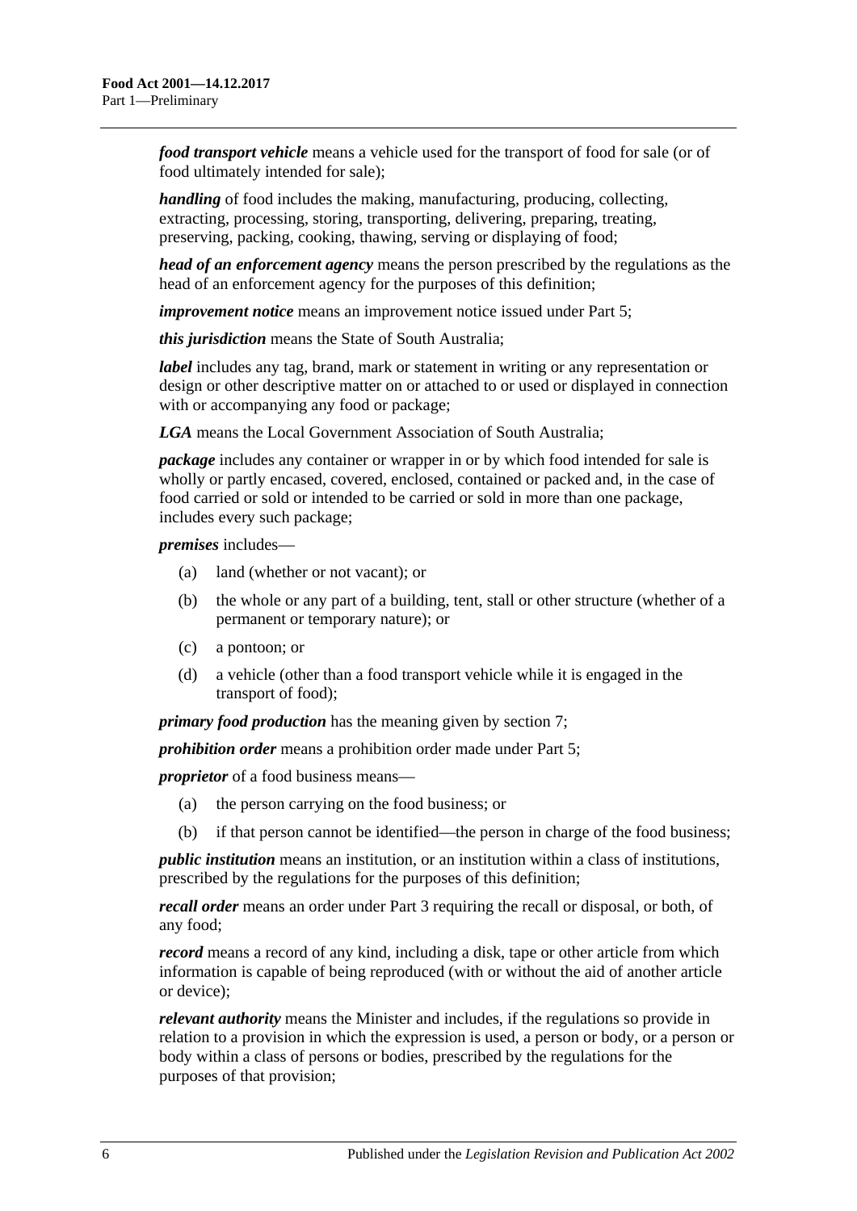***food transport vehicle*** means a vehicle used for the transport of food for sale (or of food ultimately intended for sale);

***handling*** of food includes the making, manufacturing, producing, collecting, extracting, processing, storing, transporting, delivering, preparing, treating, preserving, packing, cooking, thawing, serving or displaying of food;

***head of an enforcement agency*** means the person prescribed by the regulations as the head of an enforcement agency for the purposes of this definition;

***improvement notice*** means an improvement notice issued under Part 5;

***this jurisdiction*** means the State of South Australia;

***label*** includes any tag, brand, mark or statement in writing or any representation or design or other descriptive matter on or attached to or used or displayed in connection with or accompanying any food or package;

***LGA*** means the Local Government Association of South Australia;

***package*** includes any container or wrapper in or by which food intended for sale is wholly or partly encased, covered, enclosed, contained or packed and, in the case of food carried or sold or intended to be carried or sold in more than one package, includes every such package;

***premises*** includes—

(a) land (whether or not vacant); or

(b) the whole or any part of a building, tent, stall or other structure (whether of a permanent or temporary nature); or

(c) a pontoon; or

(d) a vehicle (other than a food transport vehicle while it is engaged in the transport of food);

***primary food production*** has the meaning given by section 7;

***prohibition order*** means a prohibition order made under Part 5;

***proprietor*** of a food business means—

(a) the person carrying on the food business; or

(b) if that person cannot be identified—the person in charge of the food business;

***public institution*** means an institution, or an institution within a class of institutions, prescribed by the regulations for the purposes of this definition;

***recall order*** means an order under Part 3 requiring the recall or disposal, or both, of any food;

***record*** means a record of any kind, including a disk, tape or other article from which information is capable of being reproduced (with or without the aid of another article or device);

***relevant authority*** means the Minister and includes, if the regulations so provide in relation to a provision in which the expression is used, a person or body, or a person or body within a class of persons or bodies, prescribed by the regulations for the purposes of that provision;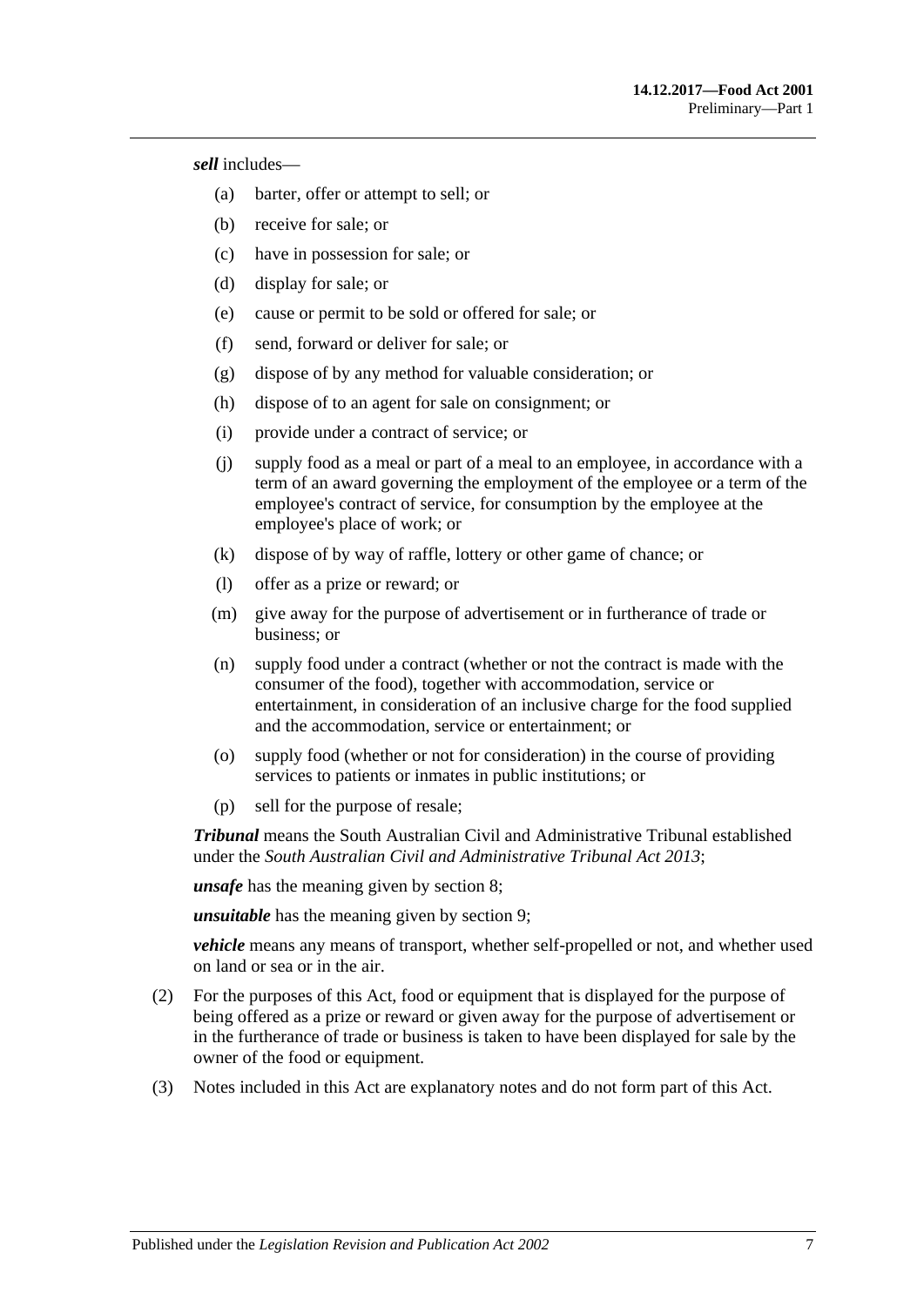***sell*** includes—

- (a) barter, offer or attempt to sell; or
- (b) receive for sale; or
- (c) have in possession for sale; or
- (d) display for sale; or
- (e) cause or permit to be sold or offered for sale; or
- (f) send, forward or deliver for sale; or
- (g) dispose of by any method for valuable consideration; or
- (h) dispose of to an agent for sale on consignment; or
- (i) provide under a contract of service; or
- (j) supply food as a meal or part of a meal to an employee, in accordance with a term of an award governing the employment of the employee or a term of the employee's contract of service, for consumption by the employee at the employee's place of work; or
- (k) dispose of by way of raffle, lottery or other game of chance; or
- (l) offer as a prize or reward; or
- (m) give away for the purpose of advertisement or in furtherance of trade or business; or
- (n) supply food under a contract (whether or not the contract is made with the consumer of the food), together with accommodation, service or entertainment, in consideration of an inclusive charge for the food supplied and the accommodation, service or entertainment; or
- (o) supply food (whether or not for consideration) in the course of providing services to patients or inmates in public institutions; or
- (p) sell for the purpose of resale;

***Tribunal*** means the South Australian Civil and Administrative Tribunal established under the *South Australian Civil and Administrative Tribunal Act 2013*;

***unsafe*** has the meaning given by section 8;

***unsuitable*** has the meaning given by section 9;

***vehicle*** means any means of transport, whether self-propelled or not, and whether used on land or sea or in the air.

(2) For the purposes of this Act, food or equipment that is displayed for the purpose of being offered as a prize or reward or given away for the purpose of advertisement or in the furtherance of trade or business is taken to have been displayed for sale by the owner of the food or equipment.

(3) Notes included in this Act are explanatory notes and do not form part of this Act.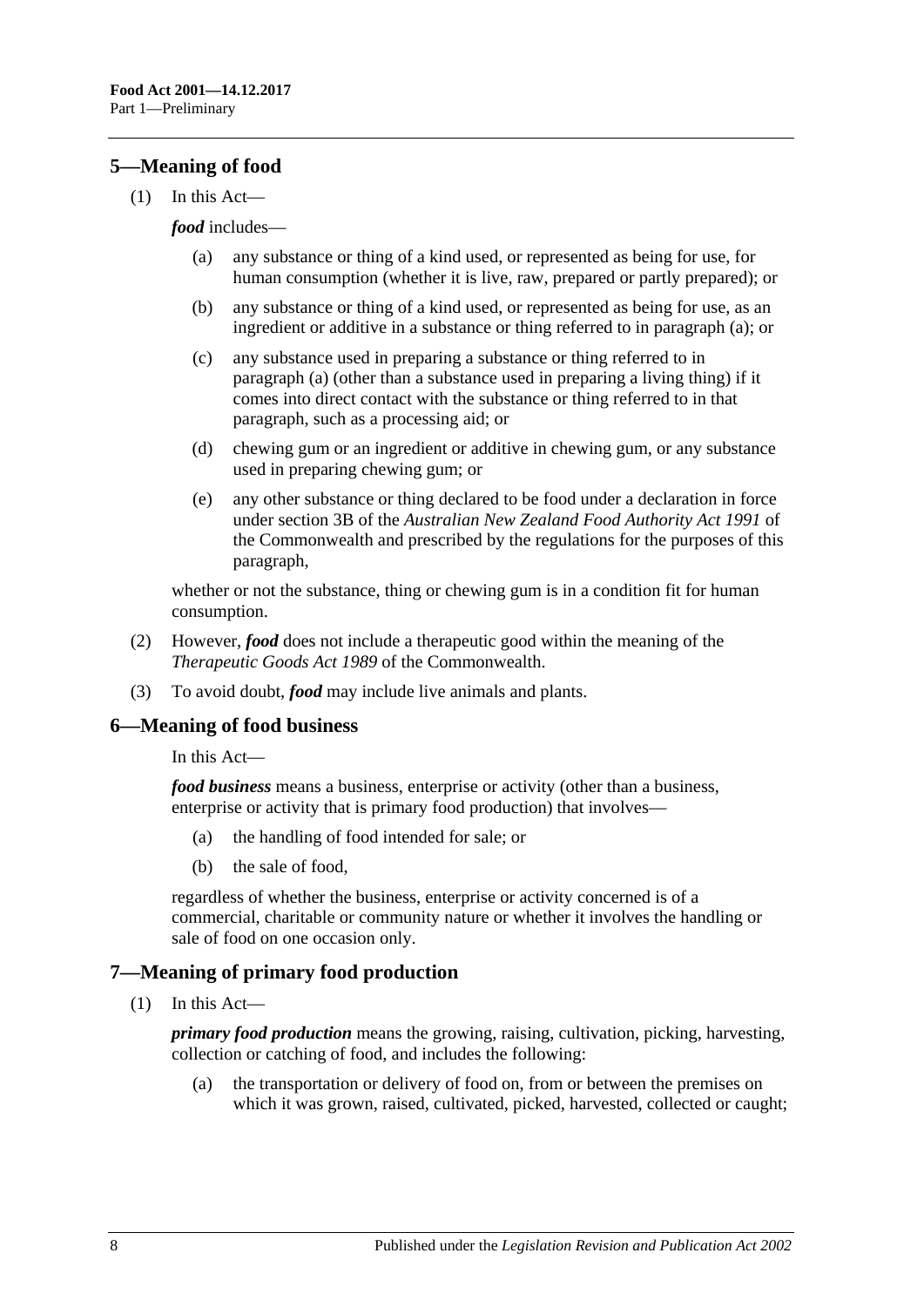## 5—Meaning of food

(1) In this Act—

***food*** includes—

(a) any substance or thing of a kind used, or represented as being for use, for human consumption (whether it is live, raw, prepared or partly prepared); or

(b) any substance or thing of a kind used, or represented as being for use, as an ingredient or additive in a substance or thing referred to in paragraph (a); or

(c) any substance used in preparing a substance or thing referred to in paragraph (a) (other than a substance used in preparing a living thing) if it comes into direct contact with the substance or thing referred to in that paragraph, such as a processing aid; or

(d) chewing gum or an ingredient or additive in chewing gum, or any substance used in preparing chewing gum; or

(e) any other substance or thing declared to be food under a declaration in force under section 3B of the *Australian New Zealand Food Authority Act 1991* of the Commonwealth and prescribed by the regulations for the purposes of this paragraph,

whether or not the substance, thing or chewing gum is in a condition fit for human consumption.

(2) However, ***food*** does not include a therapeutic good within the meaning of the *Therapeutic Goods Act 1989* of the Commonwealth.

(3) To avoid doubt, ***food*** may include live animals and plants.

## 6—Meaning of food business

In this Act—

***food business*** means a business, enterprise or activity (other than a business, enterprise or activity that is primary food production) that involves—

(a) the handling of food intended for sale; or

(b) the sale of food,

regardless of whether the business, enterprise or activity concerned is of a commercial, charitable or community nature or whether it involves the handling or sale of food on one occasion only.

## 7—Meaning of primary food production

(1) In this Act—

***primary food production*** means the growing, raising, cultivation, picking, harvesting, collection or catching of food, and includes the following:

(a) the transportation or delivery of food on, from or between the premises on which it was grown, raised, cultivated, picked, harvested, collected or caught;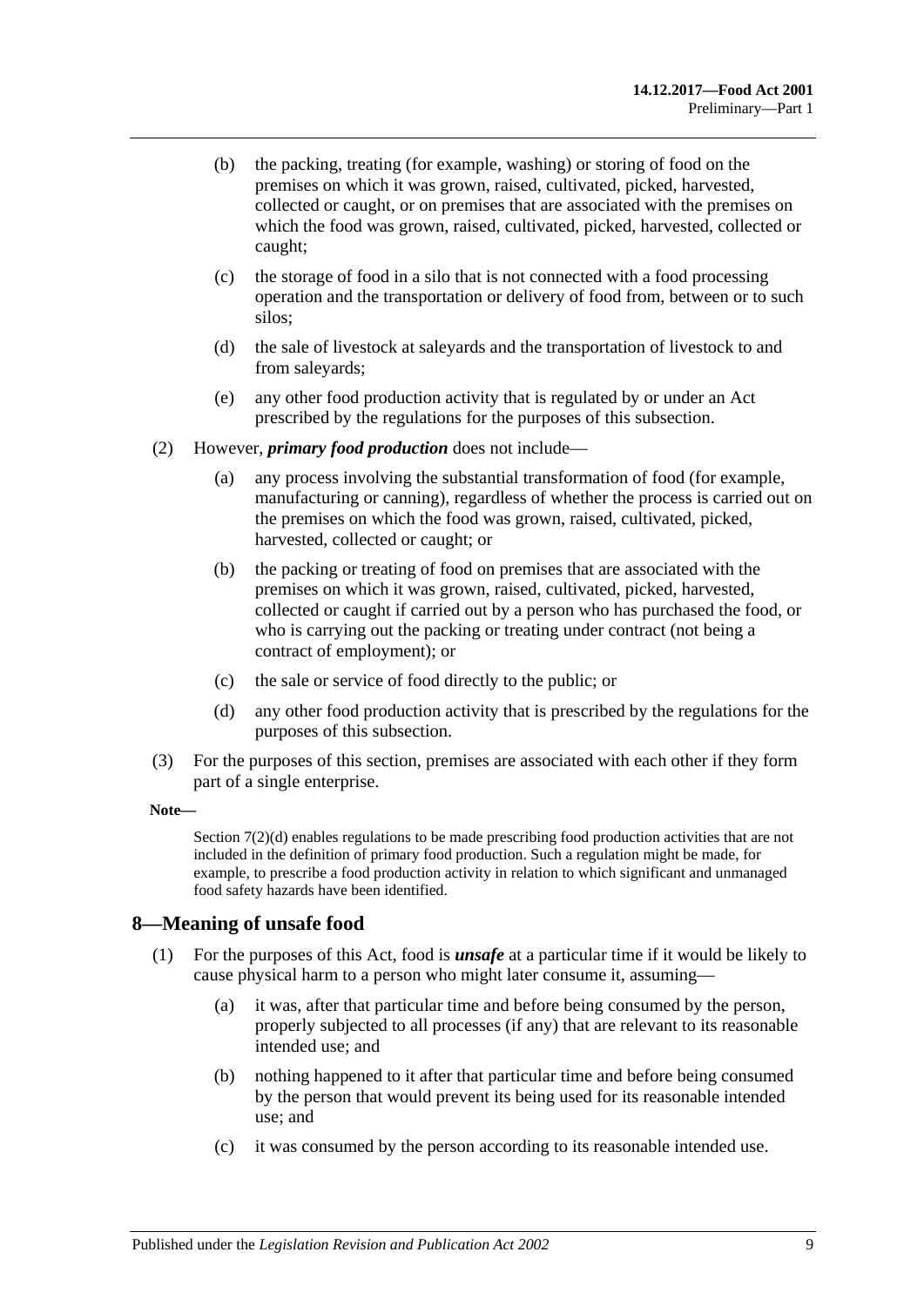(b) the packing, treating (for example, washing) or storing of food on the premises on which it was grown, raised, cultivated, picked, harvested, collected or caught, or on premises that are associated with the premises on which the food was grown, raised, cultivated, picked, harvested, collected or caught;

(c) the storage of food in a silo that is not connected with a food processing operation and the transportation or delivery of food from, between or to such silos;

(d) the sale of livestock at saleyards and the transportation of livestock to and from saleyards;

(e) any other food production activity that is regulated by or under an Act prescribed by the regulations for the purposes of this subsection.

(2) However, ***primary food production*** does not include—

(a) any process involving the substantial transformation of food (for example, manufacturing or canning), regardless of whether the process is carried out on the premises on which the food was grown, raised, cultivated, picked, harvested, collected or caught; or

(b) the packing or treating of food on premises that are associated with the premises on which it was grown, raised, cultivated, picked, harvested, collected or caught if carried out by a person who has purchased the food, or who is carrying out the packing or treating under contract (not being a contract of employment); or

(c) the sale or service of food directly to the public; or

(d) any other food production activity that is prescribed by the regulations for the purposes of this subsection.

(3) For the purposes of this section, premises are associated with each other if they form part of a single enterprise.

**Note—**

Section 7(2)(d) enables regulations to be made prescribing food production activities that are not included in the definition of primary food production. Such a regulation might be made, for example, to prescribe a food production activity in relation to which significant and unmanaged food safety hazards have been identified.

## 8—Meaning of unsafe food

(1) For the purposes of this Act, food is ***unsafe*** at a particular time if it would be likely to cause physical harm to a person who might later consume it, assuming—

(a) it was, after that particular time and before being consumed by the person, properly subjected to all processes (if any) that are relevant to its reasonable intended use; and

(b) nothing happened to it after that particular time and before being consumed by the person that would prevent its being used for its reasonable intended use; and

(c) it was consumed by the person according to its reasonable intended use.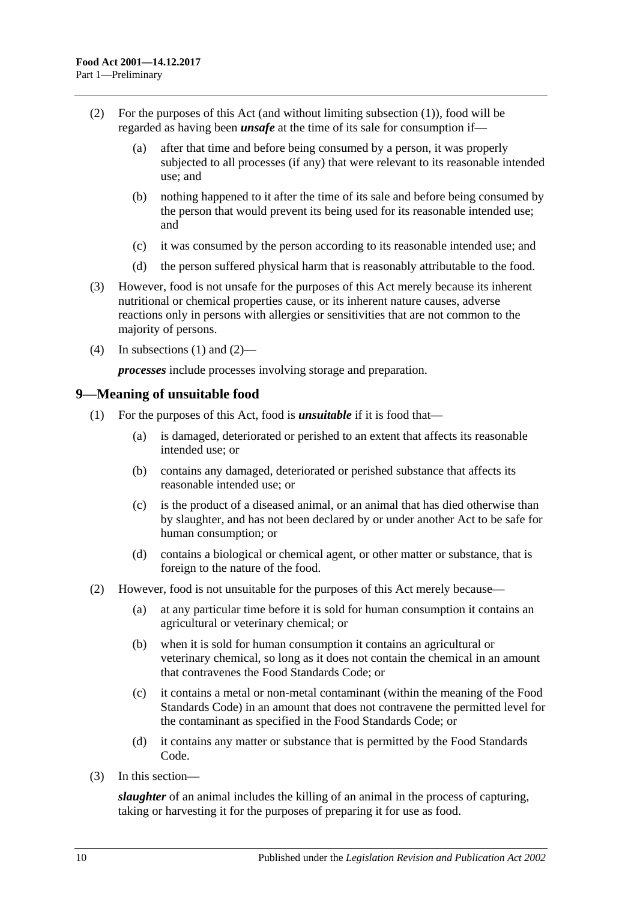(2) For the purposes of this Act (and without limiting subsection (1)), food will be regarded as having been ***unsafe*** at the time of its sale for consumption if—

(a) after that time and before being consumed by a person, it was properly subjected to all processes (if any) that were relevant to its reasonable intended use; and

(b) nothing happened to it after the time of its sale and before being consumed by the person that would prevent its being used for its reasonable intended use; and

(c) it was consumed by the person according to its reasonable intended use; and

(d) the person suffered physical harm that is reasonably attributable to the food.

(3) However, food is not unsafe for the purposes of this Act merely because its inherent nutritional or chemical properties cause, or its inherent nature causes, adverse reactions only in persons with allergies or sensitivities that are not common to the majority of persons.

(4) In subsections (1) and (2)—

***processes*** include processes involving storage and preparation.

## 9—Meaning of unsuitable food

(1) For the purposes of this Act, food is ***unsuitable*** if it is food that—

(a) is damaged, deteriorated or perished to an extent that affects its reasonable intended use; or

(b) contains any damaged, deteriorated or perished substance that affects its reasonable intended use; or

(c) is the product of a diseased animal, or an animal that has died otherwise than by slaughter, and has not been declared by or under another Act to be safe for human consumption; or

(d) contains a biological or chemical agent, or other matter or substance, that is foreign to the nature of the food.

(2) However, food is not unsuitable for the purposes of this Act merely because—

(a) at any particular time before it is sold for human consumption it contains an agricultural or veterinary chemical; or

(b) when it is sold for human consumption it contains an agricultural or veterinary chemical, so long as it does not contain the chemical in an amount that contravenes the Food Standards Code; or

(c) it contains a metal or non-metal contaminant (within the meaning of the Food Standards Code) in an amount that does not contravene the permitted level for the contaminant as specified in the Food Standards Code; or

(d) it contains any matter or substance that is permitted by the Food Standards Code.

(3) In this section—

***slaughter*** of an animal includes the killing of an animal in the process of capturing, taking or harvesting it for the purposes of preparing it for use as food.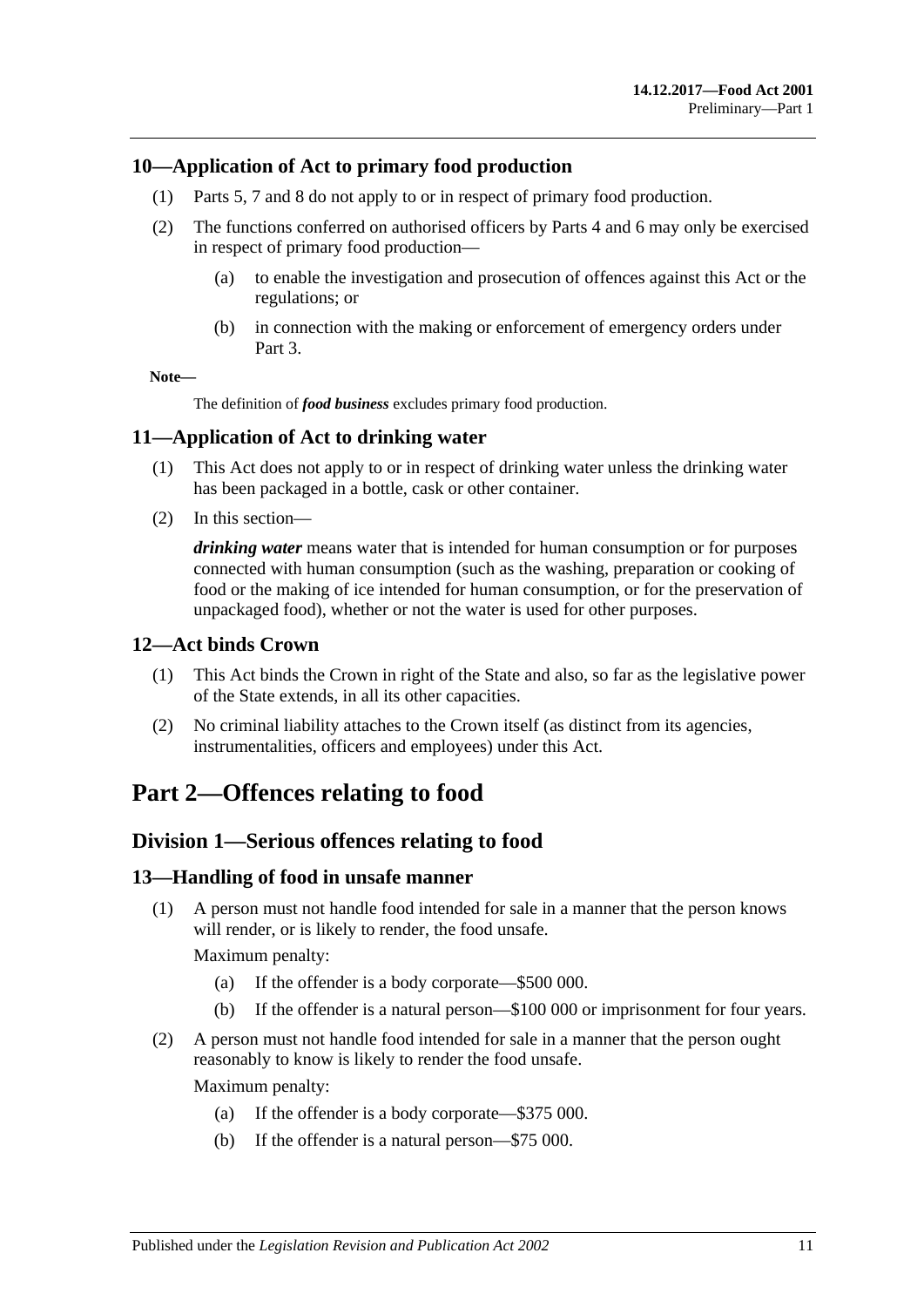### 10—Application of Act to primary food production

(1) Parts 5, 7 and 8 do not apply to or in respect of primary food production.

(2) The functions conferred on authorised officers by Parts 4 and 6 may only be exercised in respect of primary food production—

(a) to enable the investigation and prosecution of offences against this Act or the regulations; or

(b) in connection with the making or enforcement of emergency orders under Part 3.

**Note—**

The definition of ***food business*** excludes primary food production.

### 11—Application of Act to drinking water

(1) This Act does not apply to or in respect of drinking water unless the drinking water has been packaged in a bottle, cask or other container.

(2) In this section—

***drinking water*** means water that is intended for human consumption or for purposes connected with human consumption (such as the washing, preparation or cooking of food or the making of ice intended for human consumption, or for the preservation of unpackaged food), whether or not the water is used for other purposes.

### 12—Act binds Crown

(1) This Act binds the Crown in right of the State and also, so far as the legislative power of the State extends, in all its other capacities.

(2) No criminal liability attaches to the Crown itself (as distinct from its agencies, instrumentalities, officers and employees) under this Act.

# Part 2—Offences relating to food

## Division 1—Serious offences relating to food

### 13—Handling of food in unsafe manner

(1) A person must not handle food intended for sale in a manner that the person knows will render, or is likely to render, the food unsafe.

Maximum penalty:

(a) If the offender is a body corporate—$500 000.

(b) If the offender is a natural person—$100 000 or imprisonment for four years.

(2) A person must not handle food intended for sale in a manner that the person ought reasonably to know is likely to render the food unsafe.

Maximum penalty:

(a) If the offender is a body corporate—$375 000.

(b) If the offender is a natural person—$75 000.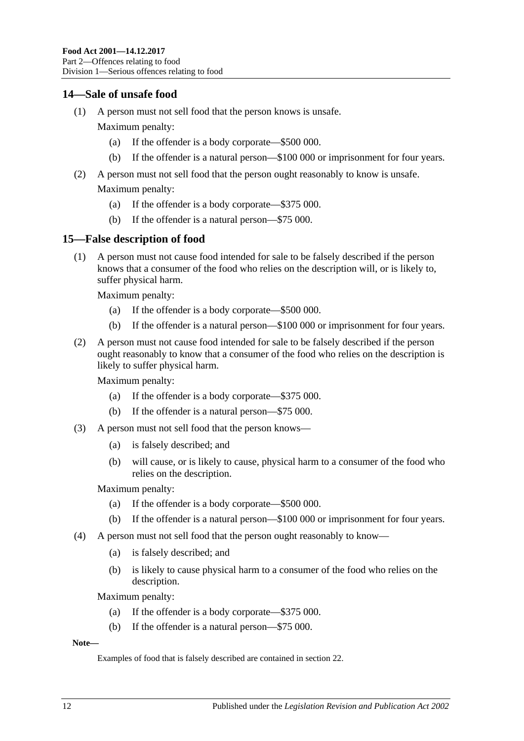## 14—Sale of unsafe food

(1) A person must not sell food that the person knows is unsafe.

Maximum penalty:

(a) If the offender is a body corporate—$500 000.

(b) If the offender is a natural person—$100 000 or imprisonment for four years.

(2) A person must not sell food that the person ought reasonably to know is unsafe.

Maximum penalty:

(a) If the offender is a body corporate—$375 000.

(b) If the offender is a natural person—$75 000.

## 15—False description of food

(1) A person must not cause food intended for sale to be falsely described if the person knows that a consumer of the food who relies on the description will, or is likely to, suffer physical harm.

Maximum penalty:

(a) If the offender is a body corporate—$500 000.

(b) If the offender is a natural person—$100 000 or imprisonment for four years.

(2) A person must not cause food intended for sale to be falsely described if the person ought reasonably to know that a consumer of the food who relies on the description is likely to suffer physical harm.

Maximum penalty:

(a) If the offender is a body corporate—$375 000.

(b) If the offender is a natural person—$75 000.

(3) A person must not sell food that the person knows—

(a) is falsely described; and

(b) will cause, or is likely to cause, physical harm to a consumer of the food who relies on the description.

Maximum penalty:

(a) If the offender is a body corporate—$500 000.

(b) If the offender is a natural person—$100 000 or imprisonment for four years.

(4) A person must not sell food that the person ought reasonably to know—

(a) is falsely described; and

(b) is likely to cause physical harm to a consumer of the food who relies on the description.

Maximum penalty:

(a) If the offender is a body corporate—$375 000.

(b) If the offender is a natural person—$75 000.

**Note—**

Examples of food that is falsely described are contained in section 22.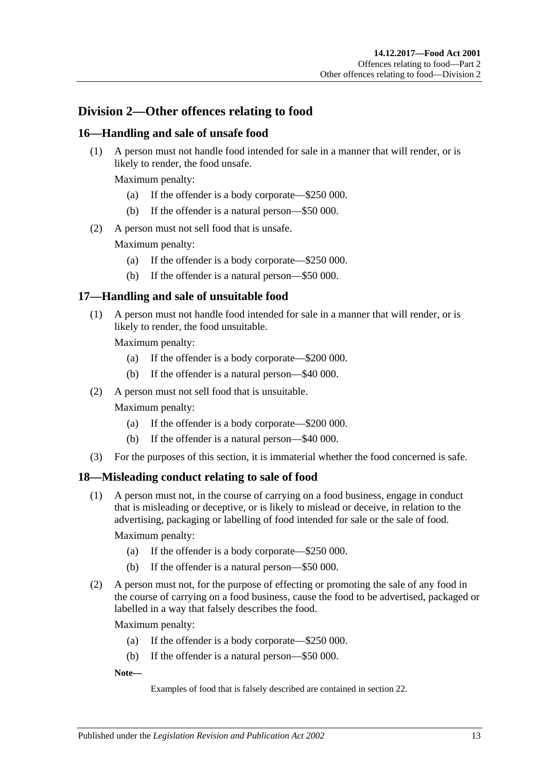## Division 2—Other offences relating to food

### 16—Handling and sale of unsafe food

(1) A person must not handle food intended for sale in a manner that will render, or is likely to render, the food unsafe.

Maximum penalty:

(a) If the offender is a body corporate—$250 000.

(b) If the offender is a natural person—$50 000.

(2) A person must not sell food that is unsafe.

Maximum penalty:

(a) If the offender is a body corporate—$250 000.

(b) If the offender is a natural person—$50 000.

### 17—Handling and sale of unsuitable food

(1) A person must not handle food intended for sale in a manner that will render, or is likely to render, the food unsuitable.

Maximum penalty:

(a) If the offender is a body corporate—$200 000.

(b) If the offender is a natural person—$40 000.

(2) A person must not sell food that is unsuitable.

Maximum penalty:

(a) If the offender is a body corporate—$200 000.

(b) If the offender is a natural person—$40 000.

(3) For the purposes of this section, it is immaterial whether the food concerned is safe.

### 18—Misleading conduct relating to sale of food

(1) A person must not, in the course of carrying on a food business, engage in conduct that is misleading or deceptive, or is likely to mislead or deceive, in relation to the advertising, packaging or labelling of food intended for sale or the sale of food.

Maximum penalty:

(a) If the offender is a body corporate—$250 000.

(b) If the offender is a natural person—$50 000.

(2) A person must not, for the purpose of effecting or promoting the sale of any food in the course of carrying on a food business, cause the food to be advertised, packaged or labelled in a way that falsely describes the food.

Maximum penalty:

(a) If the offender is a body corporate—$250 000.

(b) If the offender is a natural person—$50 000.

**Note—**

Examples of food that is falsely described are contained in section 22.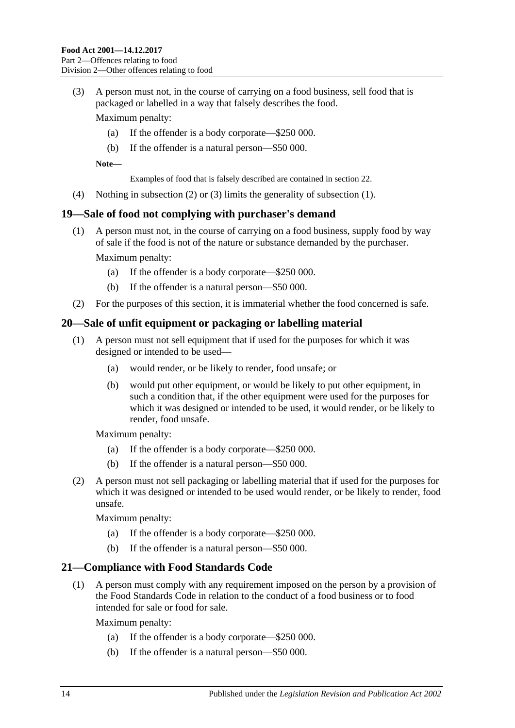(3) A person must not, in the course of carrying on a food business, sell food that is packaged or labelled in a way that falsely describes the food.

Maximum penalty:

(a) If the offender is a body corporate—$250 000.

(b) If the offender is a natural person—$50 000.

**Note—**

Examples of food that is falsely described are contained in section 22.

(4) Nothing in subsection (2) or (3) limits the generality of subsection (1).

## 19—Sale of food not complying with purchaser's demand

(1) A person must not, in the course of carrying on a food business, supply food by way of sale if the food is not of the nature or substance demanded by the purchaser.

Maximum penalty:

(a) If the offender is a body corporate—$250 000.

(b) If the offender is a natural person—$50 000.

(2) For the purposes of this section, it is immaterial whether the food concerned is safe.

## 20—Sale of unfit equipment or packaging or labelling material

(1) A person must not sell equipment that if used for the purposes for which it was designed or intended to be used—

(a) would render, or be likely to render, food unsafe; or

(b) would put other equipment, or would be likely to put other equipment, in such a condition that, if the other equipment were used for the purposes for which it was designed or intended to be used, it would render, or be likely to render, food unsafe.

Maximum penalty:

(a) If the offender is a body corporate—$250 000.

(b) If the offender is a natural person—$50 000.

(2) A person must not sell packaging or labelling material that if used for the purposes for which it was designed or intended to be used would render, or be likely to render, food unsafe.

Maximum penalty:

(a) If the offender is a body corporate—$250 000.

(b) If the offender is a natural person—$50 000.

## 21—Compliance with Food Standards Code

(1) A person must comply with any requirement imposed on the person by a provision of the Food Standards Code in relation to the conduct of a food business or to food intended for sale or food for sale.

Maximum penalty:

(a) If the offender is a body corporate—$250 000.

(b) If the offender is a natural person—$50 000.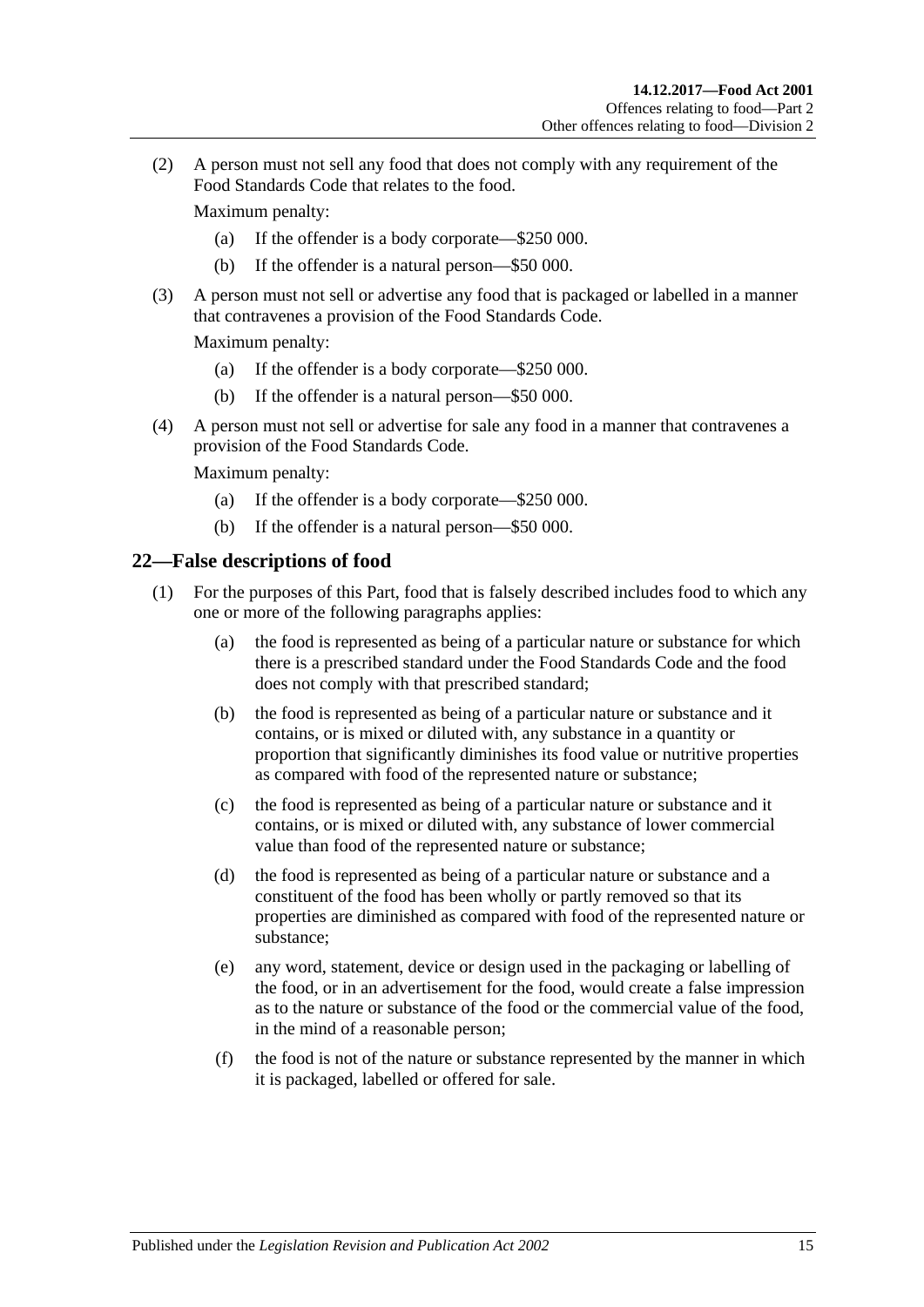(2) A person must not sell any food that does not comply with any requirement of the Food Standards Code that relates to the food.

Maximum penalty:

(a) If the offender is a body corporate—$250 000.

(b) If the offender is a natural person—$50 000.

(3) A person must not sell or advertise any food that is packaged or labelled in a manner that contravenes a provision of the Food Standards Code.

Maximum penalty:

(a) If the offender is a body corporate—$250 000.

(b) If the offender is a natural person—$50 000.

(4) A person must not sell or advertise for sale any food in a manner that contravenes a provision of the Food Standards Code.

Maximum penalty:

(a) If the offender is a body corporate—$250 000.

(b) If the offender is a natural person—$50 000.

## 22—False descriptions of food

(1) For the purposes of this Part, food that is falsely described includes food to which any one or more of the following paragraphs applies:

(a) the food is represented as being of a particular nature or substance for which there is a prescribed standard under the Food Standards Code and the food does not comply with that prescribed standard;

(b) the food is represented as being of a particular nature or substance and it contains, or is mixed or diluted with, any substance in a quantity or proportion that significantly diminishes its food value or nutritive properties as compared with food of the represented nature or substance;

(c) the food is represented as being of a particular nature or substance and it contains, or is mixed or diluted with, any substance of lower commercial value than food of the represented nature or substance;

(d) the food is represented as being of a particular nature or substance and a constituent of the food has been wholly or partly removed so that its properties are diminished as compared with food of the represented nature or substance;

(e) any word, statement, device or design used in the packaging or labelling of the food, or in an advertisement for the food, would create a false impression as to the nature or substance of the food or the commercial value of the food, in the mind of a reasonable person;

(f) the food is not of the nature or substance represented by the manner in which it is packaged, labelled or offered for sale.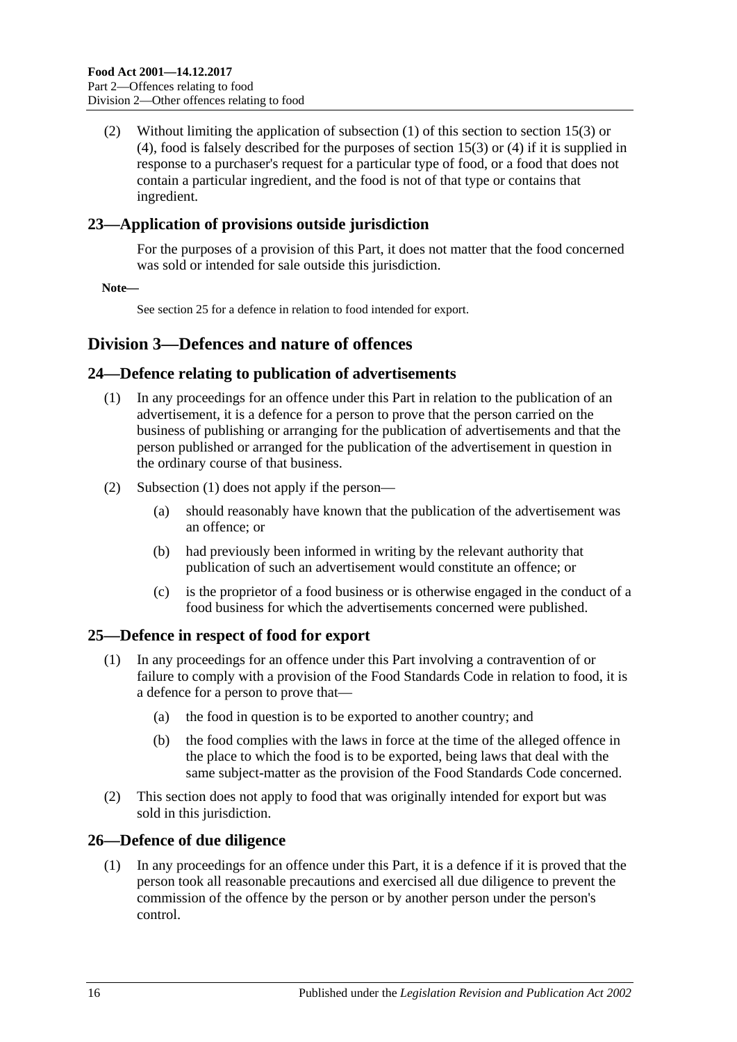(2) Without limiting the application of subsection (1) of this section to section 15(3) or (4), food is falsely described for the purposes of section 15(3) or (4) if it is supplied in response to a purchaser's request for a particular type of food, or a food that does not contain a particular ingredient, and the food is not of that type or contains that ingredient.

## 23—Application of provisions outside jurisdiction

For the purposes of a provision of this Part, it does not matter that the food concerned was sold or intended for sale outside this jurisdiction.

**Note—**

See section 25 for a defence in relation to food intended for export.

# Division 3—Defences and nature of offences

## 24—Defence relating to publication of advertisements

(1) In any proceedings for an offence under this Part in relation to the publication of an advertisement, it is a defence for a person to prove that the person carried on the business of publishing or arranging for the publication of advertisements and that the person published or arranged for the publication of the advertisement in question in the ordinary course of that business.

(2) Subsection (1) does not apply if the person—

(a) should reasonably have known that the publication of the advertisement was an offence; or

(b) had previously been informed in writing by the relevant authority that publication of such an advertisement would constitute an offence; or

(c) is the proprietor of a food business or is otherwise engaged in the conduct of a food business for which the advertisements concerned were published.

## 25—Defence in respect of food for export

(1) In any proceedings for an offence under this Part involving a contravention of or failure to comply with a provision of the Food Standards Code in relation to food, it is a defence for a person to prove that—

(a) the food in question is to be exported to another country; and

(b) the food complies with the laws in force at the time of the alleged offence in the place to which the food is to be exported, being laws that deal with the same subject-matter as the provision of the Food Standards Code concerned.

(2) This section does not apply to food that was originally intended for export but was sold in this jurisdiction.

## 26—Defence of due diligence

(1) In any proceedings for an offence under this Part, it is a defence if it is proved that the person took all reasonable precautions and exercised all due diligence to prevent the commission of the offence by the person or by another person under the person's control.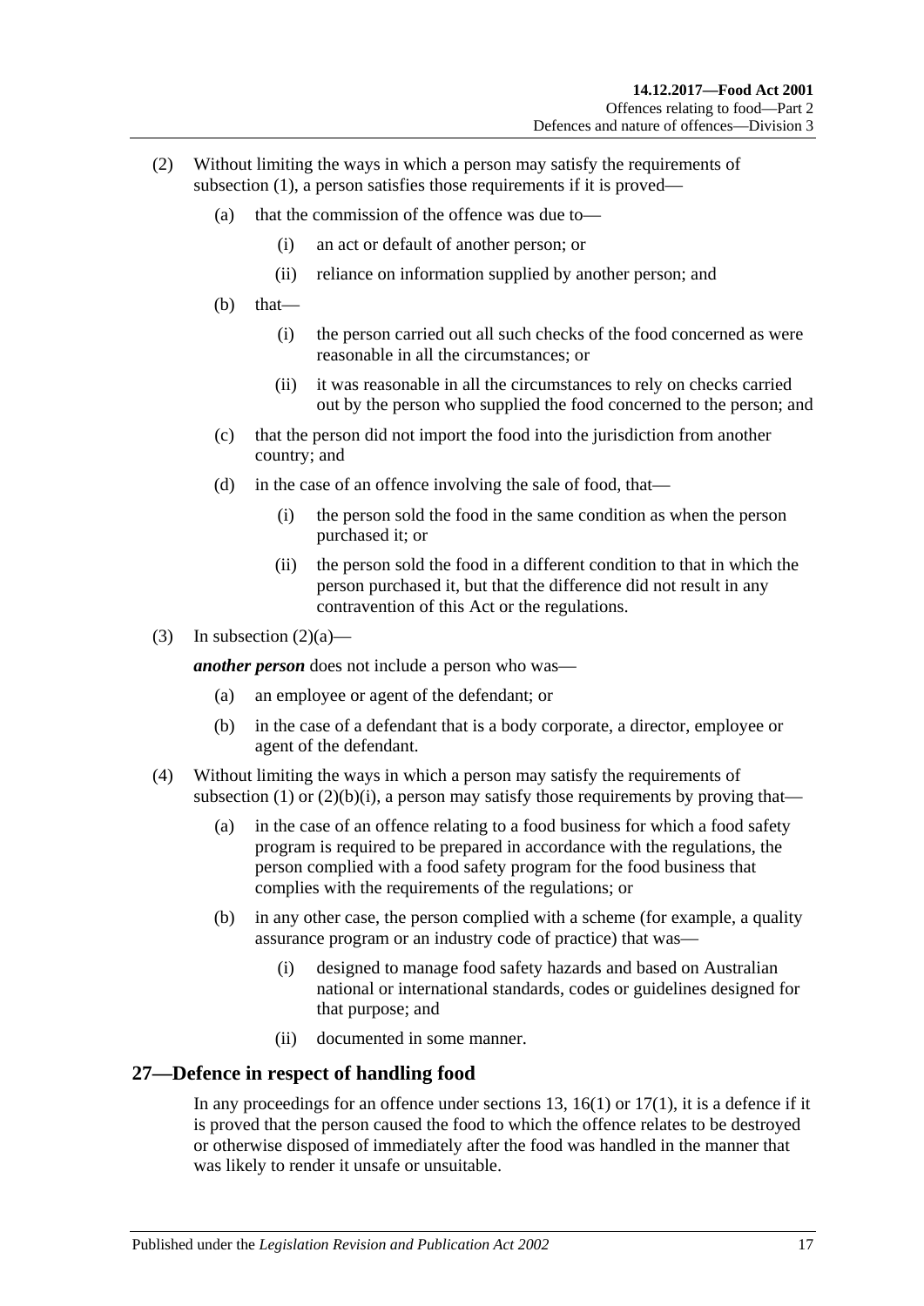(2) Without limiting the ways in which a person may satisfy the requirements of subsection (1), a person satisfies those requirements if it is proved—

(a) that the commission of the offence was due to—

(i) an act or default of another person; or

(ii) reliance on information supplied by another person; and

(b) that—

(i) the person carried out all such checks of the food concerned as were reasonable in all the circumstances; or

(ii) it was reasonable in all the circumstances to rely on checks carried out by the person who supplied the food concerned to the person; and

(c) that the person did not import the food into the jurisdiction from another country; and

(d) in the case of an offence involving the sale of food, that—

(i) the person sold the food in the same condition as when the person purchased it; or

(ii) the person sold the food in a different condition to that in which the person purchased it, but that the difference did not result in any contravention of this Act or the regulations.

(3) In subsection (2)(a)—

***another person*** does not include a person who was—

(a) an employee or agent of the defendant; or

(b) in the case of a defendant that is a body corporate, a director, employee or agent of the defendant.

(4) Without limiting the ways in which a person may satisfy the requirements of subsection (1) or (2)(b)(i), a person may satisfy those requirements by proving that—

(a) in the case of an offence relating to a food business for which a food safety program is required to be prepared in accordance with the regulations, the person complied with a food safety program for the food business that complies with the requirements of the regulations; or

(b) in any other case, the person complied with a scheme (for example, a quality assurance program or an industry code of practice) that was—

(i) designed to manage food safety hazards and based on Australian national or international standards, codes or guidelines designed for that purpose; and

(ii) documented in some manner.

## 27—Defence in respect of handling food

In any proceedings for an offence under sections 13, 16(1) or 17(1), it is a defence if it is proved that the person caused the food to which the offence relates to be destroyed or otherwise disposed of immediately after the food was handled in the manner that was likely to render it unsafe or unsuitable.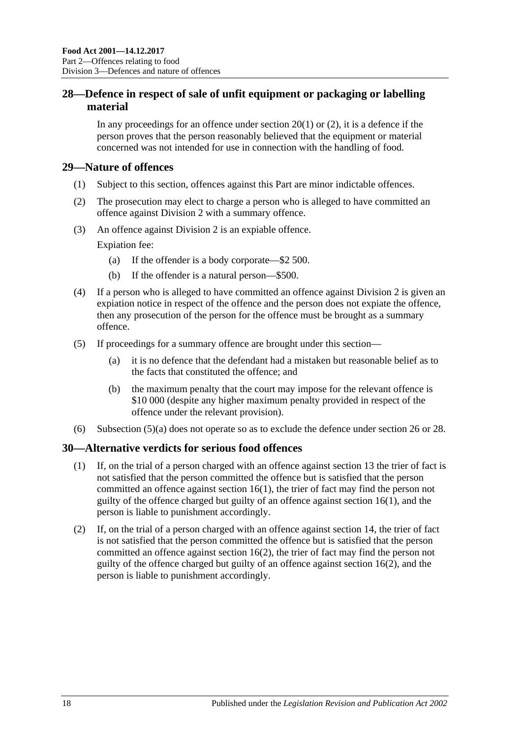## 28—Defence in respect of sale of unfit equipment or packaging or labelling material

In any proceedings for an offence under section 20(1) or (2), it is a defence if the person proves that the person reasonably believed that the equipment or material concerned was not intended for use in connection with the handling of food.

## 29—Nature of offences

(1) Subject to this section, offences against this Part are minor indictable offences.

(2) The prosecution may elect to charge a person who is alleged to have committed an offence against Division 2 with a summary offence.

(3) An offence against Division 2 is an expiable offence.

Expiation fee:

(a) If the offender is a body corporate—$2 500.

(b) If the offender is a natural person—$500.

(4) If a person who is alleged to have committed an offence against Division 2 is given an expiation notice in respect of the offence and the person does not expiate the offence, then any prosecution of the person for the offence must be brought as a summary offence.

(5) If proceedings for a summary offence are brought under this section—

(a) it is no defence that the defendant had a mistaken but reasonable belief as to the facts that constituted the offence; and

(b) the maximum penalty that the court may impose for the relevant offence is $10 000 (despite any higher maximum penalty provided in respect of the offence under the relevant provision).

(6) Subsection (5)(a) does not operate so as to exclude the defence under section 26 or 28.

## 30—Alternative verdicts for serious food offences

(1) If, on the trial of a person charged with an offence against section 13 the trier of fact is not satisfied that the person committed the offence but is satisfied that the person committed an offence against section 16(1), the trier of fact may find the person not guilty of the offence charged but guilty of an offence against section 16(1), and the person is liable to punishment accordingly.

(2) If, on the trial of a person charged with an offence against section 14, the trier of fact is not satisfied that the person committed the offence but is satisfied that the person committed an offence against section 16(2), the trier of fact may find the person not guilty of the offence charged but guilty of an offence against section 16(2), and the person is liable to punishment accordingly.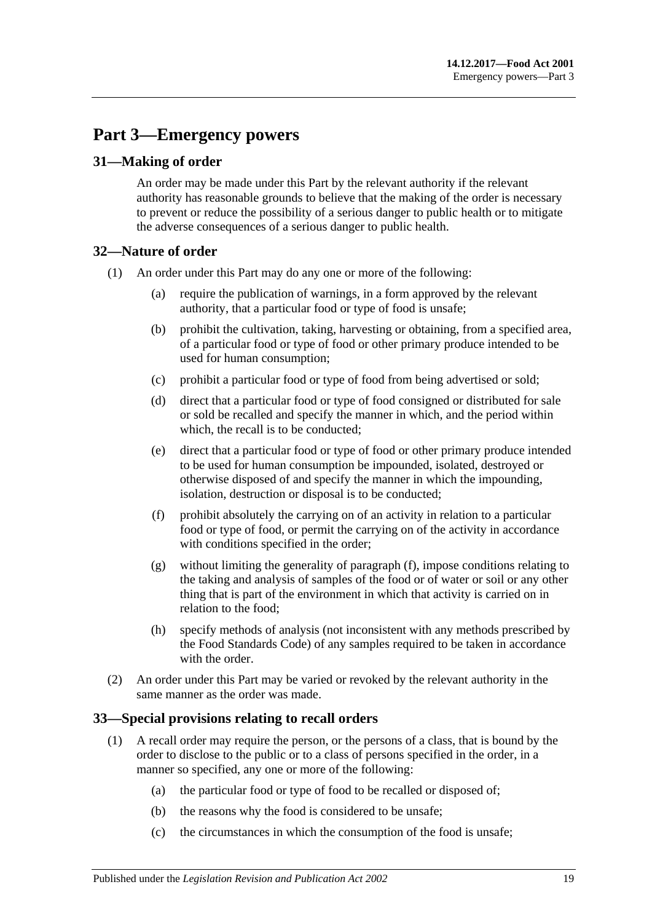# Part 3—Emergency powers

## 31—Making of order

An order may be made under this Part by the relevant authority if the relevant authority has reasonable grounds to believe that the making of the order is necessary to prevent or reduce the possibility of a serious danger to public health or to mitigate the adverse consequences of a serious danger to public health.

## 32—Nature of order

(1) An order under this Part may do any one or more of the following:

(a) require the publication of warnings, in a form approved by the relevant authority, that a particular food or type of food is unsafe;

(b) prohibit the cultivation, taking, harvesting or obtaining, from a specified area, of a particular food or type of food or other primary produce intended to be used for human consumption;

(c) prohibit a particular food or type of food from being advertised or sold;

(d) direct that a particular food or type of food consigned or distributed for sale or sold be recalled and specify the manner in which, and the period within which, the recall is to be conducted;

(e) direct that a particular food or type of food or other primary produce intended to be used for human consumption be impounded, isolated, destroyed or otherwise disposed of and specify the manner in which the impounding, isolation, destruction or disposal is to be conducted;

(f) prohibit absolutely the carrying on of an activity in relation to a particular food or type of food, or permit the carrying on of the activity in accordance with conditions specified in the order;

(g) without limiting the generality of paragraph (f), impose conditions relating to the taking and analysis of samples of the food or of water or soil or any other thing that is part of the environment in which that activity is carried on in relation to the food;

(h) specify methods of analysis (not inconsistent with any methods prescribed by the Food Standards Code) of any samples required to be taken in accordance with the order.

(2) An order under this Part may be varied or revoked by the relevant authority in the same manner as the order was made.

## 33—Special provisions relating to recall orders

(1) A recall order may require the person, or the persons of a class, that is bound by the order to disclose to the public or to a class of persons specified in the order, in a manner so specified, any one or more of the following:

(a) the particular food or type of food to be recalled or disposed of;

(b) the reasons why the food is considered to be unsafe;

(c) the circumstances in which the consumption of the food is unsafe;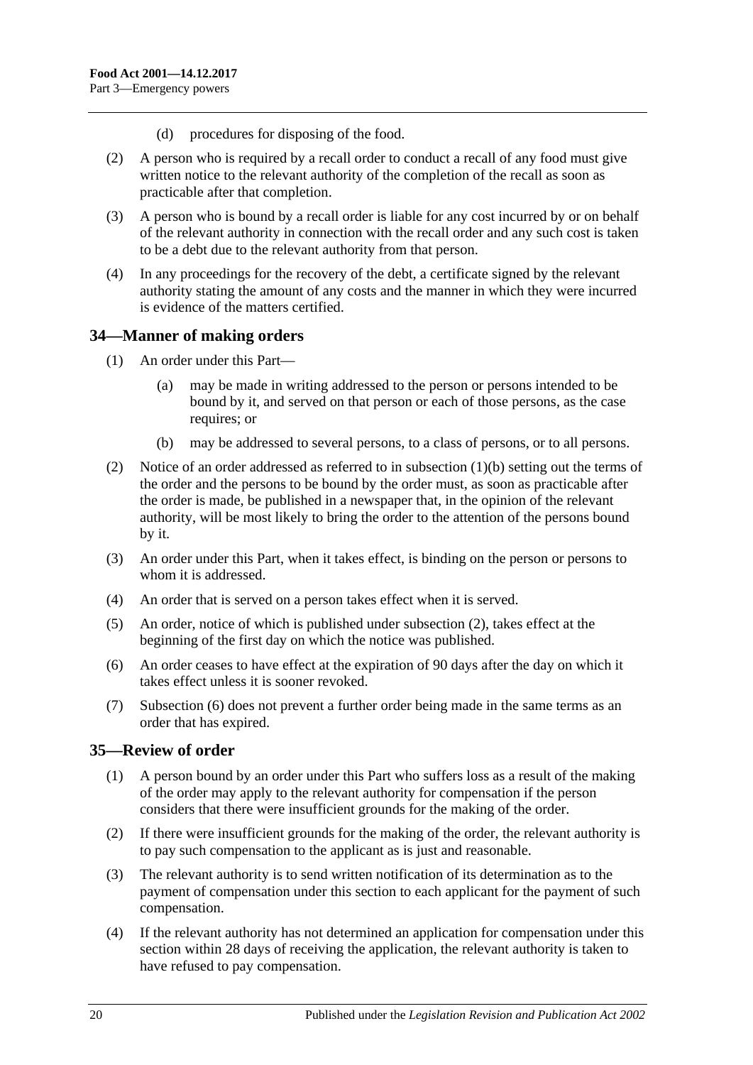(d) procedures for disposing of the food.

(2) A person who is required by a recall order to conduct a recall of any food must give written notice to the relevant authority of the completion of the recall as soon as practicable after that completion.

(3) A person who is bound by a recall order is liable for any cost incurred by or on behalf of the relevant authority in connection with the recall order and any such cost is taken to be a debt due to the relevant authority from that person.

(4) In any proceedings for the recovery of the debt, a certificate signed by the relevant authority stating the amount of any costs and the manner in which they were incurred is evidence of the matters certified.

## 34—Manner of making orders

(1) An order under this Part—

(a) may be made in writing addressed to the person or persons intended to be bound by it, and served on that person or each of those persons, as the case requires; or

(b) may be addressed to several persons, to a class of persons, or to all persons.

(2) Notice of an order addressed as referred to in subsection (1)(b) setting out the terms of the order and the persons to be bound by the order must, as soon as practicable after the order is made, be published in a newspaper that, in the opinion of the relevant authority, will be most likely to bring the order to the attention of the persons bound by it.

(3) An order under this Part, when it takes effect, is binding on the person or persons to whom it is addressed.

(4) An order that is served on a person takes effect when it is served.

(5) An order, notice of which is published under subsection (2), takes effect at the beginning of the first day on which the notice was published.

(6) An order ceases to have effect at the expiration of 90 days after the day on which it takes effect unless it is sooner revoked.

(7) Subsection (6) does not prevent a further order being made in the same terms as an order that has expired.

## 35—Review of order

(1) A person bound by an order under this Part who suffers loss as a result of the making of the order may apply to the relevant authority for compensation if the person considers that there were insufficient grounds for the making of the order.

(2) If there were insufficient grounds for the making of the order, the relevant authority is to pay such compensation to the applicant as is just and reasonable.

(3) The relevant authority is to send written notification of its determination as to the payment of compensation under this section to each applicant for the payment of such compensation.

(4) If the relevant authority has not determined an application for compensation under this section within 28 days of receiving the application, the relevant authority is taken to have refused to pay compensation.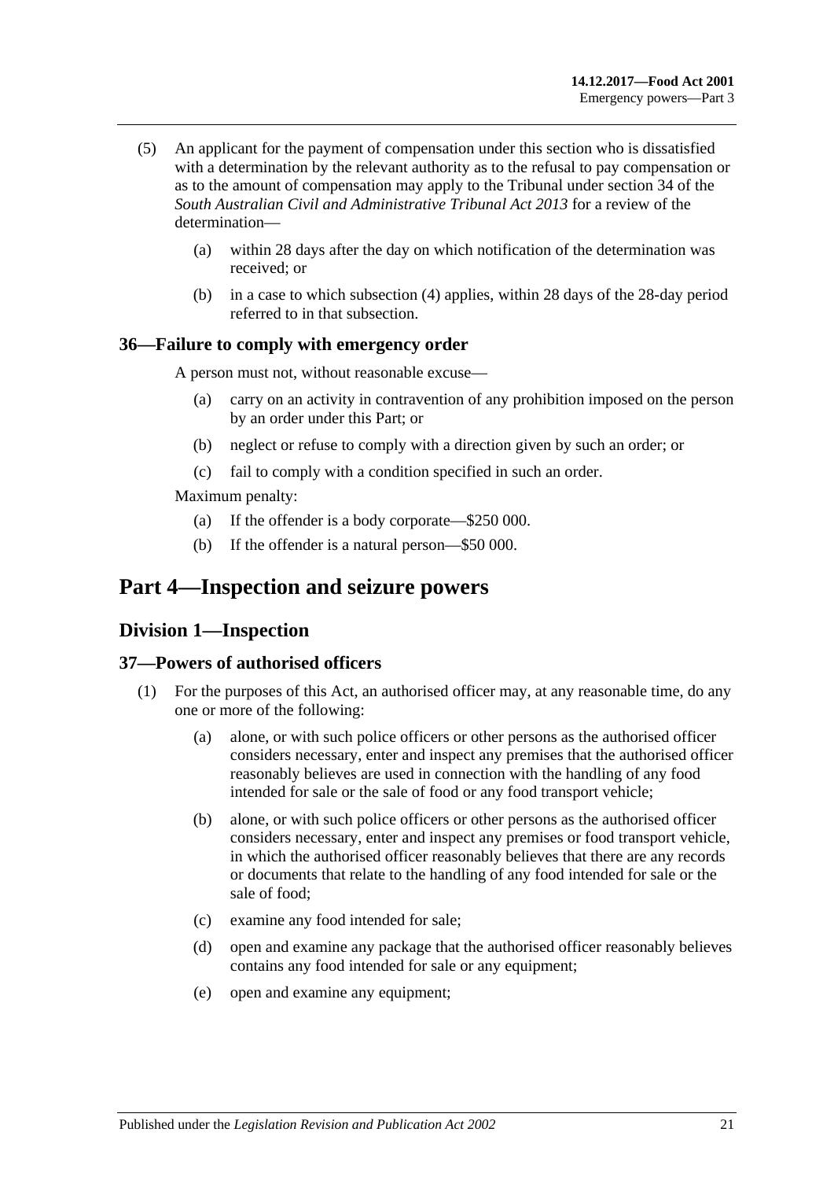(5) An applicant for the payment of compensation under this section who is dissatisfied with a determination by the relevant authority as to the refusal to pay compensation or as to the amount of compensation may apply to the Tribunal under section 34 of the *South Australian Civil and Administrative Tribunal Act 2013* for a review of the determination—

(a) within 28 days after the day on which notification of the determination was received; or

(b) in a case to which subsection (4) applies, within 28 days of the 28-day period referred to in that subsection.

### 36—Failure to comply with emergency order

A person must not, without reasonable excuse—

(a) carry on an activity in contravention of any prohibition imposed on the person by an order under this Part; or

(b) neglect or refuse to comply with a direction given by such an order; or

(c) fail to comply with a condition specified in such an order.

Maximum penalty:

(a) If the offender is a body corporate—$250 000.

(b) If the offender is a natural person—$50 000.

# Part 4—Inspection and seizure powers

## Division 1—Inspection

### 37—Powers of authorised officers

(1) For the purposes of this Act, an authorised officer may, at any reasonable time, do any one or more of the following:

(a) alone, or with such police officers or other persons as the authorised officer considers necessary, enter and inspect any premises that the authorised officer reasonably believes are used in connection with the handling of any food intended for sale or the sale of food or any food transport vehicle;

(b) alone, or with such police officers or other persons as the authorised officer considers necessary, enter and inspect any premises or food transport vehicle, in which the authorised officer reasonably believes that there are any records or documents that relate to the handling of any food intended for sale or the sale of food;

(c) examine any food intended for sale;

(d) open and examine any package that the authorised officer reasonably believes contains any food intended for sale or any equipment;

(e) open and examine any equipment;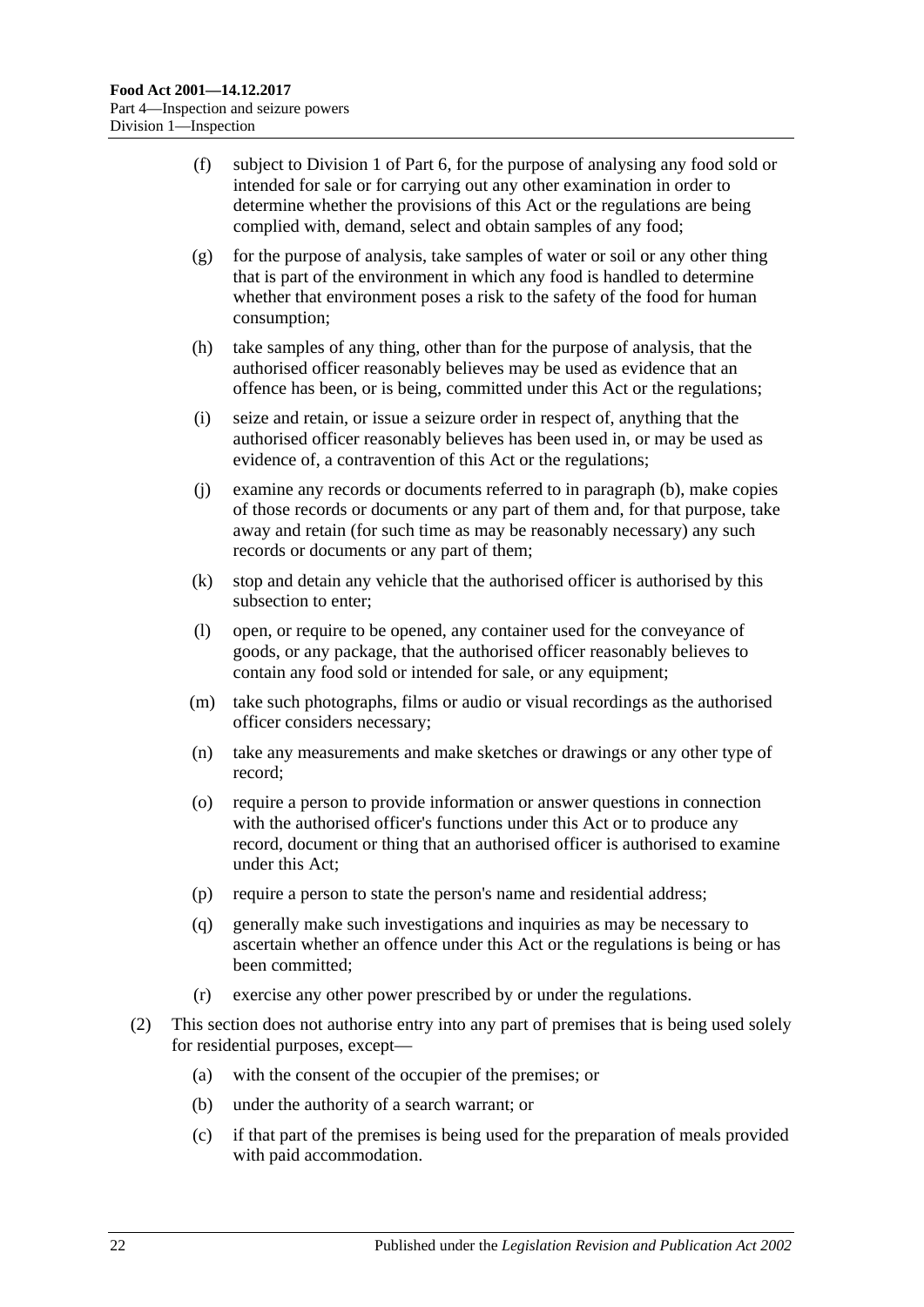(f) subject to Division 1 of Part 6, for the purpose of analysing any food sold or intended for sale or for carrying out any other examination in order to determine whether the provisions of this Act or the regulations are being complied with, demand, select and obtain samples of any food;

(g) for the purpose of analysis, take samples of water or soil or any other thing that is part of the environment in which any food is handled to determine whether that environment poses a risk to the safety of the food for human consumption;

(h) take samples of any thing, other than for the purpose of analysis, that the authorised officer reasonably believes may be used as evidence that an offence has been, or is being, committed under this Act or the regulations;

(i) seize and retain, or issue a seizure order in respect of, anything that the authorised officer reasonably believes has been used in, or may be used as evidence of, a contravention of this Act or the regulations;

(j) examine any records or documents referred to in paragraph (b), make copies of those records or documents or any part of them and, for that purpose, take away and retain (for such time as may be reasonably necessary) any such records or documents or any part of them;

(k) stop and detain any vehicle that the authorised officer is authorised by this subsection to enter;

(l) open, or require to be opened, any container used for the conveyance of goods, or any package, that the authorised officer reasonably believes to contain any food sold or intended for sale, or any equipment;

(m) take such photographs, films or audio or visual recordings as the authorised officer considers necessary;

(n) take any measurements and make sketches or drawings or any other type of record;

(o) require a person to provide information or answer questions in connection with the authorised officer's functions under this Act or to produce any record, document or thing that an authorised officer is authorised to examine under this Act;

(p) require a person to state the person's name and residential address;

(q) generally make such investigations and inquiries as may be necessary to ascertain whether an offence under this Act or the regulations is being or has been committed;

(r) exercise any other power prescribed by or under the regulations.

(2) This section does not authorise entry into any part of premises that is being used solely for residential purposes, except—

(a) with the consent of the occupier of the premises; or

(b) under the authority of a search warrant; or

(c) if that part of the premises is being used for the preparation of meals provided with paid accommodation.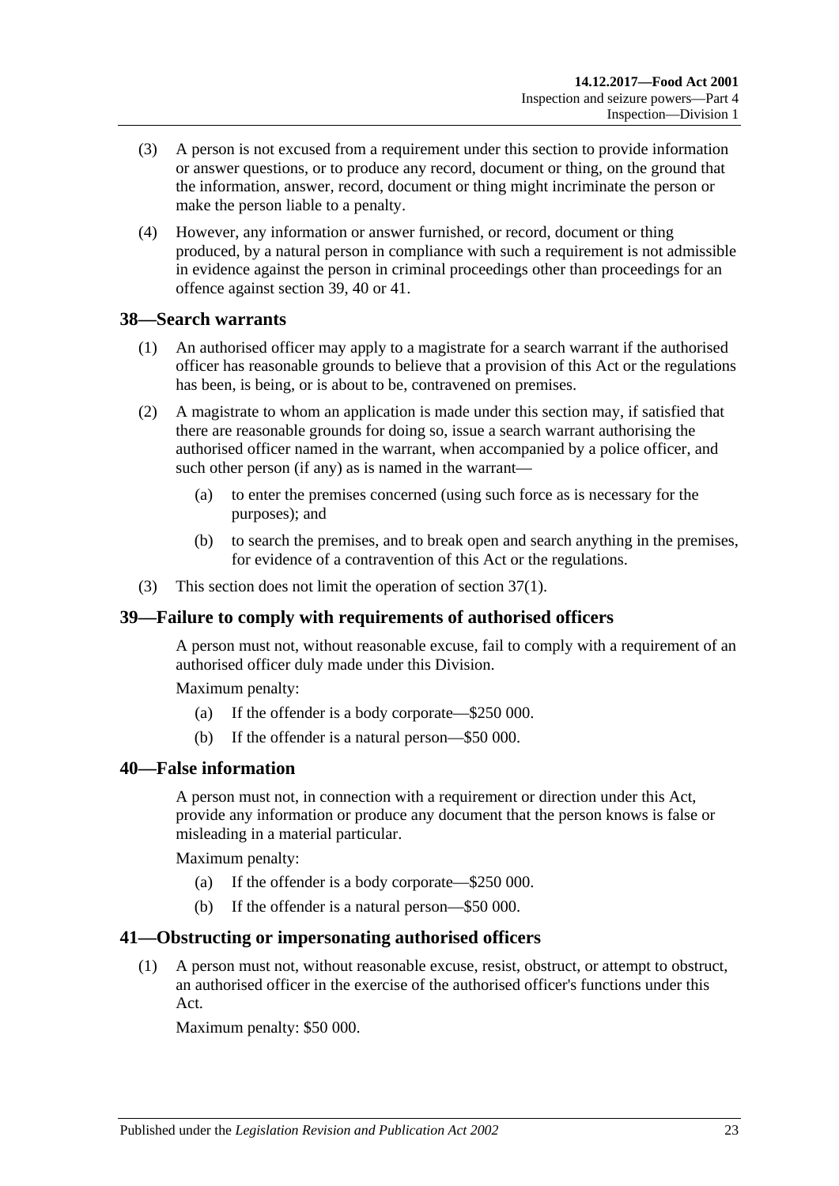(3) A person is not excused from a requirement under this section to provide information or answer questions, or to produce any record, document or thing, on the ground that the information, answer, record, document or thing might incriminate the person or make the person liable to a penalty.

(4) However, any information or answer furnished, or record, document or thing produced, by a natural person in compliance with such a requirement is not admissible in evidence against the person in criminal proceedings other than proceedings for an offence against section 39, 40 or 41.

## 38—Search warrants

(1) An authorised officer may apply to a magistrate for a search warrant if the authorised officer has reasonable grounds to believe that a provision of this Act or the regulations has been, is being, or is about to be, contravened on premises.

(2) A magistrate to whom an application is made under this section may, if satisfied that there are reasonable grounds for doing so, issue a search warrant authorising the authorised officer named in the warrant, when accompanied by a police officer, and such other person (if any) as is named in the warrant—

(a) to enter the premises concerned (using such force as is necessary for the purposes); and

(b) to search the premises, and to break open and search anything in the premises, for evidence of a contravention of this Act or the regulations.

(3) This section does not limit the operation of section 37(1).

## 39—Failure to comply with requirements of authorised officers

A person must not, without reasonable excuse, fail to comply with a requirement of an authorised officer duly made under this Division.

Maximum penalty:

(a) If the offender is a body corporate—$250 000.

(b) If the offender is a natural person—$50 000.

## 40—False information

A person must not, in connection with a requirement or direction under this Act, provide any information or produce any document that the person knows is false or misleading in a material particular.

Maximum penalty:

(a) If the offender is a body corporate—$250 000.

(b) If the offender is a natural person—$50 000.

## 41—Obstructing or impersonating authorised officers

(1) A person must not, without reasonable excuse, resist, obstruct, or attempt to obstruct, an authorised officer in the exercise of the authorised officer's functions under this Act.

Maximum penalty: $50 000.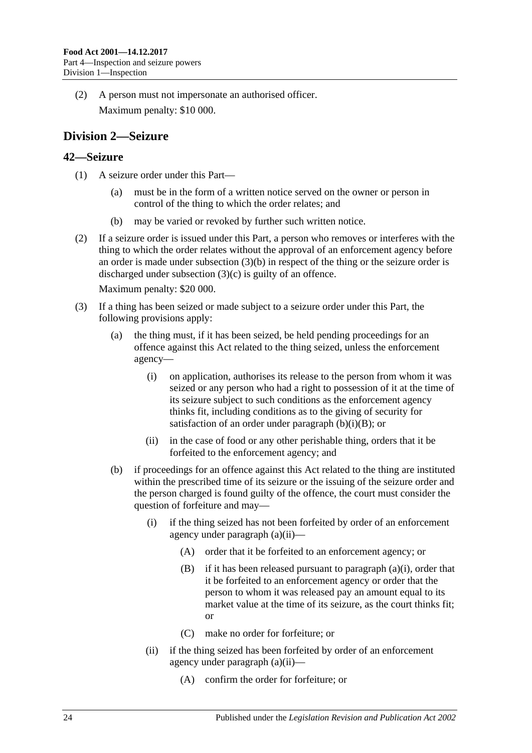(2) A person must not impersonate an authorised officer.

Maximum penalty: $10 000.

## Division 2—Seizure

### 42—Seizure

(1) A seizure order under this Part—

(a) must be in the form of a written notice served on the owner or person in control of the thing to which the order relates; and

(b) may be varied or revoked by further such written notice.

(2) If a seizure order is issued under this Part, a person who removes or interferes with the thing to which the order relates without the approval of an enforcement agency before an order is made under subsection (3)(b) in respect of the thing or the seizure order is discharged under subsection (3)(c) is guilty of an offence.

Maximum penalty: $20 000.

(3) If a thing has been seized or made subject to a seizure order under this Part, the following provisions apply:

(a) the thing must, if it has been seized, be held pending proceedings for an offence against this Act related to the thing seized, unless the enforcement agency—

(i) on application, authorises its release to the person from whom it was seized or any person who had a right to possession of it at the time of its seizure subject to such conditions as the enforcement agency thinks fit, including conditions as to the giving of security for satisfaction of an order under paragraph (b)(i)(B); or

(ii) in the case of food or any other perishable thing, orders that it be forfeited to the enforcement agency; and

(b) if proceedings for an offence against this Act related to the thing are instituted within the prescribed time of its seizure or the issuing of the seizure order and the person charged is found guilty of the offence, the court must consider the question of forfeiture and may—

(i) if the thing seized has not been forfeited by order of an enforcement agency under paragraph (a)(ii)—

(A) order that it be forfeited to an enforcement agency; or

(B) if it has been released pursuant to paragraph (a)(i), order that it be forfeited to an enforcement agency or order that the person to whom it was released pay an amount equal to its market value at the time of its seizure, as the court thinks fit; or

(C) make no order for forfeiture; or

(ii) if the thing seized has been forfeited by order of an enforcement agency under paragraph (a)(ii)—

(A) confirm the order for forfeiture; or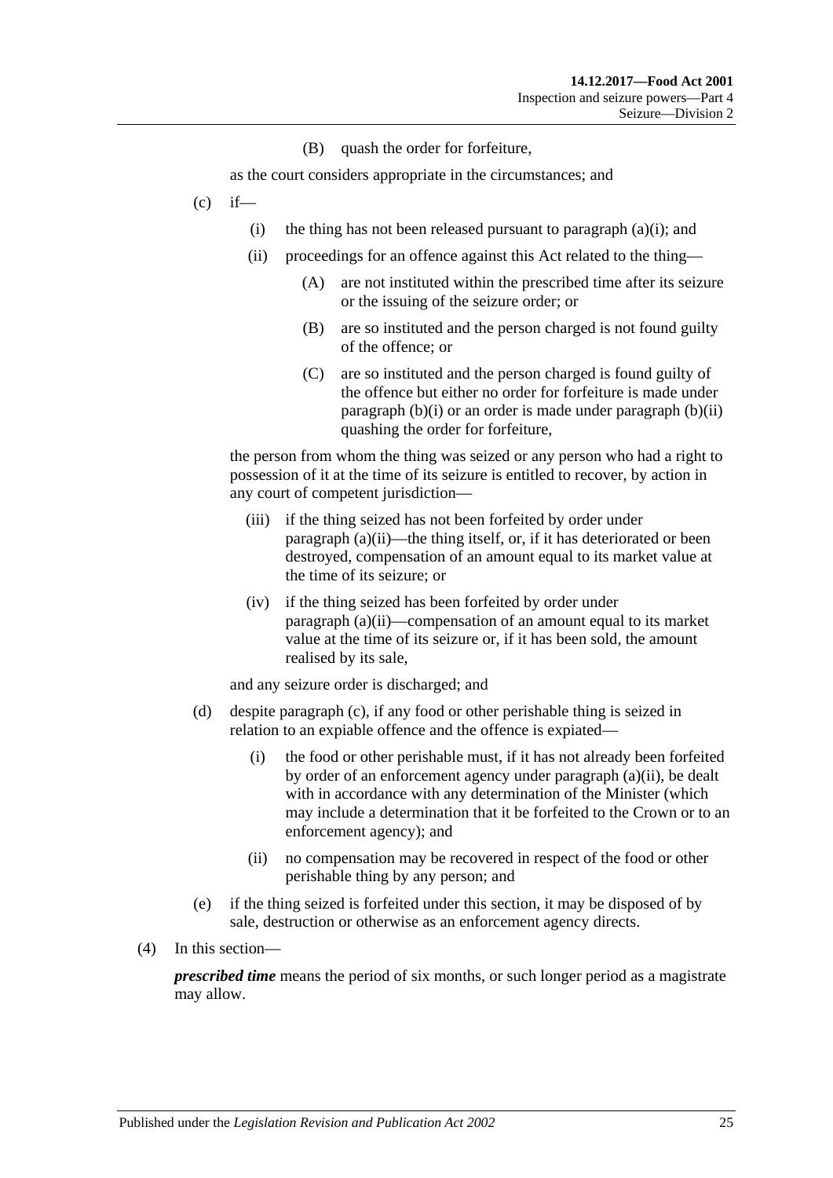(B) quash the order for forfeiture,

as the court considers appropriate in the circumstances; and

(c) if—

(i) the thing has not been released pursuant to paragraph (a)(i); and

(ii) proceedings for an offence against this Act related to the thing—

(A) are not instituted within the prescribed time after its seizure or the issuing of the seizure order; or

(B) are so instituted and the person charged is not found guilty of the offence; or

(C) are so instituted and the person charged is found guilty of the offence but either no order for forfeiture is made under paragraph (b)(i) or an order is made under paragraph (b)(ii) quashing the order for forfeiture,

the person from whom the thing was seized or any person who had a right to possession of it at the time of its seizure is entitled to recover, by action in any court of competent jurisdiction—

(iii) if the thing seized has not been forfeited by order under paragraph (a)(ii)—the thing itself, or, if it has deteriorated or been destroyed, compensation of an amount equal to its market value at the time of its seizure; or

(iv) if the thing seized has been forfeited by order under paragraph (a)(ii)—compensation of an amount equal to its market value at the time of its seizure or, if it has been sold, the amount realised by its sale,

and any seizure order is discharged; and

(d) despite paragraph (c), if any food or other perishable thing is seized in relation to an expiable offence and the offence is expiated—

(i) the food or other perishable must, if it has not already been forfeited by order of an enforcement agency under paragraph (a)(ii), be dealt with in accordance with any determination of the Minister (which may include a determination that it be forfeited to the Crown or to an enforcement agency); and

(ii) no compensation may be recovered in respect of the food or other perishable thing by any person; and

(e) if the thing seized is forfeited under this section, it may be disposed of by sale, destruction or otherwise as an enforcement agency directs.

(4) In this section—

***prescribed time*** means the period of six months, or such longer period as a magistrate may allow.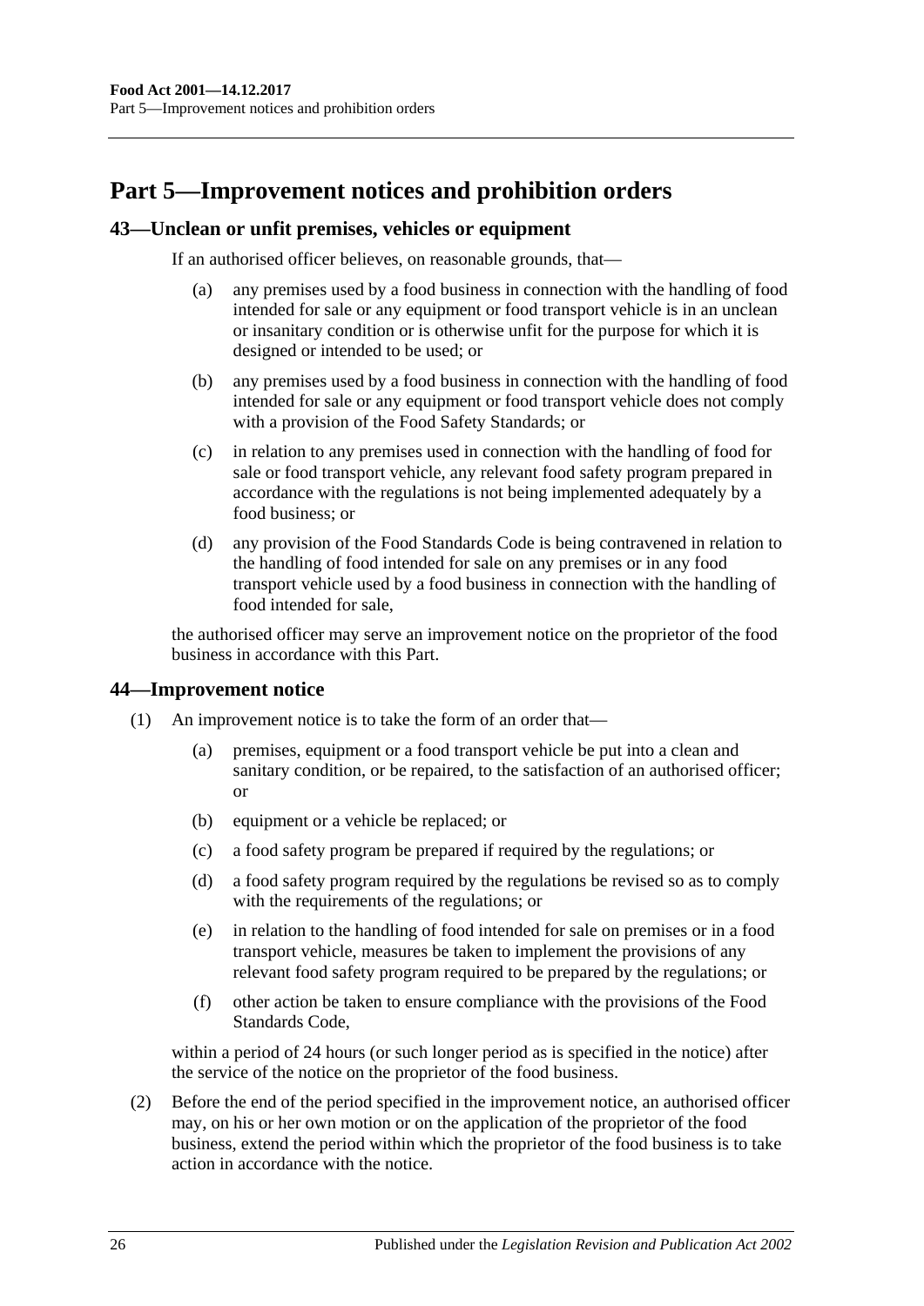# Part 5—Improvement notices and prohibition orders

## 43—Unclean or unfit premises, vehicles or equipment

If an authorised officer believes, on reasonable grounds, that—

(a) any premises used by a food business in connection with the handling of food intended for sale or any equipment or food transport vehicle is in an unclean or insanitary condition or is otherwise unfit for the purpose for which it is designed or intended to be used; or

(b) any premises used by a food business in connection with the handling of food intended for sale or any equipment or food transport vehicle does not comply with a provision of the Food Safety Standards; or

(c) in relation to any premises used in connection with the handling of food for sale or food transport vehicle, any relevant food safety program prepared in accordance with the regulations is not being implemented adequately by a food business; or

(d) any provision of the Food Standards Code is being contravened in relation to the handling of food intended for sale on any premises or in any food transport vehicle used by a food business in connection with the handling of food intended for sale,

the authorised officer may serve an improvement notice on the proprietor of the food business in accordance with this Part.

## 44—Improvement notice

(1) An improvement notice is to take the form of an order that—

(a) premises, equipment or a food transport vehicle be put into a clean and sanitary condition, or be repaired, to the satisfaction of an authorised officer; or

(b) equipment or a vehicle be replaced; or

(c) a food safety program be prepared if required by the regulations; or

(d) a food safety program required by the regulations be revised so as to comply with the requirements of the regulations; or

(e) in relation to the handling of food intended for sale on premises or in a food transport vehicle, measures be taken to implement the provisions of any relevant food safety program required to be prepared by the regulations; or

(f) other action be taken to ensure compliance with the provisions of the Food Standards Code,

within a period of 24 hours (or such longer period as is specified in the notice) after the service of the notice on the proprietor of the food business.

(2) Before the end of the period specified in the improvement notice, an authorised officer may, on his or her own motion or on the application of the proprietor of the food business, extend the period within which the proprietor of the food business is to take action in accordance with the notice.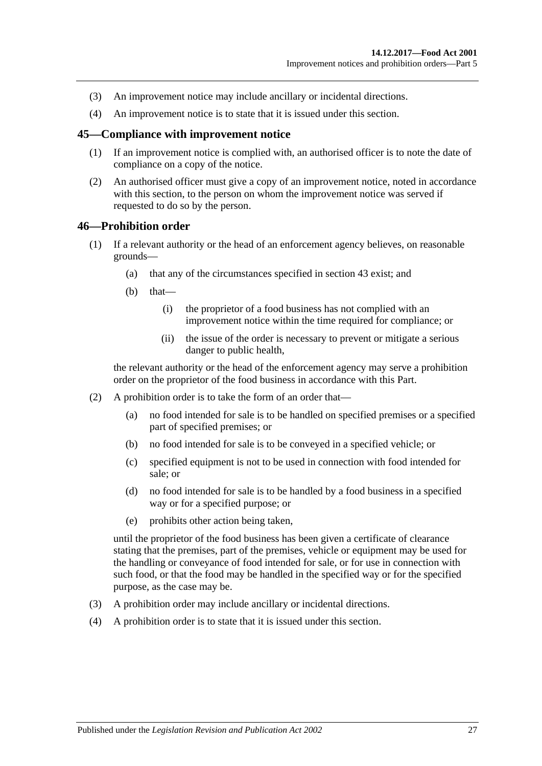(3) An improvement notice may include ancillary or incidental directions.

(4) An improvement notice is to state that it is issued under this section.

## 45—Compliance with improvement notice

(1) If an improvement notice is complied with, an authorised officer is to note the date of compliance on a copy of the notice.

(2) An authorised officer must give a copy of an improvement notice, noted in accordance with this section, to the person on whom the improvement notice was served if requested to do so by the person.

## 46—Prohibition order

(1) If a relevant authority or the head of an enforcement agency believes, on reasonable grounds—

- (a) that any of the circumstances specified in section 43 exist; and
- (b) that—
  - (i) the proprietor of a food business has not complied with an improvement notice within the time required for compliance; or
  - (ii) the issue of the order is necessary to prevent or mitigate a serious danger to public health,

the relevant authority or the head of the enforcement agency may serve a prohibition order on the proprietor of the food business in accordance with this Part.

(2) A prohibition order is to take the form of an order that—

- (a) no food intended for sale is to be handled on specified premises or a specified part of specified premises; or
- (b) no food intended for sale is to be conveyed in a specified vehicle; or
- (c) specified equipment is not to be used in connection with food intended for sale; or
- (d) no food intended for sale is to be handled by a food business in a specified way or for a specified purpose; or
- (e) prohibits other action being taken,

until the proprietor of the food business has been given a certificate of clearance stating that the premises, part of the premises, vehicle or equipment may be used for the handling or conveyance of food intended for sale, or for use in connection with such food, or that the food may be handled in the specified way or for the specified purpose, as the case may be.

(3) A prohibition order may include ancillary or incidental directions.

(4) A prohibition order is to state that it is issued under this section.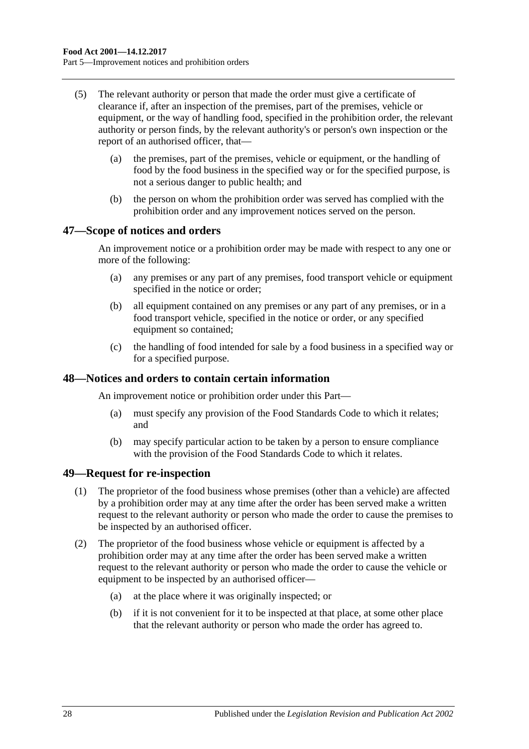(5) The relevant authority or person that made the order must give a certificate of clearance if, after an inspection of the premises, part of the premises, vehicle or equipment, or the way of handling food, specified in the prohibition order, the relevant authority or person finds, by the relevant authority's or person's own inspection or the report of an authorised officer, that—

  (a) the premises, part of the premises, vehicle or equipment, or the handling of food by the food business in the specified way or for the specified purpose, is not a serious danger to public health; and

  (b) the person on whom the prohibition order was served has complied with the prohibition order and any improvement notices served on the person.

## 47—Scope of notices and orders

An improvement notice or a prohibition order may be made with respect to any one or more of the following:

  (a) any premises or any part of any premises, food transport vehicle or equipment specified in the notice or order;

  (b) all equipment contained on any premises or any part of any premises, or in a food transport vehicle, specified in the notice or order, or any specified equipment so contained;

  (c) the handling of food intended for sale by a food business in a specified way or for a specified purpose.

## 48—Notices and orders to contain certain information

An improvement notice or prohibition order under this Part—

  (a) must specify any provision of the Food Standards Code to which it relates; and

  (b) may specify particular action to be taken by a person to ensure compliance with the provision of the Food Standards Code to which it relates.

## 49—Request for re-inspection

(1) The proprietor of the food business whose premises (other than a vehicle) are affected by a prohibition order may at any time after the order has been served make a written request to the relevant authority or person who made the order to cause the premises to be inspected by an authorised officer.

(2) The proprietor of the food business whose vehicle or equipment is affected by a prohibition order may at any time after the order has been served make a written request to the relevant authority or person who made the order to cause the vehicle or equipment to be inspected by an authorised officer—

  (a) at the place where it was originally inspected; or

  (b) if it is not convenient for it to be inspected at that place, at some other place that the relevant authority or person who made the order has agreed to.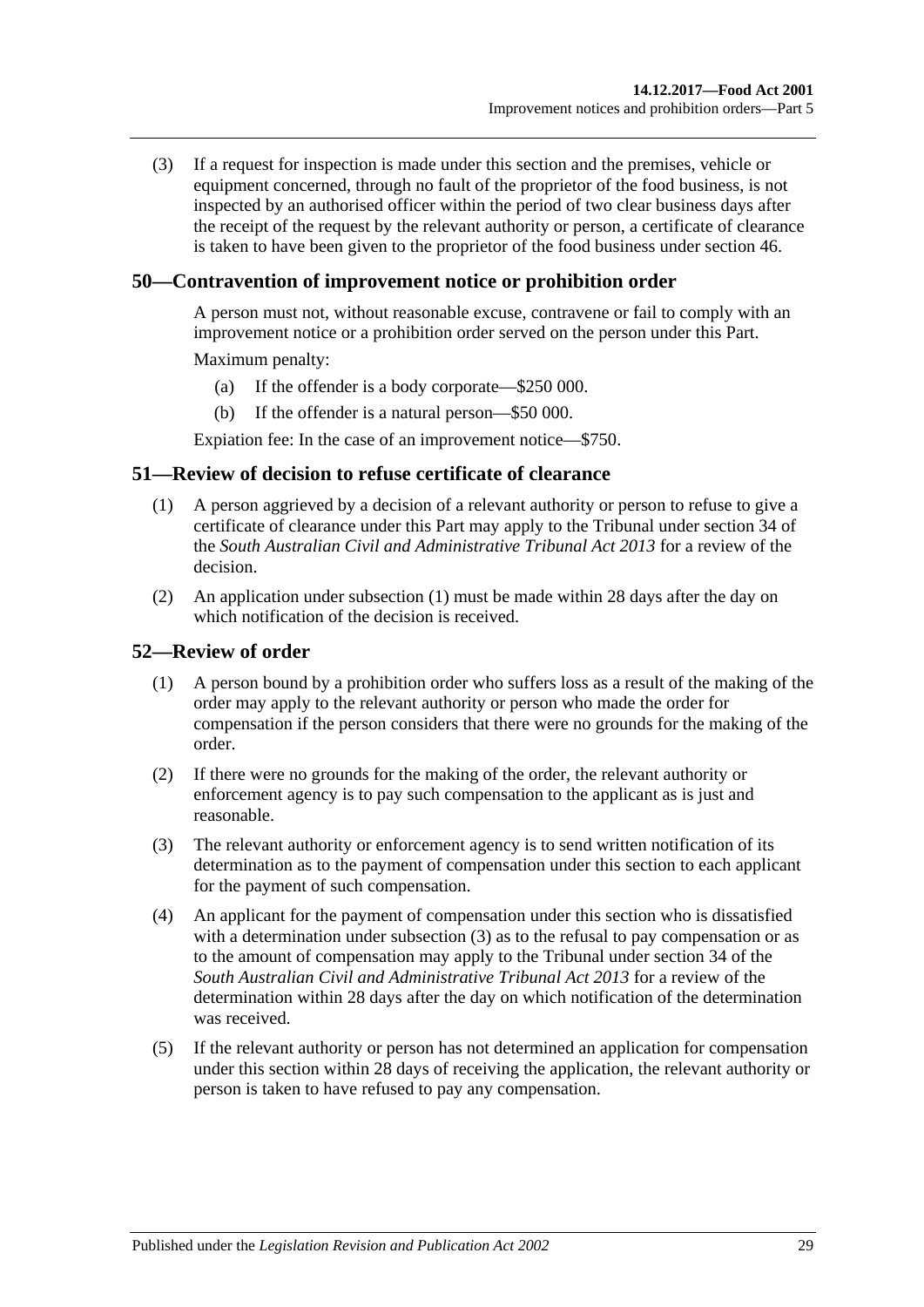(3) If a request for inspection is made under this section and the premises, vehicle or equipment concerned, through no fault of the proprietor of the food business, is not inspected by an authorised officer within the period of two clear business days after the receipt of the request by the relevant authority or person, a certificate of clearance is taken to have been given to the proprietor of the food business under section 46.

## 50—Contravention of improvement notice or prohibition order

A person must not, without reasonable excuse, contravene or fail to comply with an improvement notice or a prohibition order served on the person under this Part.

Maximum penalty:

(a) If the offender is a body corporate—$250 000.

(b) If the offender is a natural person—$50 000.

Expiation fee: In the case of an improvement notice—$750.

## 51—Review of decision to refuse certificate of clearance

(1) A person aggrieved by a decision of a relevant authority or person to refuse to give a certificate of clearance under this Part may apply to the Tribunal under section 34 of the *South Australian Civil and Administrative Tribunal Act 2013* for a review of the decision.

(2) An application under subsection (1) must be made within 28 days after the day on which notification of the decision is received.

## 52—Review of order

(1) A person bound by a prohibition order who suffers loss as a result of the making of the order may apply to the relevant authority or person who made the order for compensation if the person considers that there were no grounds for the making of the order.

(2) If there were no grounds for the making of the order, the relevant authority or enforcement agency is to pay such compensation to the applicant as is just and reasonable.

(3) The relevant authority or enforcement agency is to send written notification of its determination as to the payment of compensation under this section to each applicant for the payment of such compensation.

(4) An applicant for the payment of compensation under this section who is dissatisfied with a determination under subsection (3) as to the refusal to pay compensation or as to the amount of compensation may apply to the Tribunal under section 34 of the *South Australian Civil and Administrative Tribunal Act 2013* for a review of the determination within 28 days after the day on which notification of the determination was received.

(5) If the relevant authority or person has not determined an application for compensation under this section within 28 days of receiving the application, the relevant authority or person is taken to have refused to pay any compensation.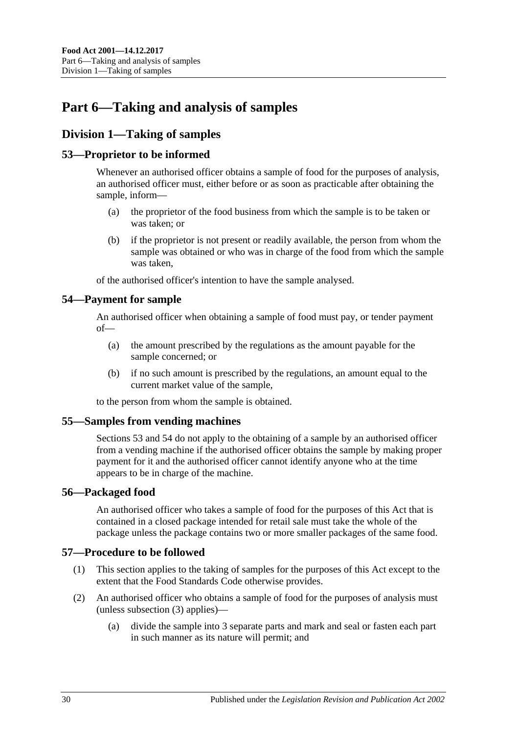# Part 6—Taking and analysis of samples

## Division 1—Taking of samples

### 53—Proprietor to be informed

Whenever an authorised officer obtains a sample of food for the purposes of analysis, an authorised officer must, either before or as soon as practicable after obtaining the sample, inform—

- (a) the proprietor of the food business from which the sample is to be taken or was taken; or
- (b) if the proprietor is not present or readily available, the person from whom the sample was obtained or who was in charge of the food from which the sample was taken,

of the authorised officer's intention to have the sample analysed.

### 54—Payment for sample

An authorised officer when obtaining a sample of food must pay, or tender payment of—

- (a) the amount prescribed by the regulations as the amount payable for the sample concerned; or
- (b) if no such amount is prescribed by the regulations, an amount equal to the current market value of the sample,

to the person from whom the sample is obtained.

### 55—Samples from vending machines

Sections 53 and 54 do not apply to the obtaining of a sample by an authorised officer from a vending machine if the authorised officer obtains the sample by making proper payment for it and the authorised officer cannot identify anyone who at the time appears to be in charge of the machine.

### 56—Packaged food

An authorised officer who takes a sample of food for the purposes of this Act that is contained in a closed package intended for retail sale must take the whole of the package unless the package contains two or more smaller packages of the same food.

### 57—Procedure to be followed

(1) This section applies to the taking of samples for the purposes of this Act except to the extent that the Food Standards Code otherwise provides.

(2) An authorised officer who obtains a sample of food for the purposes of analysis must (unless subsection (3) applies)—

- (a) divide the sample into 3 separate parts and mark and seal or fasten each part in such manner as its nature will permit; and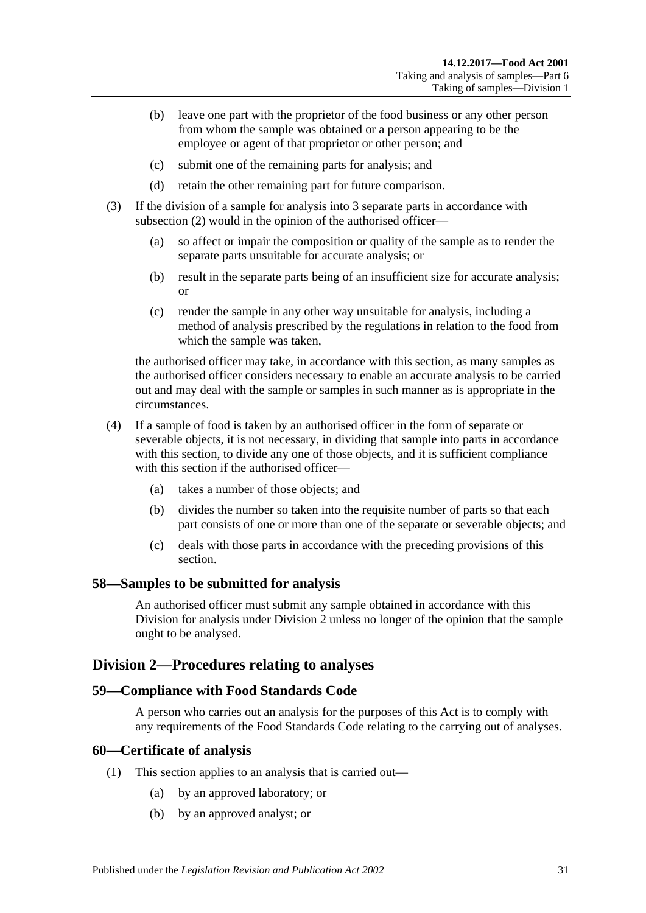(b) leave one part with the proprietor of the food business or any other person from whom the sample was obtained or a person appearing to be the employee or agent of that proprietor or other person; and

(c) submit one of the remaining parts for analysis; and

(d) retain the other remaining part for future comparison.

(3) If the division of a sample for analysis into 3 separate parts in accordance with subsection (2) would in the opinion of the authorised officer—

(a) so affect or impair the composition or quality of the sample as to render the separate parts unsuitable for accurate analysis; or

(b) result in the separate parts being of an insufficient size for accurate analysis; or

(c) render the sample in any other way unsuitable for analysis, including a method of analysis prescribed by the regulations in relation to the food from which the sample was taken,

the authorised officer may take, in accordance with this section, as many samples as the authorised officer considers necessary to enable an accurate analysis to be carried out and may deal with the sample or samples in such manner as is appropriate in the circumstances.

(4) If a sample of food is taken by an authorised officer in the form of separate or severable objects, it is not necessary, in dividing that sample into parts in accordance with this section, to divide any one of those objects, and it is sufficient compliance with this section if the authorised officer—

(a) takes a number of those objects; and

(b) divides the number so taken into the requisite number of parts so that each part consists of one or more than one of the separate or severable objects; and

(c) deals with those parts in accordance with the preceding provisions of this section.

### 58—Samples to be submitted for analysis

An authorised officer must submit any sample obtained in accordance with this Division for analysis under Division 2 unless no longer of the opinion that the sample ought to be analysed.

## Division 2—Procedures relating to analyses

### 59—Compliance with Food Standards Code

A person who carries out an analysis for the purposes of this Act is to comply with any requirements of the Food Standards Code relating to the carrying out of analyses.

### 60—Certificate of analysis

(1) This section applies to an analysis that is carried out—

(a) by an approved laboratory; or

(b) by an approved analyst; or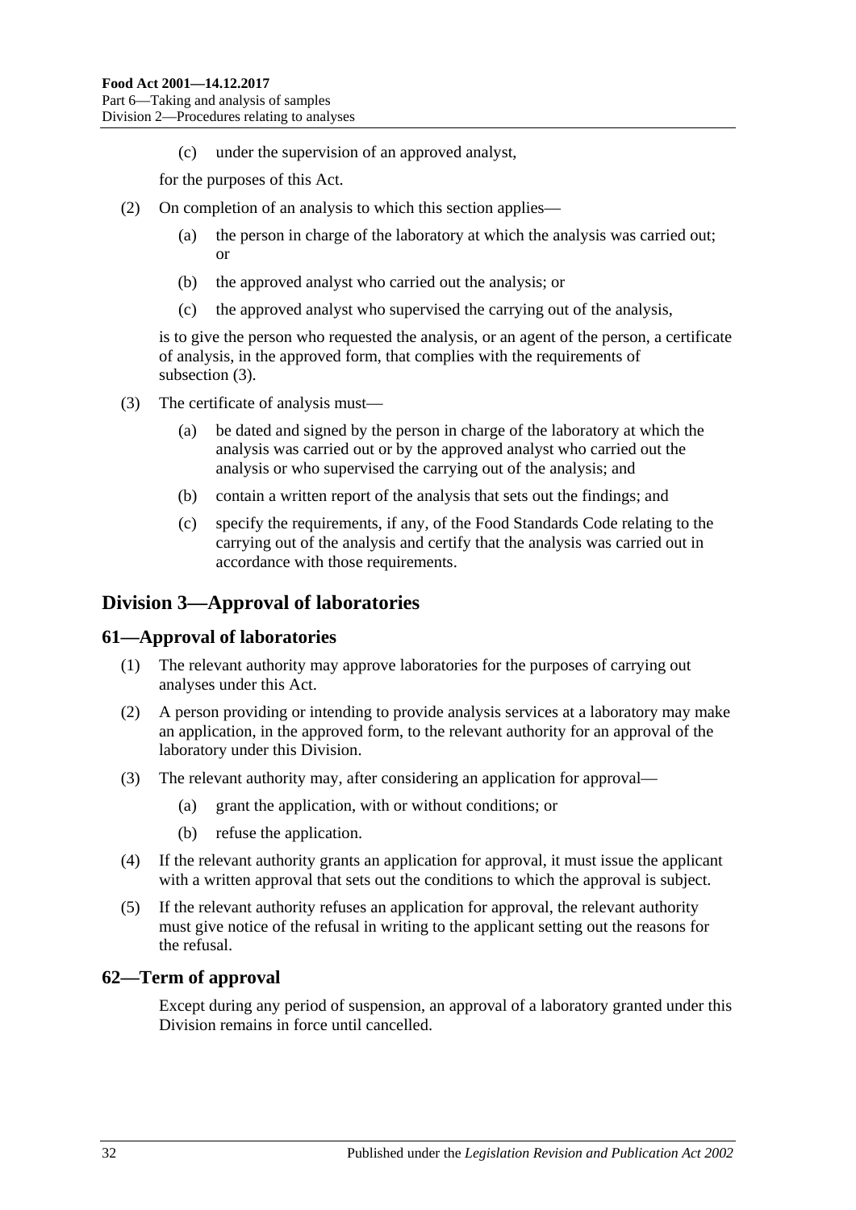(c) under the supervision of an approved analyst,

for the purposes of this Act.

(2) On completion of an analysis to which this section applies—

(a) the person in charge of the laboratory at which the analysis was carried out; or

(b) the approved analyst who carried out the analysis; or

(c) the approved analyst who supervised the carrying out of the analysis,

is to give the person who requested the analysis, or an agent of the person, a certificate of analysis, in the approved form, that complies with the requirements of subsection (3).

(3) The certificate of analysis must—

(a) be dated and signed by the person in charge of the laboratory at which the analysis was carried out or by the approved analyst who carried out the analysis or who supervised the carrying out of the analysis; and

(b) contain a written report of the analysis that sets out the findings; and

(c) specify the requirements, if any, of the Food Standards Code relating to the carrying out of the analysis and certify that the analysis was carried out in accordance with those requirements.

## Division 3—Approval of laboratories

### 61—Approval of laboratories

(1) The relevant authority may approve laboratories for the purposes of carrying out analyses under this Act.

(2) A person providing or intending to provide analysis services at a laboratory may make an application, in the approved form, to the relevant authority for an approval of the laboratory under this Division.

(3) The relevant authority may, after considering an application for approval—

(a) grant the application, with or without conditions; or

(b) refuse the application.

(4) If the relevant authority grants an application for approval, it must issue the applicant with a written approval that sets out the conditions to which the approval is subject.

(5) If the relevant authority refuses an application for approval, the relevant authority must give notice of the refusal in writing to the applicant setting out the reasons for the refusal.

### 62—Term of approval

Except during any period of suspension, an approval of a laboratory granted under this Division remains in force until cancelled.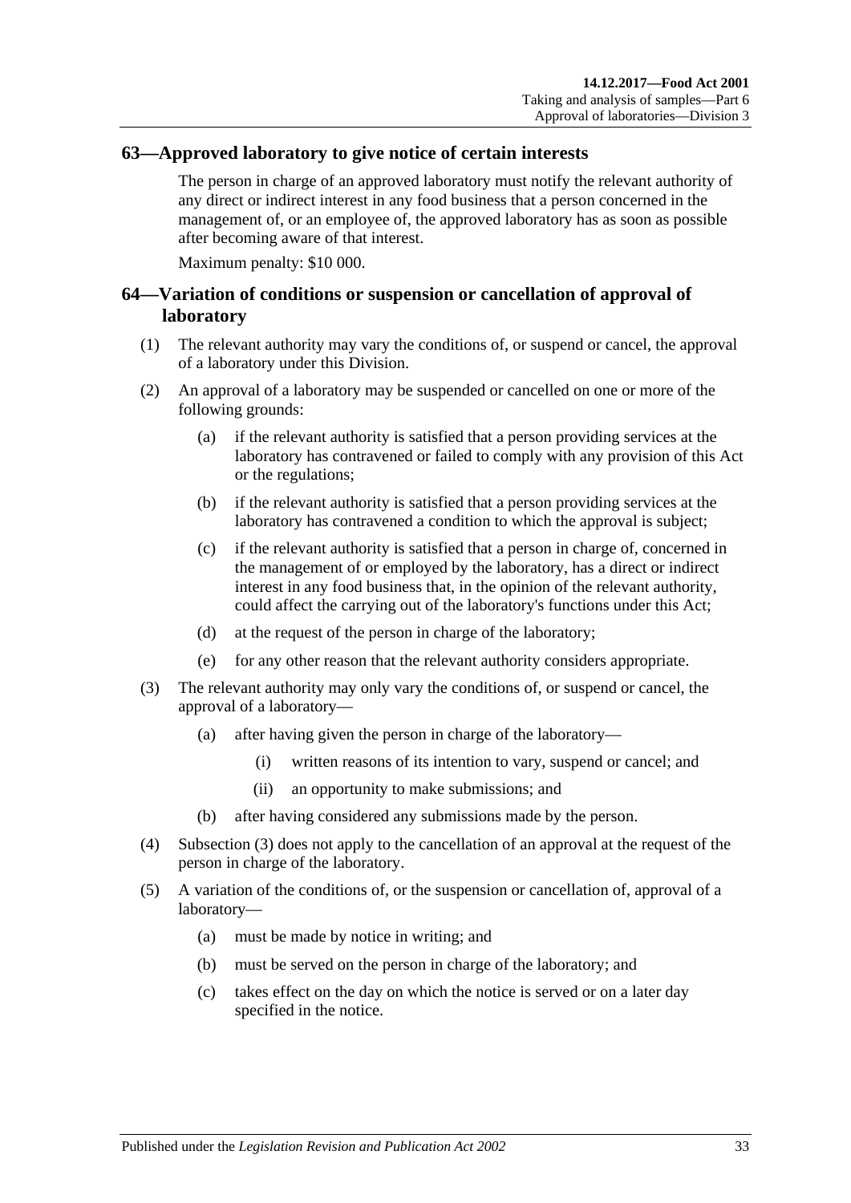## 63—Approved laboratory to give notice of certain interests

The person in charge of an approved laboratory must notify the relevant authority of any direct or indirect interest in any food business that a person concerned in the management of, or an employee of, the approved laboratory has as soon as possible after becoming aware of that interest.

Maximum penalty: $10 000.

## 64—Variation of conditions or suspension or cancellation of approval of laboratory

(1) The relevant authority may vary the conditions of, or suspend or cancel, the approval of a laboratory under this Division.

(2) An approval of a laboratory may be suspended or cancelled on one or more of the following grounds:

- (a) if the relevant authority is satisfied that a person providing services at the laboratory has contravened or failed to comply with any provision of this Act or the regulations;
- (b) if the relevant authority is satisfied that a person providing services at the laboratory has contravened a condition to which the approval is subject;
- (c) if the relevant authority is satisfied that a person in charge of, concerned in the management of or employed by the laboratory, has a direct or indirect interest in any food business that, in the opinion of the relevant authority, could affect the carrying out of the laboratory's functions under this Act;
- (d) at the request of the person in charge of the laboratory;
- (e) for any other reason that the relevant authority considers appropriate.

(3) The relevant authority may only vary the conditions of, or suspend or cancel, the approval of a laboratory—

- (a) after having given the person in charge of the laboratory—
  - (i) written reasons of its intention to vary, suspend or cancel; and
  - (ii) an opportunity to make submissions; and
- (b) after having considered any submissions made by the person.

(4) Subsection (3) does not apply to the cancellation of an approval at the request of the person in charge of the laboratory.

(5) A variation of the conditions of, or the suspension or cancellation of, approval of a laboratory—

- (a) must be made by notice in writing; and
- (b) must be served on the person in charge of the laboratory; and
- (c) takes effect on the day on which the notice is served or on a later day specified in the notice.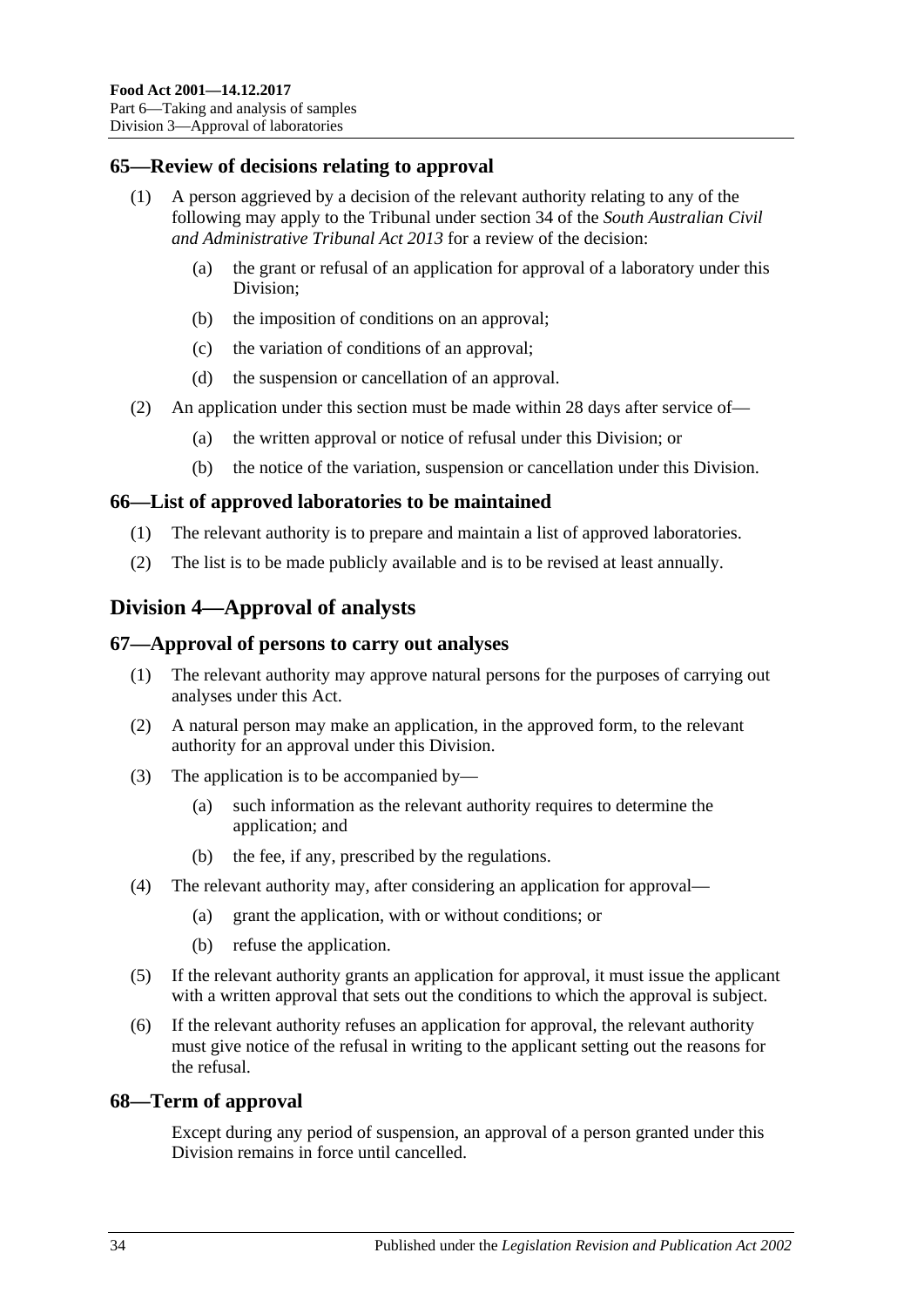### 65—Review of decisions relating to approval

(1) A person aggrieved by a decision of the relevant authority relating to any of the following may apply to the Tribunal under section 34 of the *South Australian Civil and Administrative Tribunal Act 2013* for a review of the decision:

(a) the grant or refusal of an application for approval of a laboratory under this Division;

(b) the imposition of conditions on an approval;

(c) the variation of conditions of an approval;

(d) the suspension or cancellation of an approval.

(2) An application under this section must be made within 28 days after service of—

(a) the written approval or notice of refusal under this Division; or

(b) the notice of the variation, suspension or cancellation under this Division.

### 66—List of approved laboratories to be maintained

(1) The relevant authority is to prepare and maintain a list of approved laboratories.

(2) The list is to be made publicly available and is to be revised at least annually.

## Division 4—Approval of analysts

### 67—Approval of persons to carry out analyses

(1) The relevant authority may approve natural persons for the purposes of carrying out analyses under this Act.

(2) A natural person may make an application, in the approved form, to the relevant authority for an approval under this Division.

(3) The application is to be accompanied by—

(a) such information as the relevant authority requires to determine the application; and

(b) the fee, if any, prescribed by the regulations.

(4) The relevant authority may, after considering an application for approval—

(a) grant the application, with or without conditions; or

(b) refuse the application.

(5) If the relevant authority grants an application for approval, it must issue the applicant with a written approval that sets out the conditions to which the approval is subject.

(6) If the relevant authority refuses an application for approval, the relevant authority must give notice of the refusal in writing to the applicant setting out the reasons for the refusal.

### 68—Term of approval

Except during any period of suspension, an approval of a person granted under this Division remains in force until cancelled.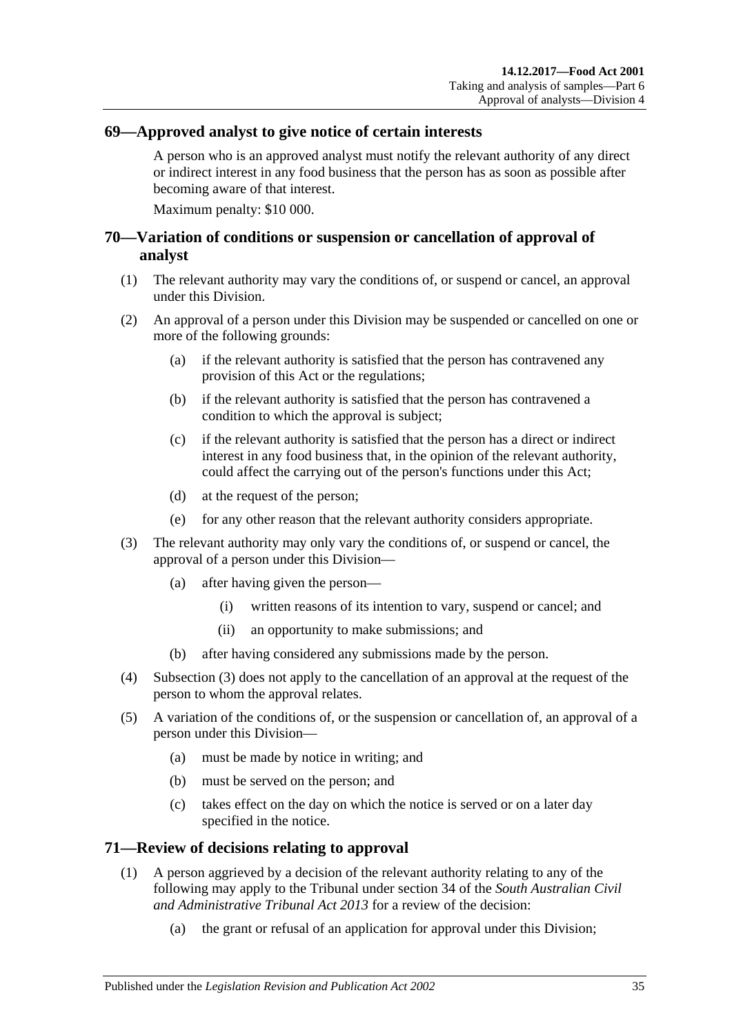## 69—Approved analyst to give notice of certain interests

A person who is an approved analyst must notify the relevant authority of any direct or indirect interest in any food business that the person has as soon as possible after becoming aware of that interest.

Maximum penalty: $10 000.

## 70—Variation of conditions or suspension or cancellation of approval of analyst

(1) The relevant authority may vary the conditions of, or suspend or cancel, an approval under this Division.

(2) An approval of a person under this Division may be suspended or cancelled on one or more of the following grounds:

(a) if the relevant authority is satisfied that the person has contravened any provision of this Act or the regulations;

(b) if the relevant authority is satisfied that the person has contravened a condition to which the approval is subject;

(c) if the relevant authority is satisfied that the person has a direct or indirect interest in any food business that, in the opinion of the relevant authority, could affect the carrying out of the person's functions under this Act;

(d) at the request of the person;

(e) for any other reason that the relevant authority considers appropriate.

(3) The relevant authority may only vary the conditions of, or suspend or cancel, the approval of a person under this Division—

(a) after having given the person—

(i) written reasons of its intention to vary, suspend or cancel; and

(ii) an opportunity to make submissions; and

(b) after having considered any submissions made by the person.

(4) Subsection (3) does not apply to the cancellation of an approval at the request of the person to whom the approval relates.

(5) A variation of the conditions of, or the suspension or cancellation of, an approval of a person under this Division—

(a) must be made by notice in writing; and

(b) must be served on the person; and

(c) takes effect on the day on which the notice is served or on a later day specified in the notice.

## 71—Review of decisions relating to approval

(1) A person aggrieved by a decision of the relevant authority relating to any of the following may apply to the Tribunal under section 34 of the *South Australian Civil and Administrative Tribunal Act 2013* for a review of the decision:

(a) the grant or refusal of an application for approval under this Division;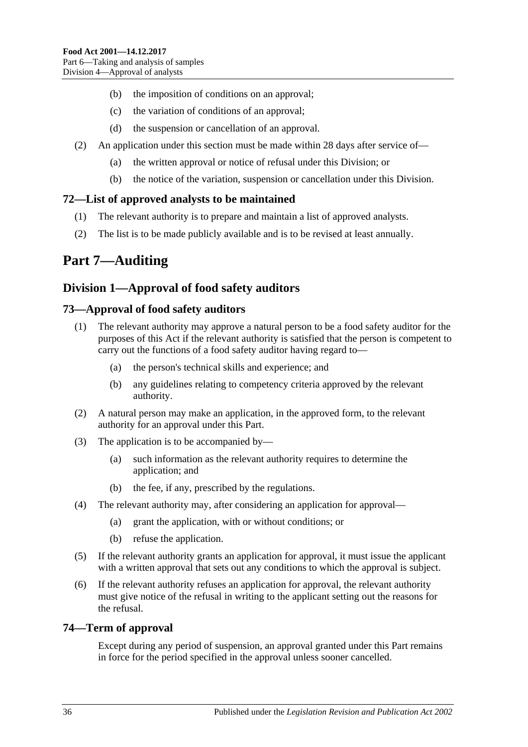(b) the imposition of conditions on an approval;

(c) the variation of conditions of an approval;

(d) the suspension or cancellation of an approval.

(2) An application under this section must be made within 28 days after service of—

(a) the written approval or notice of refusal under this Division; or

(b) the notice of the variation, suspension or cancellation under this Division.

### 72—List of approved analysts to be maintained

(1) The relevant authority is to prepare and maintain a list of approved analysts.

(2) The list is to be made publicly available and is to be revised at least annually.

# Part 7—Auditing

## Division 1—Approval of food safety auditors

### 73—Approval of food safety auditors

(1) The relevant authority may approve a natural person to be a food safety auditor for the purposes of this Act if the relevant authority is satisfied that the person is competent to carry out the functions of a food safety auditor having regard to—

(a) the person's technical skills and experience; and

(b) any guidelines relating to competency criteria approved by the relevant authority.

(2) A natural person may make an application, in the approved form, to the relevant authority for an approval under this Part.

(3) The application is to be accompanied by—

(a) such information as the relevant authority requires to determine the application; and

(b) the fee, if any, prescribed by the regulations.

(4) The relevant authority may, after considering an application for approval—

(a) grant the application, with or without conditions; or

(b) refuse the application.

(5) If the relevant authority grants an application for approval, it must issue the applicant with a written approval that sets out any conditions to which the approval is subject.

(6) If the relevant authority refuses an application for approval, the relevant authority must give notice of the refusal in writing to the applicant setting out the reasons for the refusal.

### 74—Term of approval

Except during any period of suspension, an approval granted under this Part remains in force for the period specified in the approval unless sooner cancelled.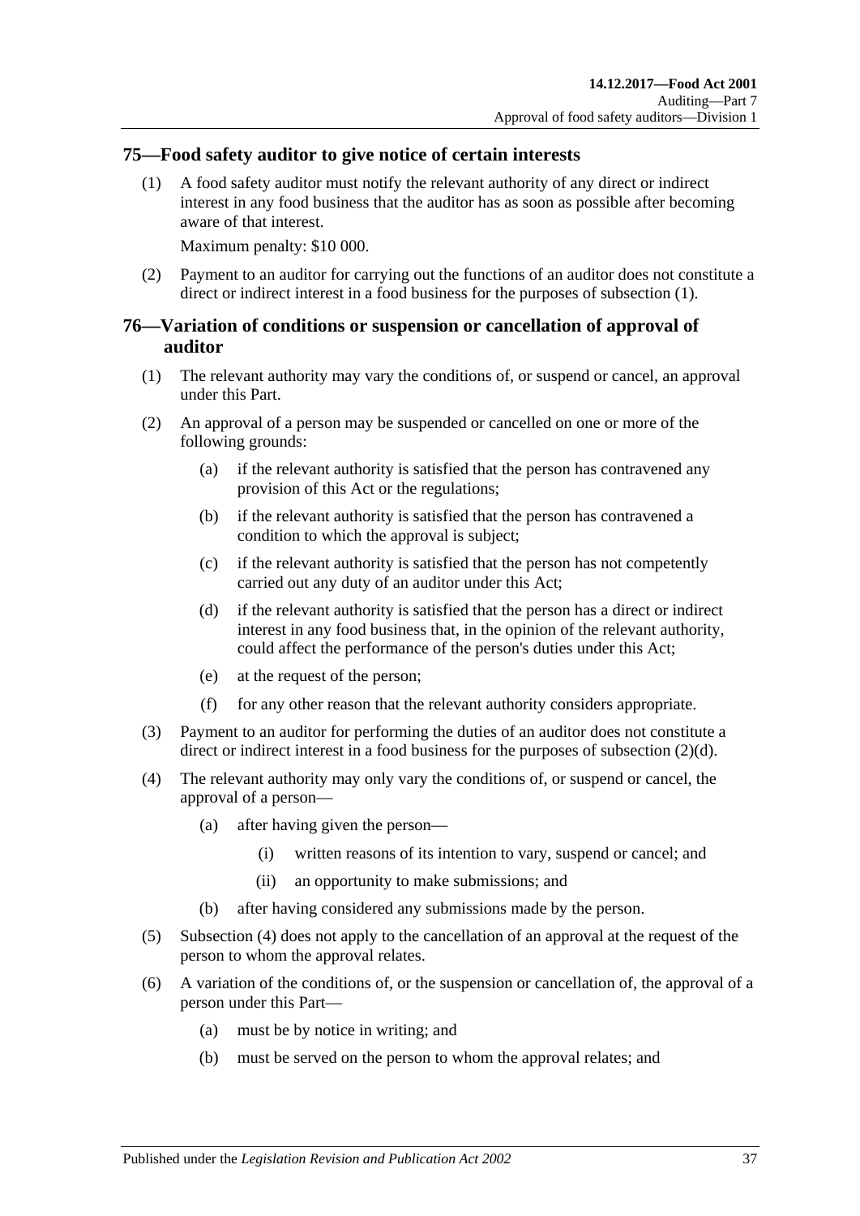## 75—Food safety auditor to give notice of certain interests

(1) A food safety auditor must notify the relevant authority of any direct or indirect interest in any food business that the auditor has as soon as possible after becoming aware of that interest.

Maximum penalty: $10 000.

(2) Payment to an auditor for carrying out the functions of an auditor does not constitute a direct or indirect interest in a food business for the purposes of subsection (1).

## 76—Variation of conditions or suspension or cancellation of approval of auditor

(1) The relevant authority may vary the conditions of, or suspend or cancel, an approval under this Part.

(2) An approval of a person may be suspended or cancelled on one or more of the following grounds:

(a) if the relevant authority is satisfied that the person has contravened any provision of this Act or the regulations;

(b) if the relevant authority is satisfied that the person has contravened a condition to which the approval is subject;

(c) if the relevant authority is satisfied that the person has not competently carried out any duty of an auditor under this Act;

(d) if the relevant authority is satisfied that the person has a direct or indirect interest in any food business that, in the opinion of the relevant authority, could affect the performance of the person's duties under this Act;

(e) at the request of the person;

(f) for any other reason that the relevant authority considers appropriate.

(3) Payment to an auditor for performing the duties of an auditor does not constitute a direct or indirect interest in a food business for the purposes of subsection (2)(d).

(4) The relevant authority may only vary the conditions of, or suspend or cancel, the approval of a person—

(a) after having given the person—

(i) written reasons of its intention to vary, suspend or cancel; and

(ii) an opportunity to make submissions; and

(b) after having considered any submissions made by the person.

(5) Subsection (4) does not apply to the cancellation of an approval at the request of the person to whom the approval relates.

(6) A variation of the conditions of, or the suspension or cancellation of, the approval of a person under this Part—

(a) must be by notice in writing; and

(b) must be served on the person to whom the approval relates; and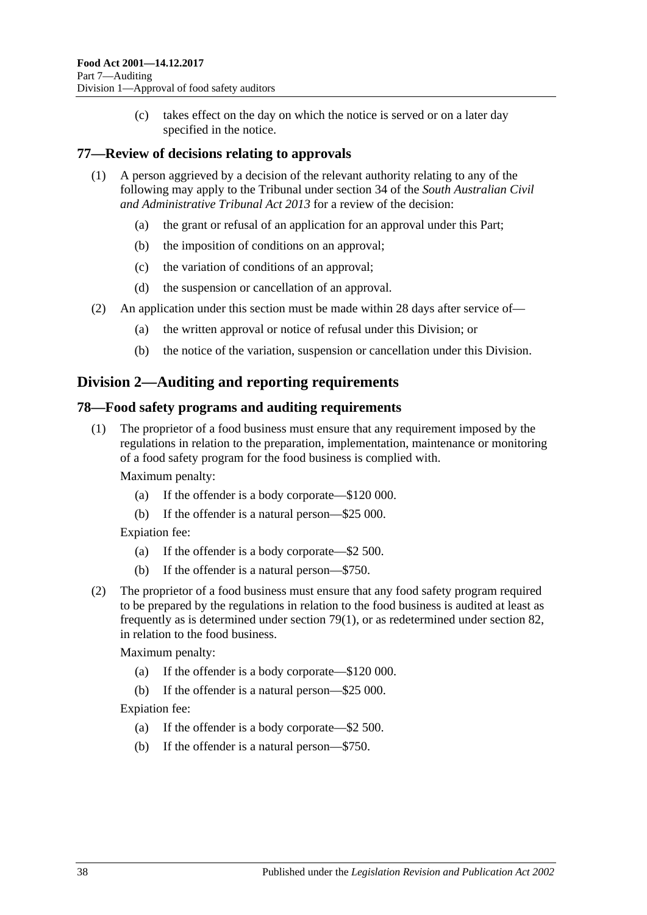(c) takes effect on the day on which the notice is served or on a later day specified in the notice.

### 77—Review of decisions relating to approvals

(1) A person aggrieved by a decision of the relevant authority relating to any of the following may apply to the Tribunal under section 34 of the *South Australian Civil and Administrative Tribunal Act 2013* for a review of the decision:

(a) the grant or refusal of an application for an approval under this Part;

(b) the imposition of conditions on an approval;

(c) the variation of conditions of an approval;

(d) the suspension or cancellation of an approval.

(2) An application under this section must be made within 28 days after service of—

(a) the written approval or notice of refusal under this Division; or

(b) the notice of the variation, suspension or cancellation under this Division.

## Division 2—Auditing and reporting requirements

### 78—Food safety programs and auditing requirements

(1) The proprietor of a food business must ensure that any requirement imposed by the regulations in relation to the preparation, implementation, maintenance or monitoring of a food safety program for the food business is complied with.

Maximum penalty:

(a) If the offender is a body corporate—$120 000.

(b) If the offender is a natural person—$25 000.

Expiation fee:

(a) If the offender is a body corporate—$2 500.

(b) If the offender is a natural person—$750.

(2) The proprietor of a food business must ensure that any food safety program required to be prepared by the regulations in relation to the food business is audited at least as frequently as is determined under section 79(1), or as redetermined under section 82, in relation to the food business.

Maximum penalty:

(a) If the offender is a body corporate—$120 000.

(b) If the offender is a natural person—$25 000.

Expiation fee:

(a) If the offender is a body corporate—$2 500.

(b) If the offender is a natural person—$750.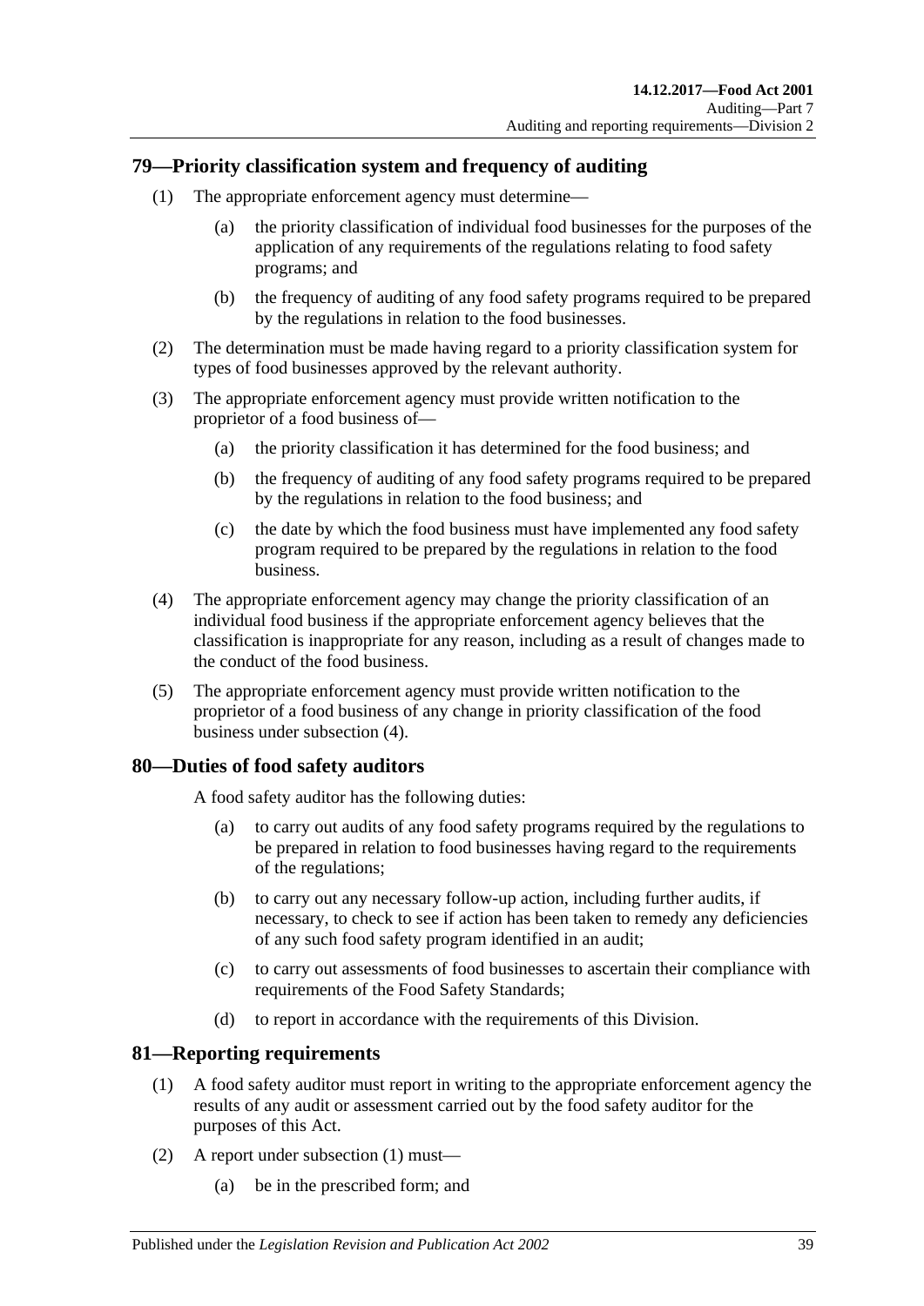## 79—Priority classification system and frequency of auditing

(1) The appropriate enforcement agency must determine—

(a) the priority classification of individual food businesses for the purposes of the application of any requirements of the regulations relating to food safety programs; and

(b) the frequency of auditing of any food safety programs required to be prepared by the regulations in relation to the food businesses.

(2) The determination must be made having regard to a priority classification system for types of food businesses approved by the relevant authority.

(3) The appropriate enforcement agency must provide written notification to the proprietor of a food business of—

(a) the priority classification it has determined for the food business; and

(b) the frequency of auditing of any food safety programs required to be prepared by the regulations in relation to the food business; and

(c) the date by which the food business must have implemented any food safety program required to be prepared by the regulations in relation to the food business.

(4) The appropriate enforcement agency may change the priority classification of an individual food business if the appropriate enforcement agency believes that the classification is inappropriate for any reason, including as a result of changes made to the conduct of the food business.

(5) The appropriate enforcement agency must provide written notification to the proprietor of a food business of any change in priority classification of the food business under subsection (4).

## 80—Duties of food safety auditors

A food safety auditor has the following duties:

(a) to carry out audits of any food safety programs required by the regulations to be prepared in relation to food businesses having regard to the requirements of the regulations;

(b) to carry out any necessary follow-up action, including further audits, if necessary, to check to see if action has been taken to remedy any deficiencies of any such food safety program identified in an audit;

(c) to carry out assessments of food businesses to ascertain their compliance with requirements of the Food Safety Standards;

(d) to report in accordance with the requirements of this Division.

## 81—Reporting requirements

(1) A food safety auditor must report in writing to the appropriate enforcement agency the results of any audit or assessment carried out by the food safety auditor for the purposes of this Act.

(2) A report under subsection (1) must—

(a) be in the prescribed form; and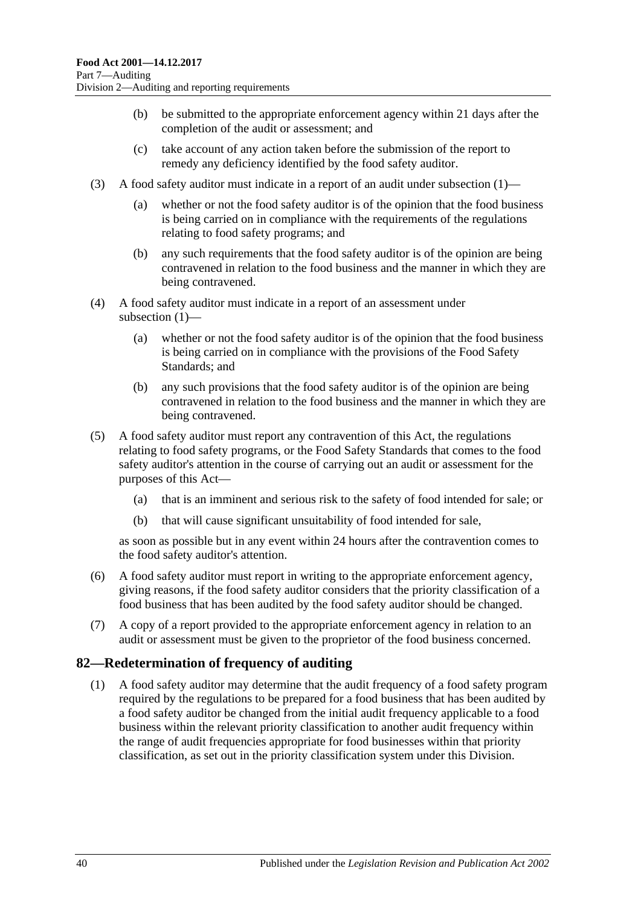(b) be submitted to the appropriate enforcement agency within 21 days after the completion of the audit or assessment; and

(c) take account of any action taken before the submission of the report to remedy any deficiency identified by the food safety auditor.

(3) A food safety auditor must indicate in a report of an audit under subsection (1)—

(a) whether or not the food safety auditor is of the opinion that the food business is being carried on in compliance with the requirements of the regulations relating to food safety programs; and

(b) any such requirements that the food safety auditor is of the opinion are being contravened in relation to the food business and the manner in which they are being contravened.

(4) A food safety auditor must indicate in a report of an assessment under subsection (1)—

(a) whether or not the food safety auditor is of the opinion that the food business is being carried on in compliance with the provisions of the Food Safety Standards; and

(b) any such provisions that the food safety auditor is of the opinion are being contravened in relation to the food business and the manner in which they are being contravened.

(5) A food safety auditor must report any contravention of this Act, the regulations relating to food safety programs, or the Food Safety Standards that comes to the food safety auditor's attention in the course of carrying out an audit or assessment for the purposes of this Act—

(a) that is an imminent and serious risk to the safety of food intended for sale; or

(b) that will cause significant unsuitability of food intended for sale,

as soon as possible but in any event within 24 hours after the contravention comes to the food safety auditor's attention.

(6) A food safety auditor must report in writing to the appropriate enforcement agency, giving reasons, if the food safety auditor considers that the priority classification of a food business that has been audited by the food safety auditor should be changed.

(7) A copy of a report provided to the appropriate enforcement agency in relation to an audit or assessment must be given to the proprietor of the food business concerned.

## 82—Redetermination of frequency of auditing

(1) A food safety auditor may determine that the audit frequency of a food safety program required by the regulations to be prepared for a food business that has been audited by a food safety auditor be changed from the initial audit frequency applicable to a food business within the relevant priority classification to another audit frequency within the range of audit frequencies appropriate for food businesses within that priority classification, as set out in the priority classification system under this Division.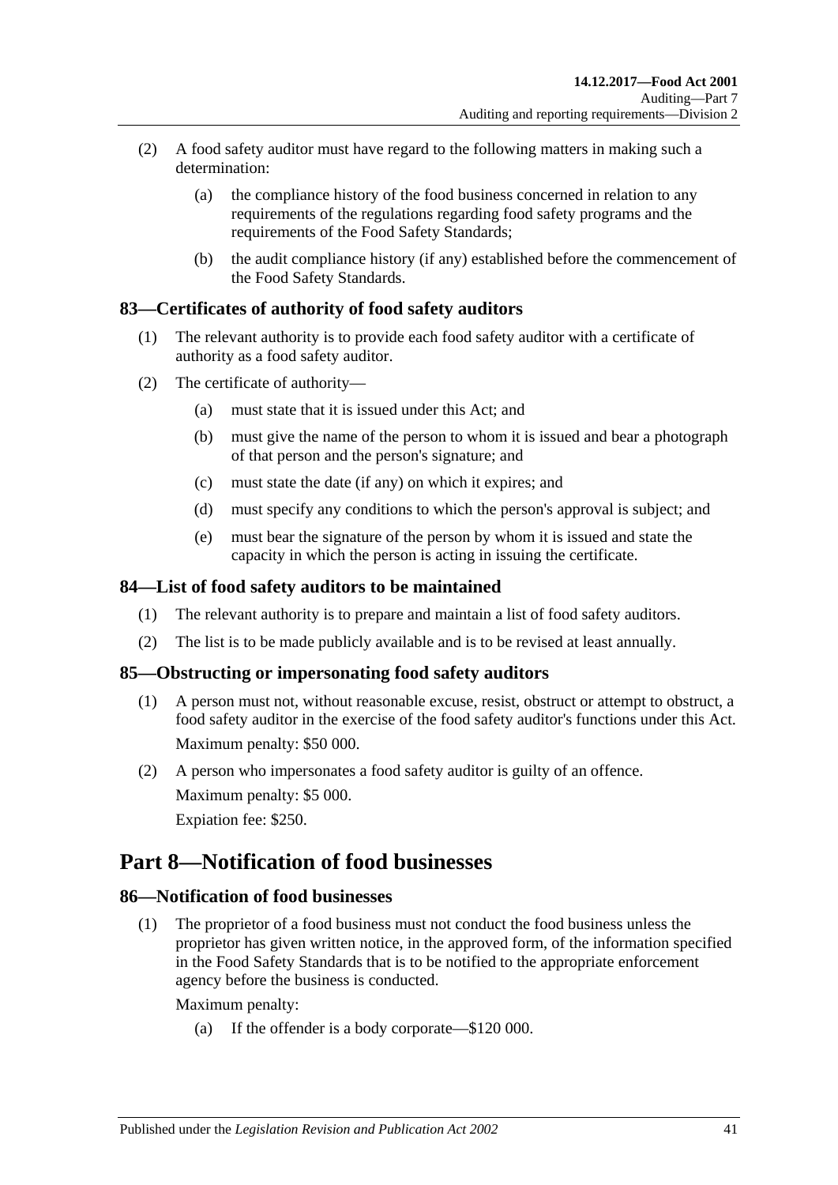(2) A food safety auditor must have regard to the following matters in making such a determination:

(a) the compliance history of the food business concerned in relation to any requirements of the regulations regarding food safety programs and the requirements of the Food Safety Standards;

(b) the audit compliance history (if any) established before the commencement of the Food Safety Standards.

### 83—Certificates of authority of food safety auditors

(1) The relevant authority is to provide each food safety auditor with a certificate of authority as a food safety auditor.

(2) The certificate of authority—

(a) must state that it is issued under this Act; and

(b) must give the name of the person to whom it is issued and bear a photograph of that person and the person's signature; and

(c) must state the date (if any) on which it expires; and

(d) must specify any conditions to which the person's approval is subject; and

(e) must bear the signature of the person by whom it is issued and state the capacity in which the person is acting in issuing the certificate.

### 84—List of food safety auditors to be maintained

(1) The relevant authority is to prepare and maintain a list of food safety auditors.

(2) The list is to be made publicly available and is to be revised at least annually.

### 85—Obstructing or impersonating food safety auditors

(1) A person must not, without reasonable excuse, resist, obstruct or attempt to obstruct, a food safety auditor in the exercise of the food safety auditor's functions under this Act.

Maximum penalty: $50 000.

(2) A person who impersonates a food safety auditor is guilty of an offence.

Maximum penalty: $5 000.

Expiation fee: $250.

## Part 8—Notification of food businesses

### 86—Notification of food businesses

(1) The proprietor of a food business must not conduct the food business unless the proprietor has given written notice, in the approved form, of the information specified in the Food Safety Standards that is to be notified to the appropriate enforcement agency before the business is conducted.

Maximum penalty:

(a) If the offender is a body corporate—$120 000.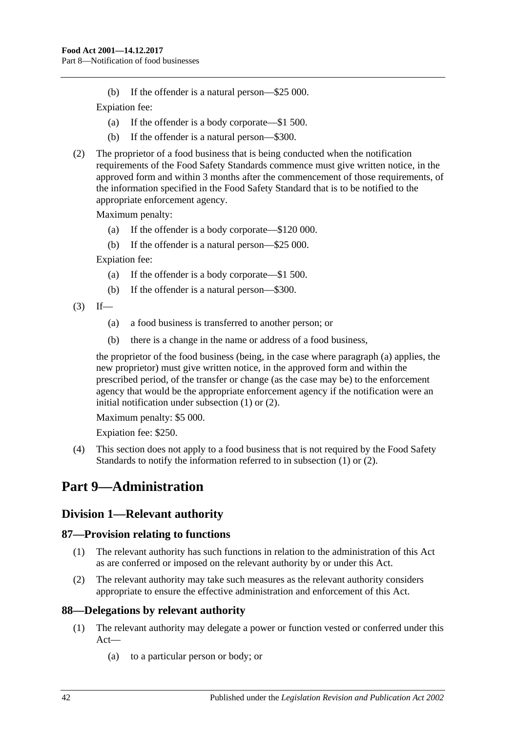(b) If the offender is a natural person—$25 000.

Expiation fee:

(a) If the offender is a body corporate—$1 500.

(b) If the offender is a natural person—$300.

(2) The proprietor of a food business that is being conducted when the notification requirements of the Food Safety Standards commence must give written notice, in the approved form and within 3 months after the commencement of those requirements, of the information specified in the Food Safety Standard that is to be notified to the appropriate enforcement agency.

Maximum penalty:

(a) If the offender is a body corporate—$120 000.

(b) If the offender is a natural person—$25 000.

Expiation fee:

(a) If the offender is a body corporate—$1 500.

(b) If the offender is a natural person—$300.

(3) If—

(a) a food business is transferred to another person; or

(b) there is a change in the name or address of a food business,

the proprietor of the food business (being, in the case where paragraph (a) applies, the new proprietor) must give written notice, in the approved form and within the prescribed period, of the transfer or change (as the case may be) to the enforcement agency that would be the appropriate enforcement agency if the notification were an initial notification under subsection (1) or (2).

Maximum penalty: $5 000.

Expiation fee: $250.

(4) This section does not apply to a food business that is not required by the Food Safety Standards to notify the information referred to in subsection (1) or (2).

# Part 9—Administration

## Division 1—Relevant authority

### 87—Provision relating to functions

(1) The relevant authority has such functions in relation to the administration of this Act as are conferred or imposed on the relevant authority by or under this Act.

(2) The relevant authority may take such measures as the relevant authority considers appropriate to ensure the effective administration and enforcement of this Act.

### 88—Delegations by relevant authority

(1) The relevant authority may delegate a power or function vested or conferred under this Act—

(a) to a particular person or body; or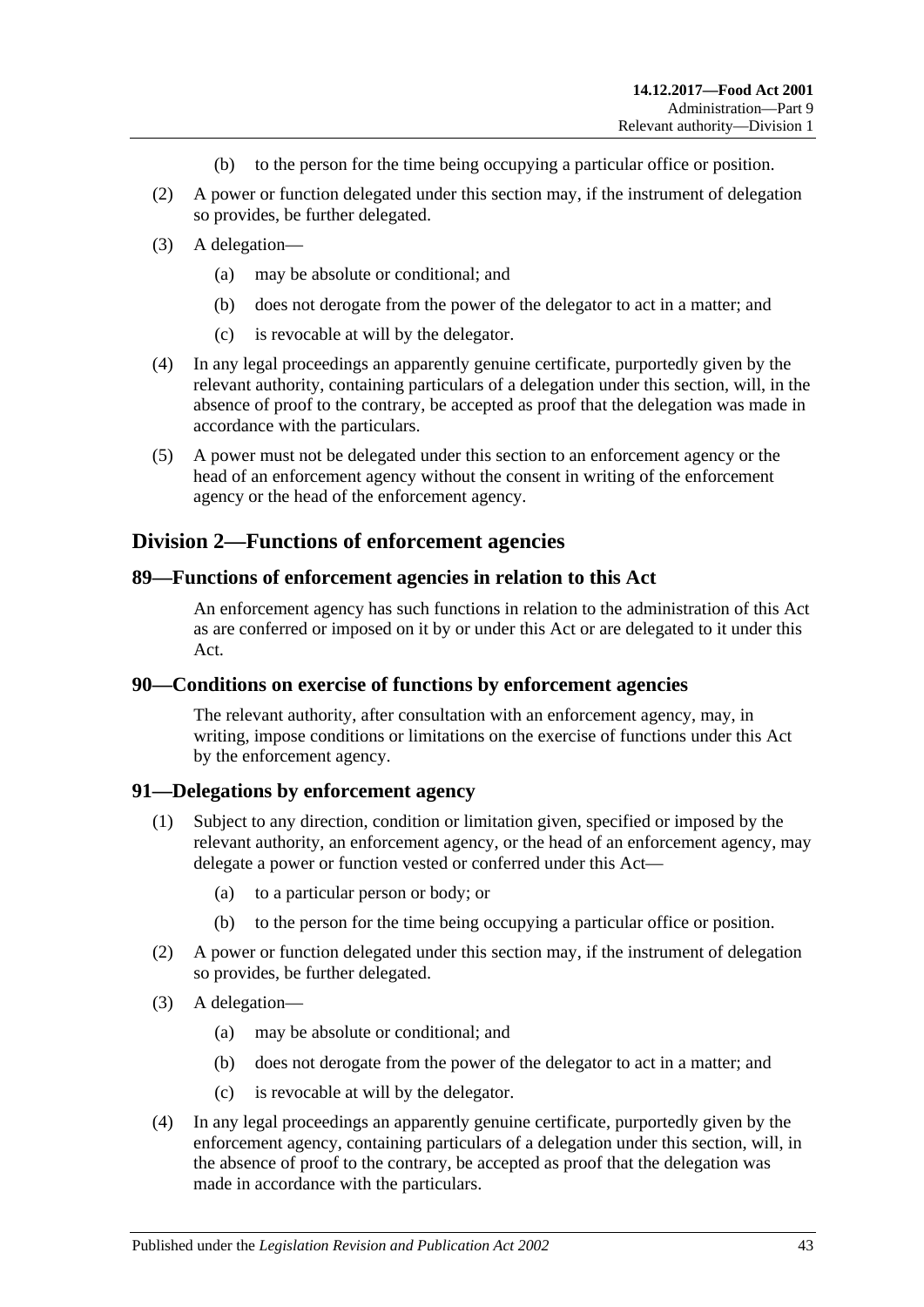(b) to the person for the time being occupying a particular office or position.

(2) A power or function delegated under this section may, if the instrument of delegation so provides, be further delegated.

(3) A delegation—

(a) may be absolute or conditional; and

(b) does not derogate from the power of the delegator to act in a matter; and

(c) is revocable at will by the delegator.

(4) In any legal proceedings an apparently genuine certificate, purportedly given by the relevant authority, containing particulars of a delegation under this section, will, in the absence of proof to the contrary, be accepted as proof that the delegation was made in accordance with the particulars.

(5) A power must not be delegated under this section to an enforcement agency or the head of an enforcement agency without the consent in writing of the enforcement agency or the head of the enforcement agency.

## Division 2—Functions of enforcement agencies

### 89—Functions of enforcement agencies in relation to this Act

An enforcement agency has such functions in relation to the administration of this Act as are conferred or imposed on it by or under this Act or are delegated to it under this Act.

### 90—Conditions on exercise of functions by enforcement agencies

The relevant authority, after consultation with an enforcement agency, may, in writing, impose conditions or limitations on the exercise of functions under this Act by the enforcement agency.

### 91—Delegations by enforcement agency

(1) Subject to any direction, condition or limitation given, specified or imposed by the relevant authority, an enforcement agency, or the head of an enforcement agency, may delegate a power or function vested or conferred under this Act—

(a) to a particular person or body; or

(b) to the person for the time being occupying a particular office or position.

(2) A power or function delegated under this section may, if the instrument of delegation so provides, be further delegated.

(3) A delegation—

(a) may be absolute or conditional; and

(b) does not derogate from the power of the delegator to act in a matter; and

(c) is revocable at will by the delegator.

(4) In any legal proceedings an apparently genuine certificate, purportedly given by the enforcement agency, containing particulars of a delegation under this section, will, in the absence of proof to the contrary, be accepted as proof that the delegation was made in accordance with the particulars.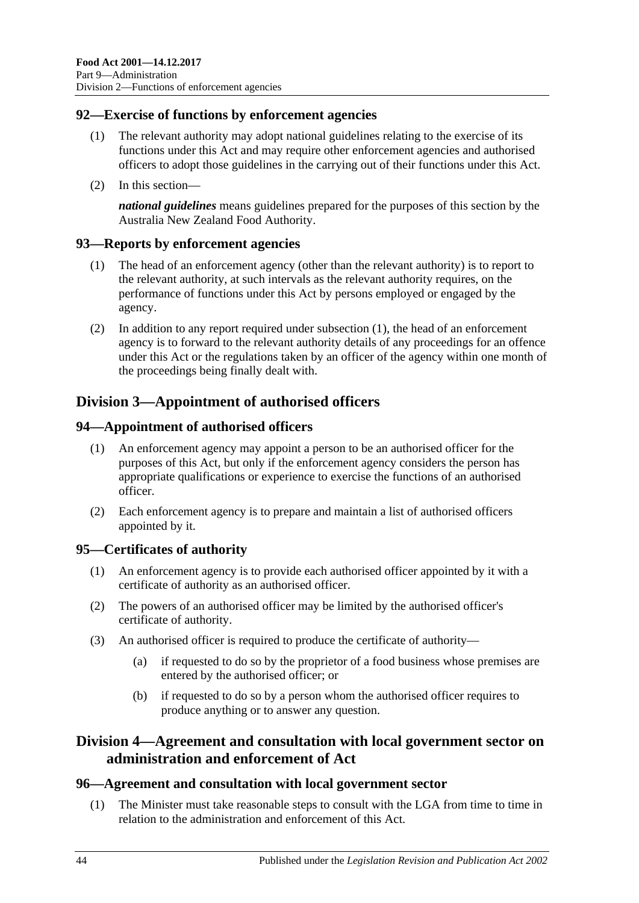## 92—Exercise of functions by enforcement agencies

(1) The relevant authority may adopt national guidelines relating to the exercise of its functions under this Act and may require other enforcement agencies and authorised officers to adopt those guidelines in the carrying out of their functions under this Act.

(2) In this section—

***national guidelines*** means guidelines prepared for the purposes of this section by the Australia New Zealand Food Authority.

## 93—Reports by enforcement agencies

(1) The head of an enforcement agency (other than the relevant authority) is to report to the relevant authority, at such intervals as the relevant authority requires, on the performance of functions under this Act by persons employed or engaged by the agency.

(2) In addition to any report required under subsection (1), the head of an enforcement agency is to forward to the relevant authority details of any proceedings for an offence under this Act or the regulations taken by an officer of the agency within one month of the proceedings being finally dealt with.

# Division 3—Appointment of authorised officers

## 94—Appointment of authorised officers

(1) An enforcement agency may appoint a person to be an authorised officer for the purposes of this Act, but only if the enforcement agency considers the person has appropriate qualifications or experience to exercise the functions of an authorised officer.

(2) Each enforcement agency is to prepare and maintain a list of authorised officers appointed by it.

## 95—Certificates of authority

(1) An enforcement agency is to provide each authorised officer appointed by it with a certificate of authority as an authorised officer.

(2) The powers of an authorised officer may be limited by the authorised officer's certificate of authority.

(3) An authorised officer is required to produce the certificate of authority—

(a) if requested to do so by the proprietor of a food business whose premises are entered by the authorised officer; or

(b) if requested to do so by a person whom the authorised officer requires to produce anything or to answer any question.

# Division 4—Agreement and consultation with local government sector on administration and enforcement of Act

## 96—Agreement and consultation with local government sector

(1) The Minister must take reasonable steps to consult with the LGA from time to time in relation to the administration and enforcement of this Act.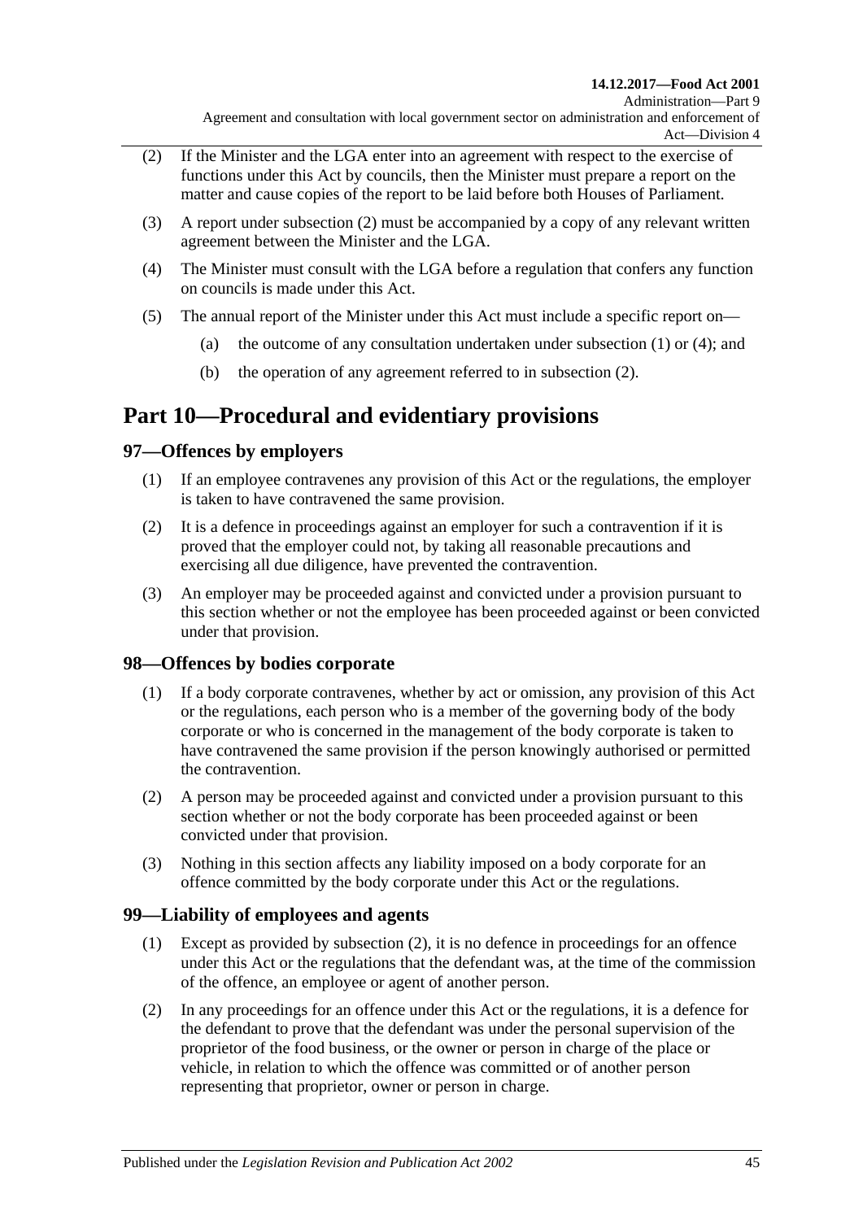(2) If the Minister and the LGA enter into an agreement with respect to the exercise of functions under this Act by councils, then the Minister must prepare a report on the matter and cause copies of the report to be laid before both Houses of Parliament.

(3) A report under subsection (2) must be accompanied by a copy of any relevant written agreement between the Minister and the LGA.

(4) The Minister must consult with the LGA before a regulation that confers any function on councils is made under this Act.

(5) The annual report of the Minister under this Act must include a specific report on—

(a) the outcome of any consultation undertaken under subsection (1) or (4); and

(b) the operation of any agreement referred to in subsection (2).

# Part 10—Procedural and evidentiary provisions

## 97—Offences by employers

(1) If an employee contravenes any provision of this Act or the regulations, the employer is taken to have contravened the same provision.

(2) It is a defence in proceedings against an employer for such a contravention if it is proved that the employer could not, by taking all reasonable precautions and exercising all due diligence, have prevented the contravention.

(3) An employer may be proceeded against and convicted under a provision pursuant to this section whether or not the employee has been proceeded against or been convicted under that provision.

## 98—Offences by bodies corporate

(1) If a body corporate contravenes, whether by act or omission, any provision of this Act or the regulations, each person who is a member of the governing body of the body corporate or who is concerned in the management of the body corporate is taken to have contravened the same provision if the person knowingly authorised or permitted the contravention.

(2) A person may be proceeded against and convicted under a provision pursuant to this section whether or not the body corporate has been proceeded against or been convicted under that provision.

(3) Nothing in this section affects any liability imposed on a body corporate for an offence committed by the body corporate under this Act or the regulations.

## 99—Liability of employees and agents

(1) Except as provided by subsection (2), it is no defence in proceedings for an offence under this Act or the regulations that the defendant was, at the time of the commission of the offence, an employee or agent of another person.

(2) In any proceedings for an offence under this Act or the regulations, it is a defence for the defendant to prove that the defendant was under the personal supervision of the proprietor of the food business, or the owner or person in charge of the place or vehicle, in relation to which the offence was committed or of another person representing that proprietor, owner or person in charge.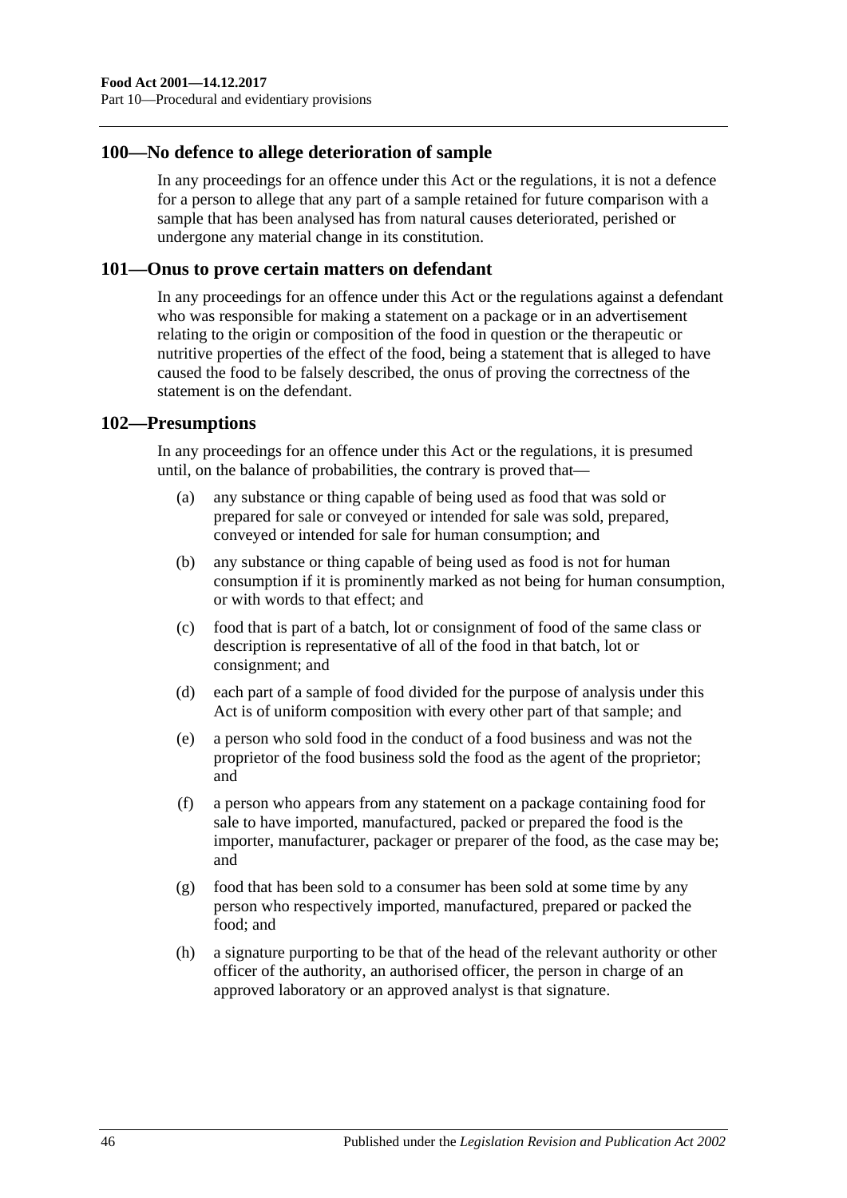## 100—No defence to allege deterioration of sample

In any proceedings for an offence under this Act or the regulations, it is not a defence for a person to allege that any part of a sample retained for future comparison with a sample that has been analysed has from natural causes deteriorated, perished or undergone any material change in its constitution.

## 101—Onus to prove certain matters on defendant

In any proceedings for an offence under this Act or the regulations against a defendant who was responsible for making a statement on a package or in an advertisement relating to the origin or composition of the food in question or the therapeutic or nutritive properties of the effect of the food, being a statement that is alleged to have caused the food to be falsely described, the onus of proving the correctness of the statement is on the defendant.

## 102—Presumptions

In any proceedings for an offence under this Act or the regulations, it is presumed until, on the balance of probabilities, the contrary is proved that—

- (a) any substance or thing capable of being used as food that was sold or prepared for sale or conveyed or intended for sale was sold, prepared, conveyed or intended for sale for human consumption; and
- (b) any substance or thing capable of being used as food is not for human consumption if it is prominently marked as not being for human consumption, or with words to that effect; and
- (c) food that is part of a batch, lot or consignment of food of the same class or description is representative of all of the food in that batch, lot or consignment; and
- (d) each part of a sample of food divided for the purpose of analysis under this Act is of uniform composition with every other part of that sample; and
- (e) a person who sold food in the conduct of a food business and was not the proprietor of the food business sold the food as the agent of the proprietor; and
- (f) a person who appears from any statement on a package containing food for sale to have imported, manufactured, packed or prepared the food is the importer, manufacturer, packager or preparer of the food, as the case may be; and
- (g) food that has been sold to a consumer has been sold at some time by any person who respectively imported, manufactured, prepared or packed the food; and
- (h) a signature purporting to be that of the head of the relevant authority or other officer of the authority, an authorised officer, the person in charge of an approved laboratory or an approved analyst is that signature.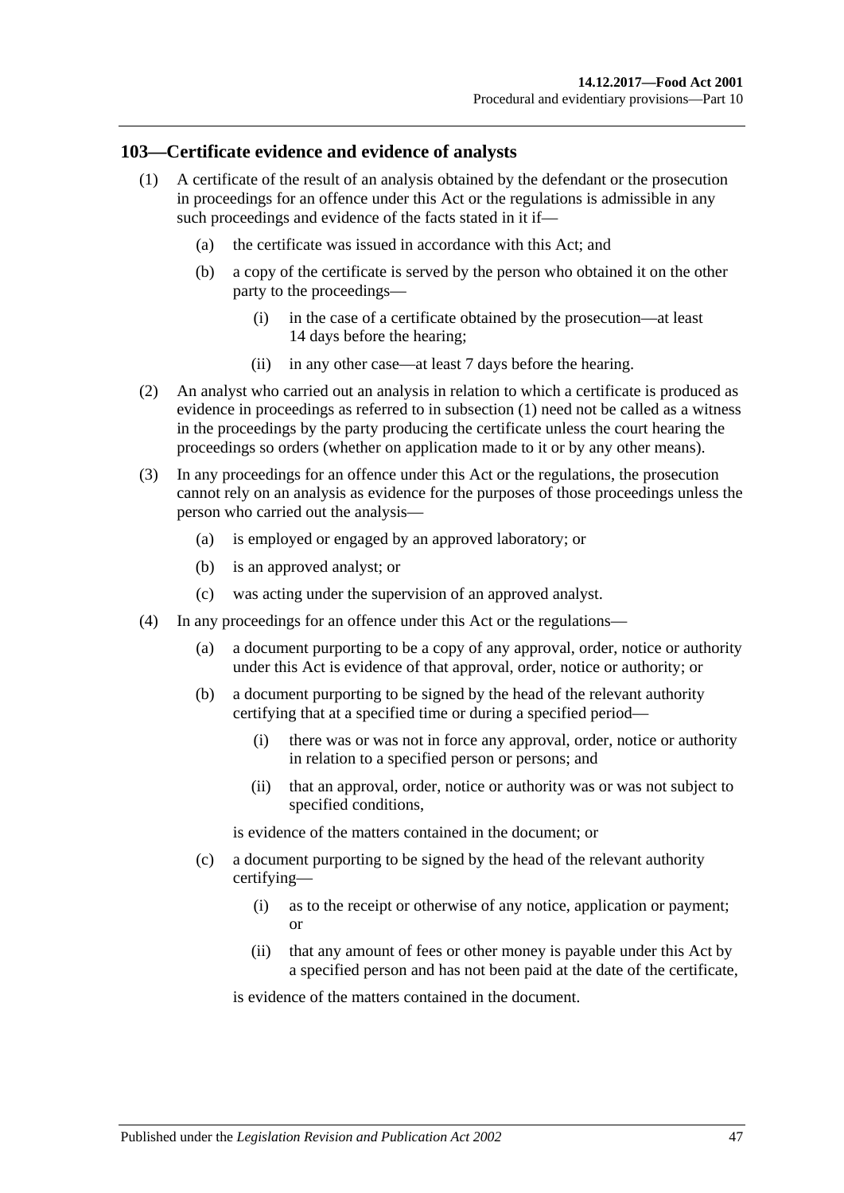## 103—Certificate evidence and evidence of analysts

(1) A certificate of the result of an analysis obtained by the defendant or the prosecution in proceedings for an offence under this Act or the regulations is admissible in any such proceedings and evidence of the facts stated in it if—

(a) the certificate was issued in accordance with this Act; and

(b) a copy of the certificate is served by the person who obtained it on the other party to the proceedings—

(i) in the case of a certificate obtained by the prosecution—at least 14 days before the hearing;

(ii) in any other case—at least 7 days before the hearing.

(2) An analyst who carried out an analysis in relation to which a certificate is produced as evidence in proceedings as referred to in subsection (1) need not be called as a witness in the proceedings by the party producing the certificate unless the court hearing the proceedings so orders (whether on application made to it or by any other means).

(3) In any proceedings for an offence under this Act or the regulations, the prosecution cannot rely on an analysis as evidence for the purposes of those proceedings unless the person who carried out the analysis—

(a) is employed or engaged by an approved laboratory; or

(b) is an approved analyst; or

(c) was acting under the supervision of an approved analyst.

(4) In any proceedings for an offence under this Act or the regulations—

(a) a document purporting to be a copy of any approval, order, notice or authority under this Act is evidence of that approval, order, notice or authority; or

(b) a document purporting to be signed by the head of the relevant authority certifying that at a specified time or during a specified period—

(i) there was or was not in force any approval, order, notice or authority in relation to a specified person or persons; and

(ii) that an approval, order, notice or authority was or was not subject to specified conditions,

is evidence of the matters contained in the document; or

(c) a document purporting to be signed by the head of the relevant authority certifying—

(i) as to the receipt or otherwise of any notice, application or payment; or

(ii) that any amount of fees or other money is payable under this Act by a specified person and has not been paid at the date of the certificate,

is evidence of the matters contained in the document.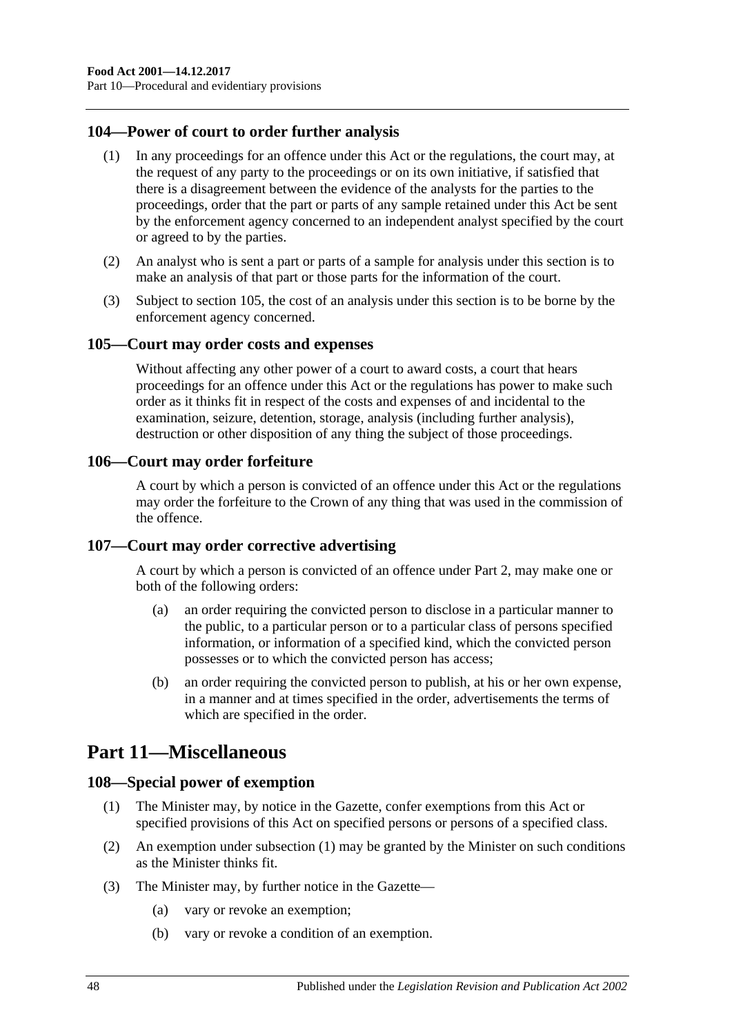## 104—Power of court to order further analysis

(1) In any proceedings for an offence under this Act or the regulations, the court may, at the request of any party to the proceedings or on its own initiative, if satisfied that there is a disagreement between the evidence of the analysts for the parties to the proceedings, order that the part or parts of any sample retained under this Act be sent by the enforcement agency concerned to an independent analyst specified by the court or agreed to by the parties.

(2) An analyst who is sent a part or parts of a sample for analysis under this section is to make an analysis of that part or those parts for the information of the court.

(3) Subject to section 105, the cost of an analysis under this section is to be borne by the enforcement agency concerned.

## 105—Court may order costs and expenses

Without affecting any other power of a court to award costs, a court that hears proceedings for an offence under this Act or the regulations has power to make such order as it thinks fit in respect of the costs and expenses of and incidental to the examination, seizure, detention, storage, analysis (including further analysis), destruction or other disposition of any thing the subject of those proceedings.

## 106—Court may order forfeiture

A court by which a person is convicted of an offence under this Act or the regulations may order the forfeiture to the Crown of any thing that was used in the commission of the offence.

## 107—Court may order corrective advertising

A court by which a person is convicted of an offence under Part 2, may make one or both of the following orders:

(a) an order requiring the convicted person to disclose in a particular manner to the public, to a particular person or to a particular class of persons specified information, or information of a specified kind, which the convicted person possesses or to which the convicted person has access;

(b) an order requiring the convicted person to publish, at his or her own expense, in a manner and at times specified in the order, advertisements the terms of which are specified in the order.

# Part 11—Miscellaneous

## 108—Special power of exemption

(1) The Minister may, by notice in the Gazette, confer exemptions from this Act or specified provisions of this Act on specified persons or persons of a specified class.

(2) An exemption under subsection (1) may be granted by the Minister on such conditions as the Minister thinks fit.

(3) The Minister may, by further notice in the Gazette—

(a) vary or revoke an exemption;

(b) vary or revoke a condition of an exemption.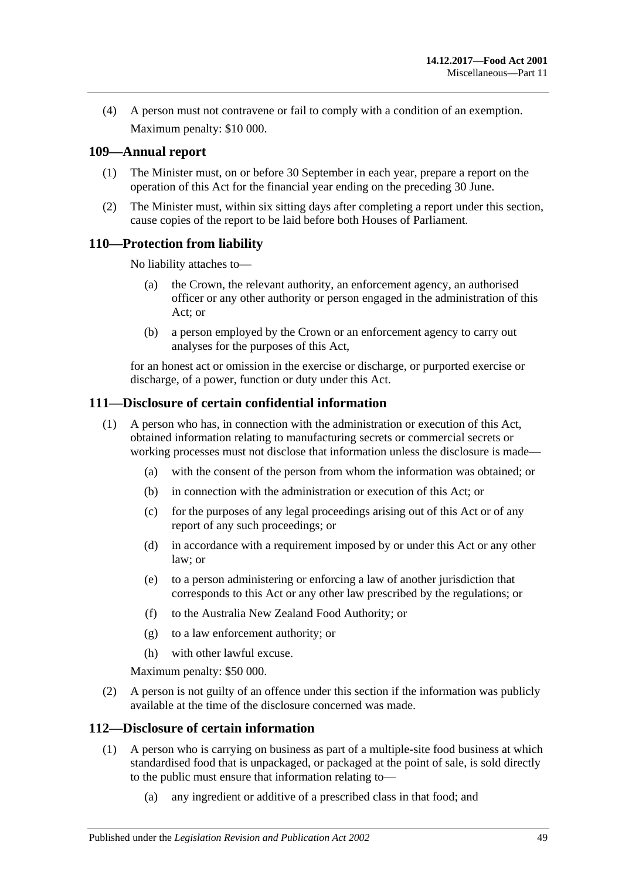(4) A person must not contravene or fail to comply with a condition of an exemption.

Maximum penalty: $10 000.

## 109—Annual report

(1) The Minister must, on or before 30 September in each year, prepare a report on the operation of this Act for the financial year ending on the preceding 30 June.

(2) The Minister must, within six sitting days after completing a report under this section, cause copies of the report to be laid before both Houses of Parliament.

## 110—Protection from liability

No liability attaches to—

(a) the Crown, the relevant authority, an enforcement agency, an authorised officer or any other authority or person engaged in the administration of this Act; or

(b) a person employed by the Crown or an enforcement agency to carry out analyses for the purposes of this Act,

for an honest act or omission in the exercise or discharge, or purported exercise or discharge, of a power, function or duty under this Act.

## 111—Disclosure of certain confidential information

(1) A person who has, in connection with the administration or execution of this Act, obtained information relating to manufacturing secrets or commercial secrets or working processes must not disclose that information unless the disclosure is made—

(a) with the consent of the person from whom the information was obtained; or

(b) in connection with the administration or execution of this Act; or

(c) for the purposes of any legal proceedings arising out of this Act or of any report of any such proceedings; or

(d) in accordance with a requirement imposed by or under this Act or any other law; or

(e) to a person administering or enforcing a law of another jurisdiction that corresponds to this Act or any other law prescribed by the regulations; or

(f) to the Australia New Zealand Food Authority; or

(g) to a law enforcement authority; or

(h) with other lawful excuse.

Maximum penalty: $50 000.

(2) A person is not guilty of an offence under this section if the information was publicly available at the time of the disclosure concerned was made.

## 112—Disclosure of certain information

(1) A person who is carrying on business as part of a multiple-site food business at which standardised food that is unpackaged, or packaged at the point of sale, is sold directly to the public must ensure that information relating to—

(a) any ingredient or additive of a prescribed class in that food; and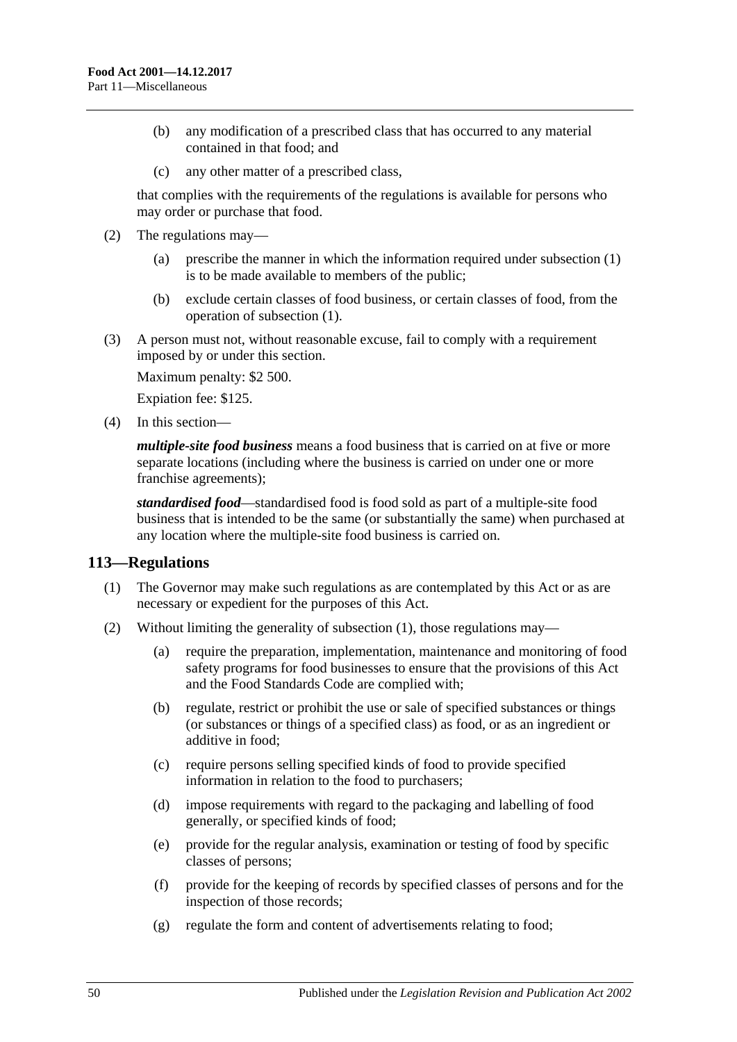(b) any modification of a prescribed class that has occurred to any material contained in that food; and

(c) any other matter of a prescribed class,

that complies with the requirements of the regulations is available for persons who may order or purchase that food.

(2) The regulations may—

(a) prescribe the manner in which the information required under subsection (1) is to be made available to members of the public;

(b) exclude certain classes of food business, or certain classes of food, from the operation of subsection (1).

(3) A person must not, without reasonable excuse, fail to comply with a requirement imposed by or under this section.

Maximum penalty: $2 500.

Expiation fee: $125.

(4) In this section—

***multiple-site food business*** means a food business that is carried on at five or more separate locations (including where the business is carried on under one or more franchise agreements);

***standardised food***—standardised food is food sold as part of a multiple-site food business that is intended to be the same (or substantially the same) when purchased at any location where the multiple-site food business is carried on.

## 113—Regulations

(1) The Governor may make such regulations as are contemplated by this Act or as are necessary or expedient for the purposes of this Act.

(2) Without limiting the generality of subsection (1), those regulations may—

(a) require the preparation, implementation, maintenance and monitoring of food safety programs for food businesses to ensure that the provisions of this Act and the Food Standards Code are complied with;

(b) regulate, restrict or prohibit the use or sale of specified substances or things (or substances or things of a specified class) as food, or as an ingredient or additive in food;

(c) require persons selling specified kinds of food to provide specified information in relation to the food to purchasers;

(d) impose requirements with regard to the packaging and labelling of food generally, or specified kinds of food;

(e) provide for the regular analysis, examination or testing of food by specific classes of persons;

(f) provide for the keeping of records by specified classes of persons and for the inspection of those records;

(g) regulate the form and content of advertisements relating to food;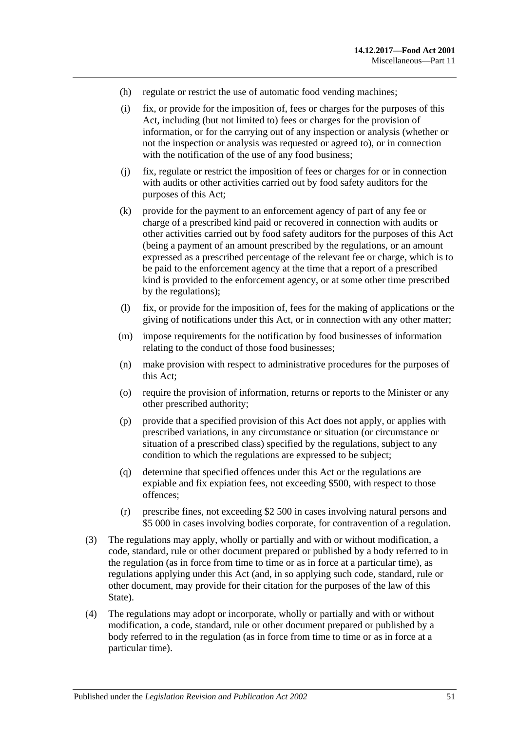(h) regulate or restrict the use of automatic food vending machines;

(i) fix, or provide for the imposition of, fees or charges for the purposes of this Act, including (but not limited to) fees or charges for the provision of information, or for the carrying out of any inspection or analysis (whether or not the inspection or analysis was requested or agreed to), or in connection with the notification of the use of any food business;

(j) fix, regulate or restrict the imposition of fees or charges for or in connection with audits or other activities carried out by food safety auditors for the purposes of this Act;

(k) provide for the payment to an enforcement agency of part of any fee or charge of a prescribed kind paid or recovered in connection with audits or other activities carried out by food safety auditors for the purposes of this Act (being a payment of an amount prescribed by the regulations, or an amount expressed as a prescribed percentage of the relevant fee or charge, which is to be paid to the enforcement agency at the time that a report of a prescribed kind is provided to the enforcement agency, or at some other time prescribed by the regulations);

(l) fix, or provide for the imposition of, fees for the making of applications or the giving of notifications under this Act, or in connection with any other matter;

(m) impose requirements for the notification by food businesses of information relating to the conduct of those food businesses;

(n) make provision with respect to administrative procedures for the purposes of this Act;

(o) require the provision of information, returns or reports to the Minister or any other prescribed authority;

(p) provide that a specified provision of this Act does not apply, or applies with prescribed variations, in any circumstance or situation (or circumstance or situation of a prescribed class) specified by the regulations, subject to any condition to which the regulations are expressed to be subject;

(q) determine that specified offences under this Act or the regulations are expiable and fix expiation fees, not exceeding $500, with respect to those offences;

(r) prescribe fines, not exceeding $2 500 in cases involving natural persons and $5 000 in cases involving bodies corporate, for contravention of a regulation.

(3) The regulations may apply, wholly or partially and with or without modification, a code, standard, rule or other document prepared or published by a body referred to in the regulation (as in force from time to time or as in force at a particular time), as regulations applying under this Act (and, in so applying such code, standard, rule or other document, may provide for their citation for the purposes of the law of this State).

(4) The regulations may adopt or incorporate, wholly or partially and with or without modification, a code, standard, rule or other document prepared or published by a body referred to in the regulation (as in force from time to time or as in force at a particular time).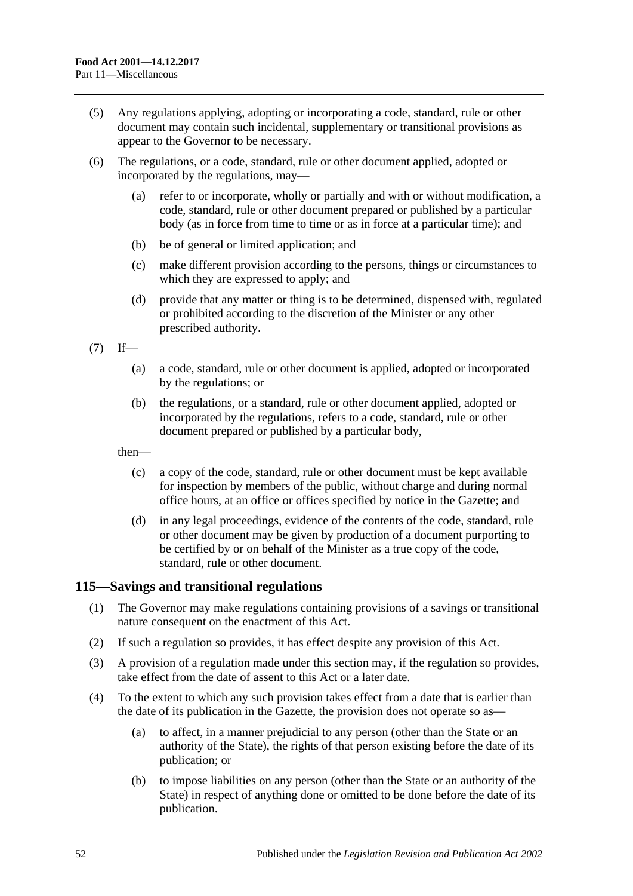(5) Any regulations applying, adopting or incorporating a code, standard, rule or other document may contain such incidental, supplementary or transitional provisions as appear to the Governor to be necessary.

(6) The regulations, or a code, standard, rule or other document applied, adopted or incorporated by the regulations, may—

(a) refer to or incorporate, wholly or partially and with or without modification, a code, standard, rule or other document prepared or published by a particular body (as in force from time to time or as in force at a particular time); and

(b) be of general or limited application; and

(c) make different provision according to the persons, things or circumstances to which they are expressed to apply; and

(d) provide that any matter or thing is to be determined, dispensed with, regulated or prohibited according to the discretion of the Minister or any other prescribed authority.

(7) If—

(a) a code, standard, rule or other document is applied, adopted or incorporated by the regulations; or

(b) the regulations, or a standard, rule or other document applied, adopted or incorporated by the regulations, refers to a code, standard, rule or other document prepared or published by a particular body,

then—

(c) a copy of the code, standard, rule or other document must be kept available for inspection by members of the public, without charge and during normal office hours, at an office or offices specified by notice in the Gazette; and

(d) in any legal proceedings, evidence of the contents of the code, standard, rule or other document may be given by production of a document purporting to be certified by or on behalf of the Minister as a true copy of the code, standard, rule or other document.

## 115—Savings and transitional regulations

(1) The Governor may make regulations containing provisions of a savings or transitional nature consequent on the enactment of this Act.

(2) If such a regulation so provides, it has effect despite any provision of this Act.

(3) A provision of a regulation made under this section may, if the regulation so provides, take effect from the date of assent to this Act or a later date.

(4) To the extent to which any such provision takes effect from a date that is earlier than the date of its publication in the Gazette, the provision does not operate so as—

(a) to affect, in a manner prejudicial to any person (other than the State or an authority of the State), the rights of that person existing before the date of its publication; or

(b) to impose liabilities on any person (other than the State or an authority of the State) in respect of anything done or omitted to be done before the date of its publication.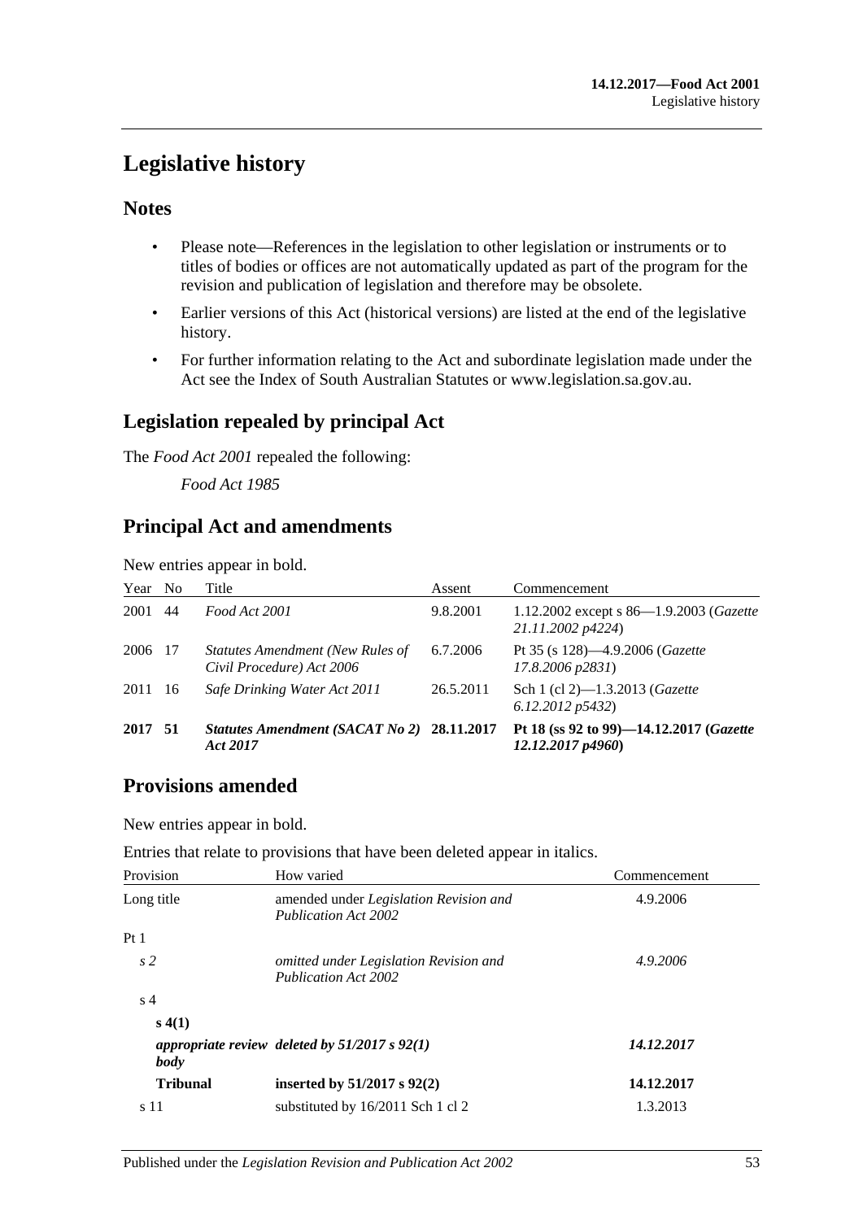# Legislative history

## Notes

- Please note—References in the legislation to other legislation or instruments or to titles of bodies or offices are not automatically updated as part of the program for the revision and publication of legislation and therefore may be obsolete.
- Earlier versions of this Act (historical versions) are listed at the end of the legislative history.
- For further information relating to the Act and subordinate legislation made under the Act see the Index of South Australian Statutes or www.legislation.sa.gov.au.

## Legislation repealed by principal Act

The *Food Act 2001* repealed the following:

*Food Act 1985*

## Principal Act and amendments

New entries appear in bold.

| Year | No | Title | Assent | Commencement |
|---|---|---|---|---|
| 2001 | 44 | *Food Act 2001* | 9.8.2001 | 1.12.2002 except s 86—1.9.2003 (*Gazette 21.11.2002 p4224*) |
| 2006 | 17 | *Statutes Amendment (New Rules of Civil Procedure) Act 2006* | 6.7.2006 | Pt 35 (s 128)—4.9.2006 (*Gazette 17.8.2006 p2831*) |
| 2011 | 16 | *Safe Drinking Water Act 2011* | 26.5.2011 | Sch 1 (cl 2)—1.3.2013 (*Gazette 6.12.2012 p5432*) |
| **2017** | **51** | ***Statutes Amendment (SACAT No 2) Act 2017*** | **28.11.2017** | **Pt 18 (ss 92 to 99)—14.12.2017 (*Gazette 12.12.2017 p4960*)** |

## Provisions amended

New entries appear in bold.

Entries that relate to provisions that have been deleted appear in italics.

| Provision | How varied | Commencement |
|---|---|---|
| Long title | amended under *Legislation Revision and Publication Act 2002* | 4.9.2006 |
| Pt 1 | | |
| *s 2* | *omitted under Legislation Revision and Publication Act 2002* | *4.9.2006* |
| s 4 | | |
| **s 4(1)** | | |
| ***appropriate review body*** | ***deleted by 51/2017 s 92(1)*** | ***14.12.2017*** |
| **Tribunal** | **inserted by 51/2017 s 92(2)** | **14.12.2017** |
| s 11 | substituted by 16/2011 Sch 1 cl 2 | 1.3.2013 |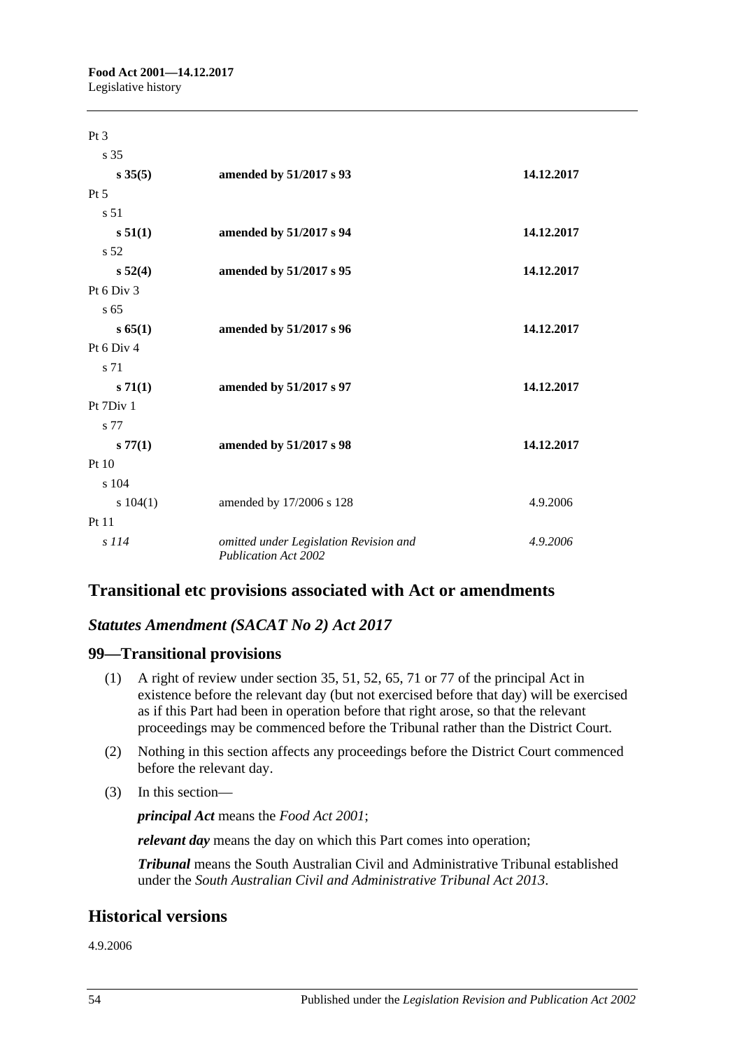| | | |
|---|---|---|
| Pt 3 | | |
| s 35 | | |
| **s 35(5)** | **amended by 51/2017 s 93** | **14.12.2017** |
| Pt 5 | | |
| s 51 | | |
| **s 51(1)** | **amended by 51/2017 s 94** | **14.12.2017** |
| s 52 | | |
| **s 52(4)** | **amended by 51/2017 s 95** | **14.12.2017** |
| Pt 6 Div 3 | | |
| s 65 | | |
| **s 65(1)** | **amended by 51/2017 s 96** | **14.12.2017** |
| Pt 6 Div 4 | | |
| s 71 | | |
| **s 71(1)** | **amended by 51/2017 s 97** | **14.12.2017** |
| Pt 7Div 1 | | |
| s 77 | | |
| **s 77(1)** | **amended by 51/2017 s 98** | **14.12.2017** |
| Pt 10 | | |
| s 104 | | |
| s 104(1) | amended by 17/2006 s 128 | 4.9.2006 |
| Pt 11 | | |
| *s 114* | *omitted under Legislation Revision and Publication Act 2002* | *4.9.2006* |

## Transitional etc provisions associated with Act or amendments

### *Statutes Amendment (SACAT No 2) Act 2017*

### 99—Transitional provisions

(1) A right of review under section 35, 51, 52, 65, 71 or 77 of the principal Act in existence before the relevant day (but not exercised before that day) will be exercised as if this Part had been in operation before that right arose, so that the relevant proceedings may be commenced before the Tribunal rather than the District Court.

(2) Nothing in this section affects any proceedings before the District Court commenced before the relevant day.

(3) In this section—

***principal Act*** means the *Food Act 2001*;

***relevant day*** means the day on which this Part comes into operation;

***Tribunal*** means the South Australian Civil and Administrative Tribunal established under the *South Australian Civil and Administrative Tribunal Act 2013*.

## Historical versions

4.9.2006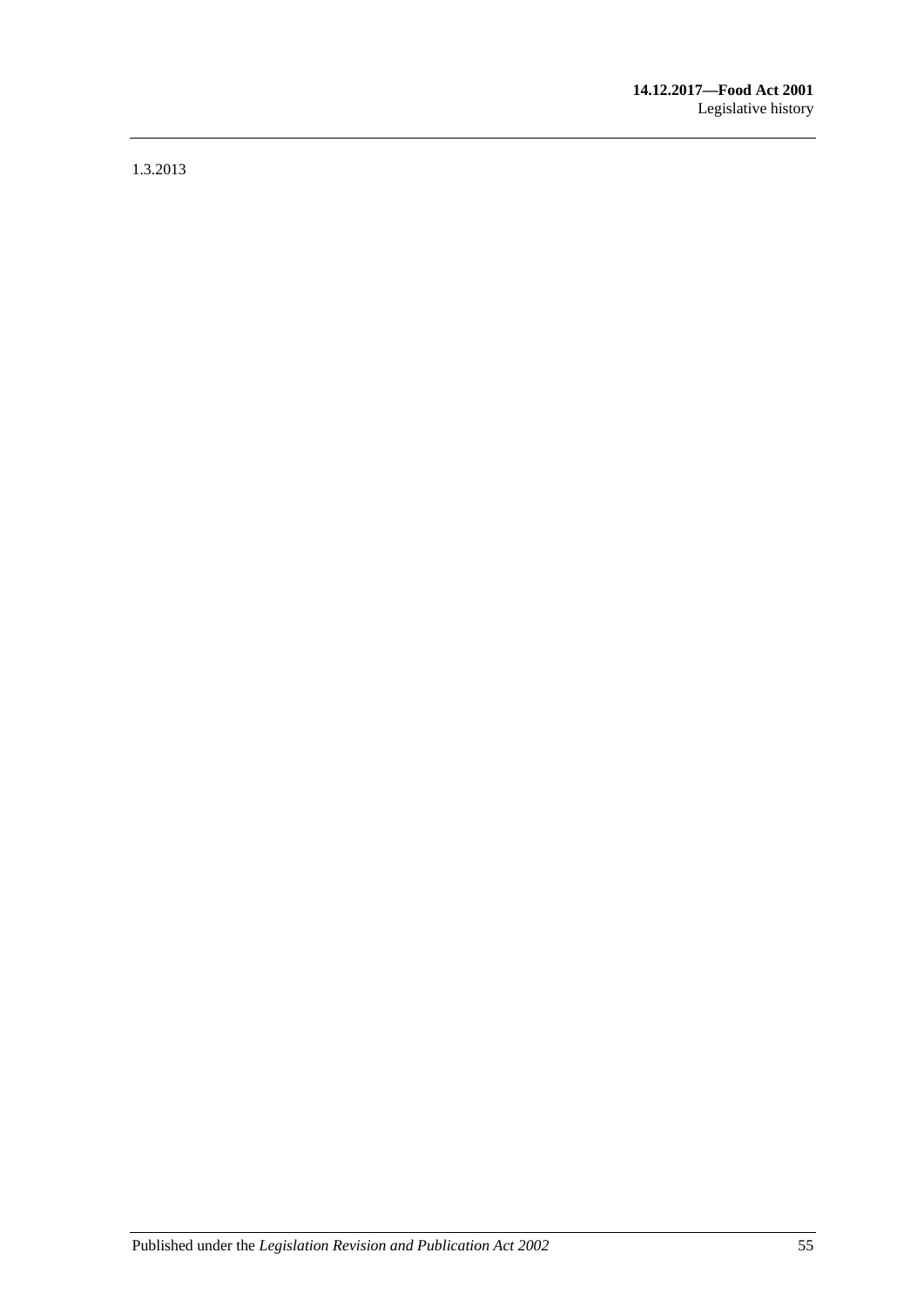1.3.2013